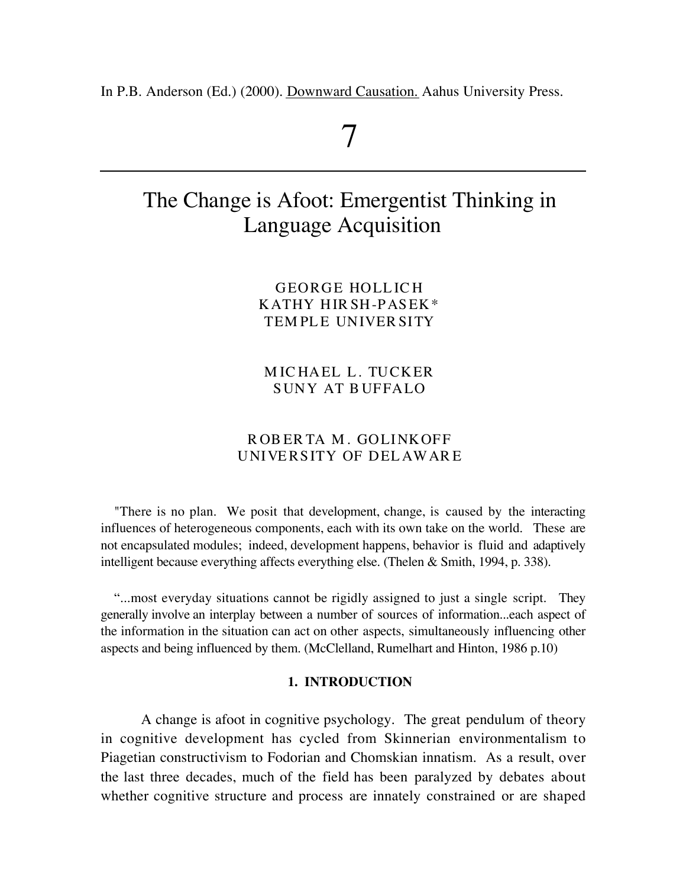In P.B. Anderson (Ed.) (2000). Downward Causation. Aahus University Press.

# 7

# The Change is Afoot: Emergentist Thinking in Language Acquisition

GEORGE HOLLICH
KATHY HIRSH-PASEK*
TEMPLE UNIVERSITY

MICHAEL L. TUCKER
SUNY AT BUFFALO

ROBERTA M. GOLINKOFF
UNIVERSITY OF DELAWARE

"There is no plan. We posit that development, change, is caused by the interacting influences of heterogeneous components, each with its own take on the world. These are not encapsulated modules; indeed, development happens, behavior is fluid and adaptively intelligent because everything affects everything else. (Thelen & Smith, 1994, p. 338).

"...most everyday situations cannot be rigidly assigned to just a single script. They generally involve an interplay between a number of sources of information...each aspect of the information in the situation can act on other aspects, simultaneously influencing other aspects and being influenced by them. (McClelland, Rumelhart and Hinton, 1986 p.10)

## 1. INTRODUCTION

A change is afoot in cognitive psychology. The great pendulum of theory in cognitive development has cycled from Skinnerian environmentalism to Piagetian constructivism to Fodorian and Chomskian innatism. As a result, over the last three decades, much of the field has been paralyzed by debates about whether cognitive structure and process are innately constrained or are shaped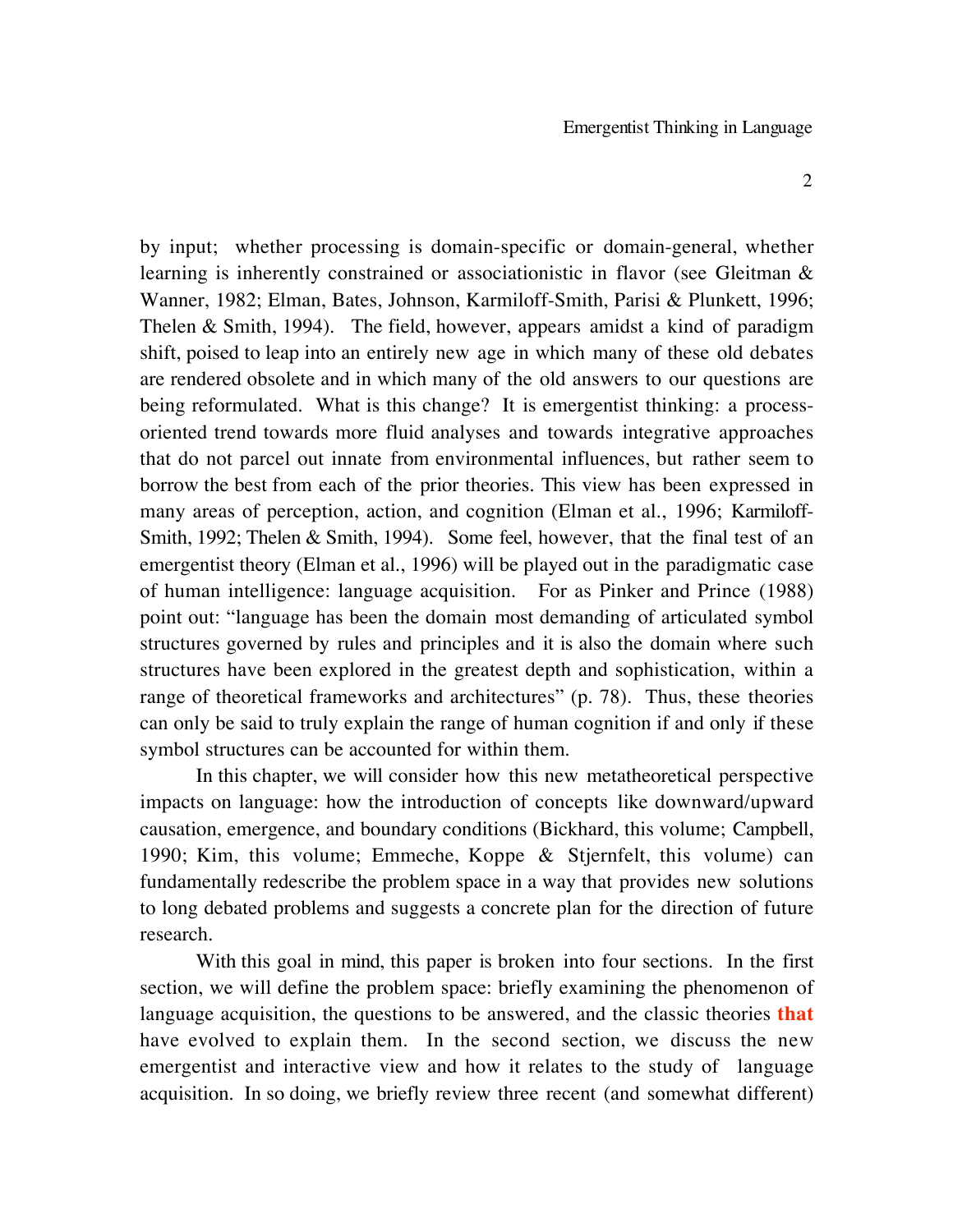by input; whether processing is domain-specific or domain-general, whether learning is inherently constrained or associationistic in flavor (see Gleitman & Wanner, 1982; Elman, Bates, Johnson, Karmiloff-Smith, Parisi & Plunkett, 1996; Thelen & Smith, 1994). The field, however, appears amidst a kind of paradigm shift, poised to leap into an entirely new age in which many of these old debates are rendered obsolete and in which many of the old answers to our questions are being reformulated. What is this change? It is emergentist thinking: a process-oriented trend towards more fluid analyses and towards integrative approaches that do not parcel out innate from environmental influences, but rather seem to borrow the best from each of the prior theories. This view has been expressed in many areas of perception, action, and cognition (Elman et al., 1996; Karmiloff-Smith, 1992; Thelen & Smith, 1994). Some feel, however, that the final test of an emergentist theory (Elman et al., 1996) will be played out in the paradigmatic case of human intelligence: language acquisition. For as Pinker and Prince (1988) point out: "language has been the domain most demanding of articulated symbol structures governed by rules and principles and it is also the domain where such structures have been explored in the greatest depth and sophistication, within a range of theoretical frameworks and architectures" (p. 78). Thus, these theories can only be said to truly explain the range of human cognition if and only if these symbol structures can be accounted for within them.

In this chapter, we will consider how this new metatheoretical perspective impacts on language: how the introduction of concepts like downward/upward causation, emergence, and boundary conditions (Bickhard, this volume; Campbell, 1990; Kim, this volume; Emmeche, Koppe & Stjernfelt, this volume) can fundamentally redescribe the problem space in a way that provides new solutions to long debated problems and suggests a concrete plan for the direction of future research.

With this goal in mind, this paper is broken into four sections. In the first section, we will define the problem space: briefly examining the phenomenon of language acquisition, the questions to be answered, and the classic theories **that** have evolved to explain them. In the second section, we discuss the new emergentist and interactive view and how it relates to the study of language acquisition. In so doing, we briefly review three recent (and somewhat different)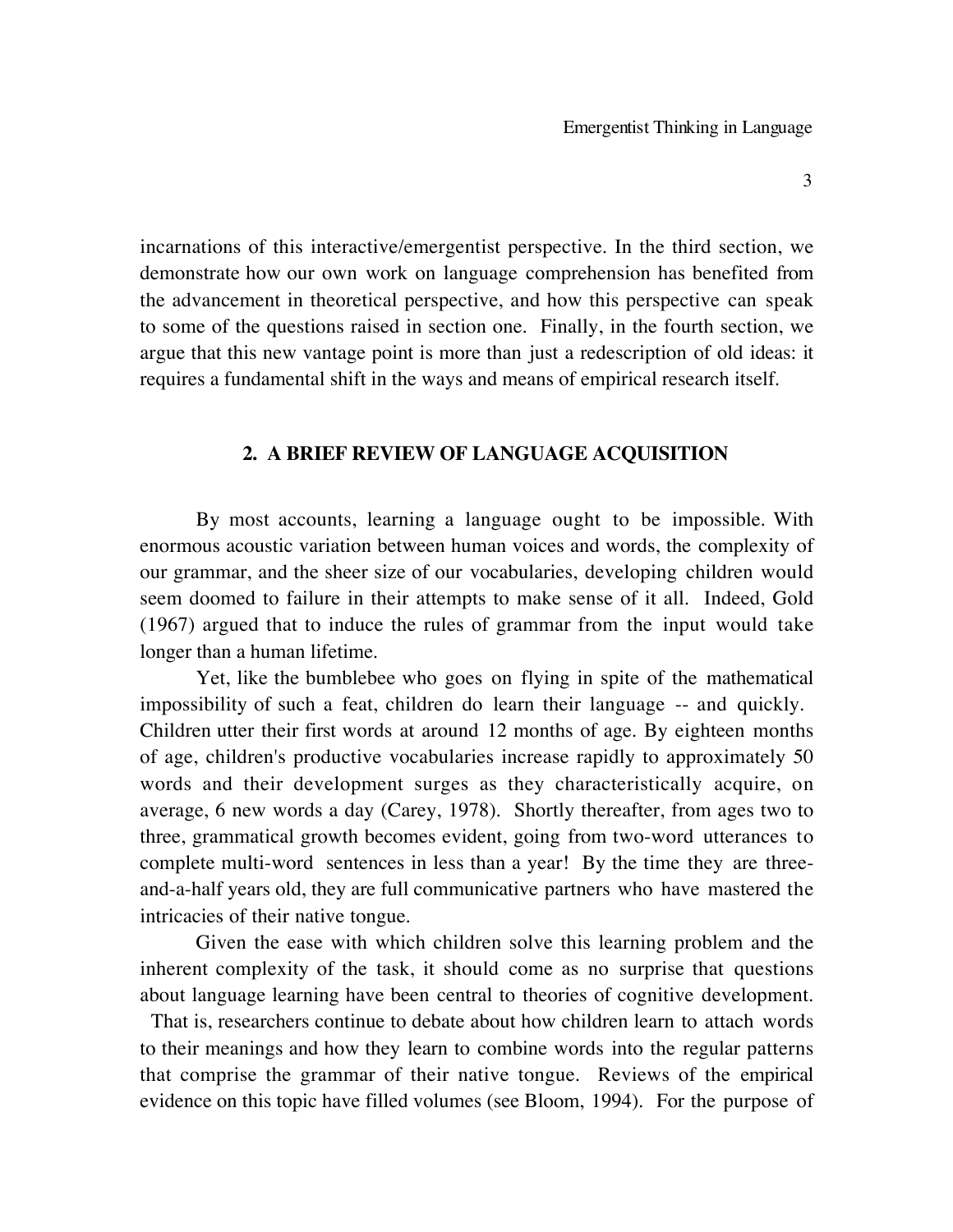incarnations of this interactive/emergentist perspective. In the third section, we demonstrate how our own work on language comprehension has benefited from the advancement in theoretical perspective, and how this perspective can speak to some of the questions raised in section one. Finally, in the fourth section, we argue that this new vantage point is more than just a redescription of old ideas: it requires a fundamental shift in the ways and means of empirical research itself.

## 2. A BRIEF REVIEW OF LANGUAGE ACQUISITION

By most accounts, learning a language ought to be impossible. With enormous acoustic variation between human voices and words, the complexity of our grammar, and the sheer size of our vocabularies, developing children would seem doomed to failure in their attempts to make sense of it all. Indeed, Gold (1967) argued that to induce the rules of grammar from the input would take longer than a human lifetime.

Yet, like the bumblebee who goes on flying in spite of the mathematical impossibility of such a feat, children do learn their language -- and quickly. Children utter their first words at around 12 months of age. By eighteen months of age, children's productive vocabularies increase rapidly to approximately 50 words and their development surges as they characteristically acquire, on average, 6 new words a day (Carey, 1978). Shortly thereafter, from ages two to three, grammatical growth becomes evident, going from two-word utterances to complete multi-word sentences in less than a year! By the time they are three-and-a-half years old, they are full communicative partners who have mastered the intricacies of their native tongue.

Given the ease with which children solve this learning problem and the inherent complexity of the task, it should come as no surprise that questions about language learning have been central to theories of cognitive development. That is, researchers continue to debate about how children learn to attach words to their meanings and how they learn to combine words into the regular patterns that comprise the grammar of their native tongue. Reviews of the empirical evidence on this topic have filled volumes (see Bloom, 1994). For the purpose of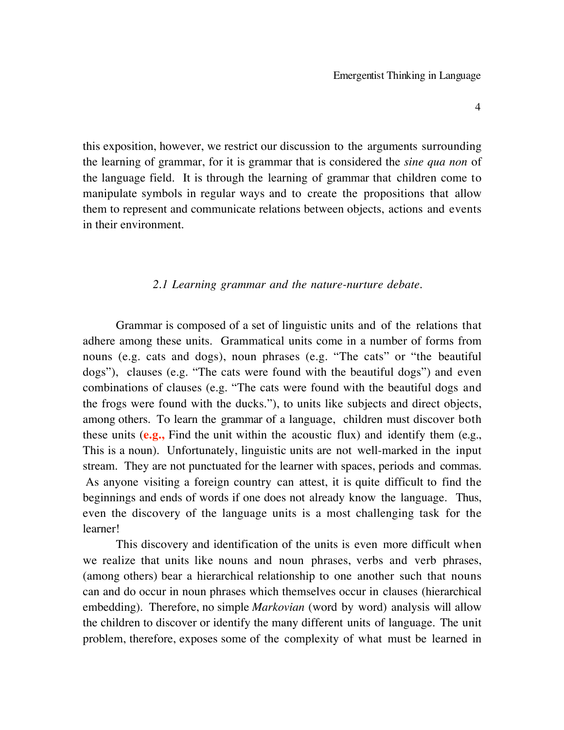this exposition, however, we restrict our discussion to the arguments surrounding the learning of grammar, for it is grammar that is considered the *sine qua non* of the language field. It is through the learning of grammar that children come to manipulate symbols in regular ways and to create the propositions that allow them to represent and communicate relations between objects, actions and events in their environment.

### *2.1 Learning grammar and the nature-nurture debate.*

Grammar is composed of a set of linguistic units and of the relations that adhere among these units. Grammatical units come in a number of forms from nouns (e.g. cats and dogs), noun phrases (e.g. "The cats" or "the beautiful dogs"), clauses (e.g. "The cats were found with the beautiful dogs") and even combinations of clauses (e.g. "The cats were found with the beautiful dogs and the frogs were found with the ducks."), to units like subjects and direct objects, among others. To learn the grammar of a language, children must discover both these units (**e.g.,** Find the unit within the acoustic flux) and identify them (e.g., This is a noun). Unfortunately, linguistic units are not well-marked in the input stream. They are not punctuated for the learner with spaces, periods and commas. As anyone visiting a foreign country can attest, it is quite difficult to find the beginnings and ends of words if one does not already know the language. Thus, even the discovery of the language units is a most challenging task for the learner!

This discovery and identification of the units is even more difficult when we realize that units like nouns and noun phrases, verbs and verb phrases, (among others) bear a hierarchical relationship to one another such that nouns can and do occur in noun phrases which themselves occur in clauses (hierarchical embedding). Therefore, no simple *Markovian* (word by word) analysis will allow the children to discover or identify the many different units of language. The unit problem, therefore, exposes some of the complexity of what must be learned in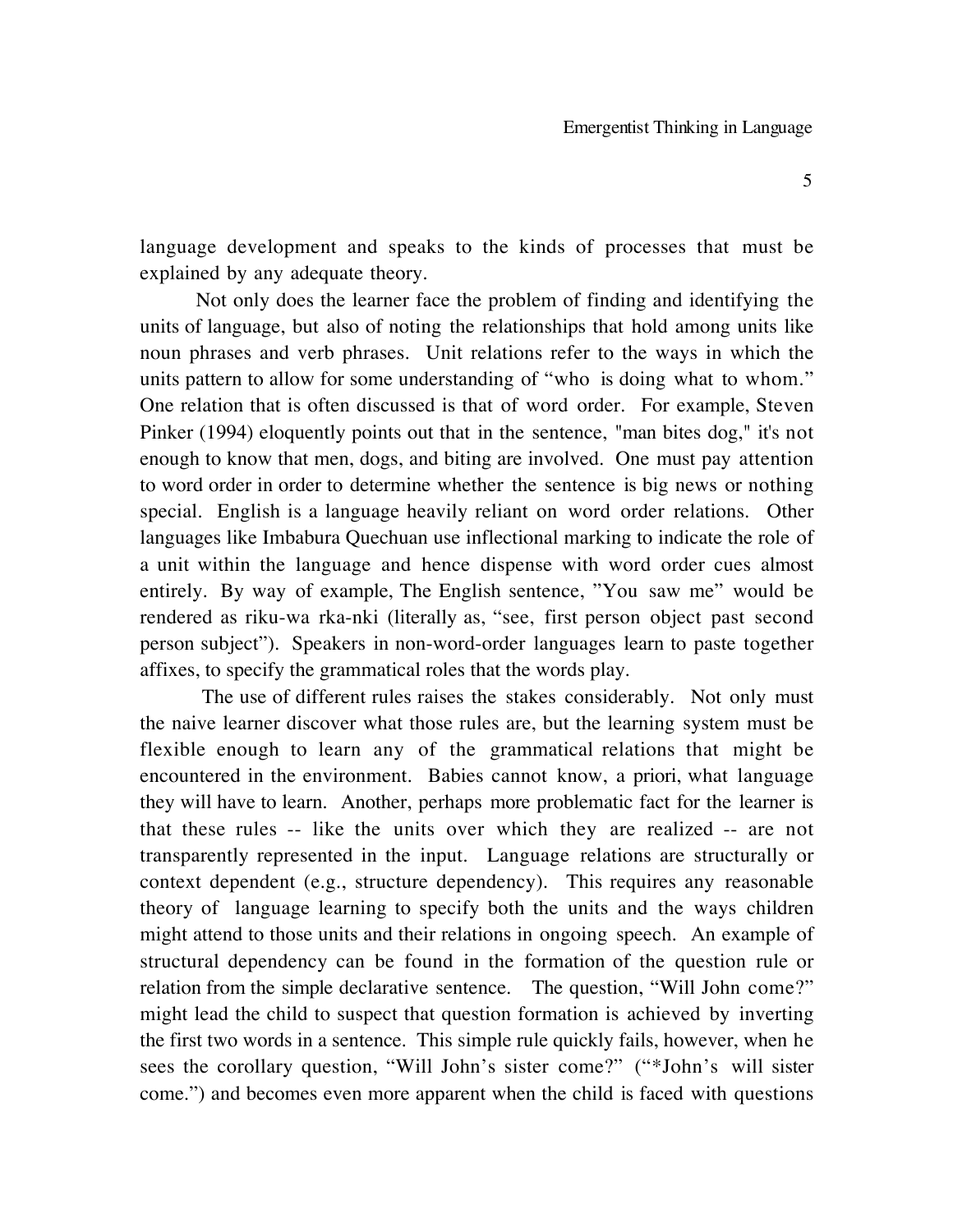language development and speaks to the kinds of processes that must be explained by any adequate theory.

Not only does the learner face the problem of finding and identifying the units of language, but also of noting the relationships that hold among units like noun phrases and verb phrases. Unit relations refer to the ways in which the units pattern to allow for some understanding of "who is doing what to whom." One relation that is often discussed is that of word order. For example, Steven Pinker (1994) eloquently points out that in the sentence, "man bites dog," it's not enough to know that men, dogs, and biting are involved. One must pay attention to word order in order to determine whether the sentence is big news or nothing special. English is a language heavily reliant on word order relations. Other languages like Imbabura Quechuan use inflectional marking to indicate the role of a unit within the language and hence dispense with word order cues almost entirely. By way of example, The English sentence, "You saw me" would be rendered as riku-wa rka-nki (literally as, "see, first person object past second person subject"). Speakers in non-word-order languages learn to paste together affixes, to specify the grammatical roles that the words play.

The use of different rules raises the stakes considerably. Not only must the naive learner discover what those rules are, but the learning system must be flexible enough to learn any of the grammatical relations that might be encountered in the environment. Babies cannot know, a priori, what language they will have to learn. Another, perhaps more problematic fact for the learner is that these rules -- like the units over which they are realized -- are not transparently represented in the input. Language relations are structurally or context dependent (e.g., structure dependency). This requires any reasonable theory of language learning to specify both the units and the ways children might attend to those units and their relations in ongoing speech. An example of structural dependency can be found in the formation of the question rule or relation from the simple declarative sentence. The question, "Will John come?" might lead the child to suspect that question formation is achieved by inverting the first two words in a sentence. This simple rule quickly fails, however, when he sees the corollary question, "Will John's sister come?" ("*John's will sister come.") and becomes even more apparent when the child is faced with questions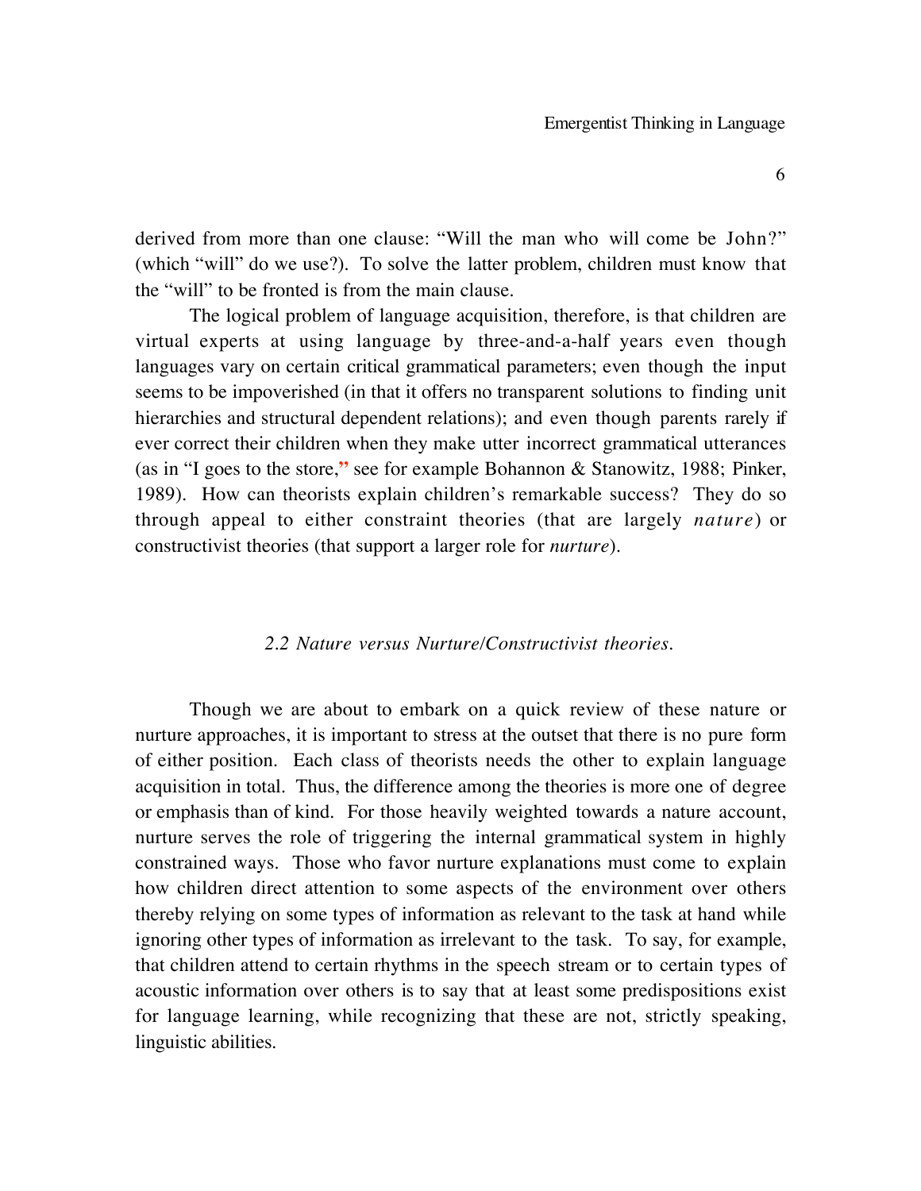derived from more than one clause: "Will the man who will come be John?" (which "will" do we use?). To solve the latter problem, children must know that the "will" to be fronted is from the main clause.

The logical problem of language acquisition, therefore, is that children are virtual experts at using language by three-and-a-half years even though languages vary on certain critical grammatical parameters; even though the input seems to be impoverished (in that it offers no transparent solutions to finding unit hierarchies and structural dependent relations); and even though parents rarely if ever correct their children when they make utter incorrect grammatical utterances (as in "I goes to the store," see for example Bohannon & Stanowitz, 1988; Pinker, 1989). How can theorists explain children's remarkable success? They do so through appeal to either constraint theories (that are largely *nature*) or constructivist theories (that support a larger role for *nurture*).

### *2.2 Nature versus Nurture/Constructivist theories.*

Though we are about to embark on a quick review of these nature or nurture approaches, it is important to stress at the outset that there is no pure form of either position. Each class of theorists needs the other to explain language acquisition in total. Thus, the difference among the theories is more one of degree or emphasis than of kind. For those heavily weighted towards a nature account, nurture serves the role of triggering the internal grammatical system in highly constrained ways. Those who favor nurture explanations must come to explain how children direct attention to some aspects of the environment over others thereby relying on some types of information as relevant to the task at hand while ignoring other types of information as irrelevant to the task. To say, for example, that children attend to certain rhythms in the speech stream or to certain types of acoustic information over others is to say that at least some predispositions exist for language learning, while recognizing that these are not, strictly speaking, linguistic abilities.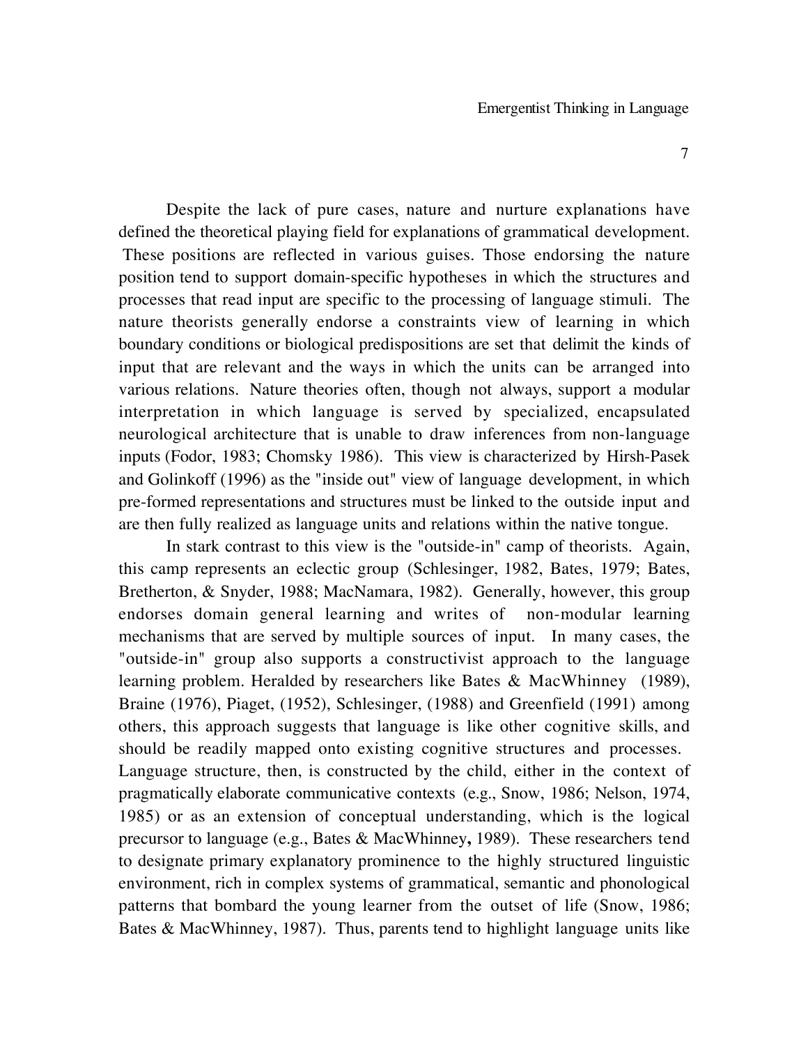Despite the lack of pure cases, nature and nurture explanations have defined the theoretical playing field for explanations of grammatical development. These positions are reflected in various guises. Those endorsing the nature position tend to support domain-specific hypotheses in which the structures and processes that read input are specific to the processing of language stimuli. The nature theorists generally endorse a constraints view of learning in which boundary conditions or biological predispositions are set that delimit the kinds of input that are relevant and the ways in which the units can be arranged into various relations. Nature theories often, though not always, support a modular interpretation in which language is served by specialized, encapsulated neurological architecture that is unable to draw inferences from non-language inputs (Fodor, 1983; Chomsky 1986). This view is characterized by Hirsh-Pasek and Golinkoff (1996) as the "inside out" view of language development, in which pre-formed representations and structures must be linked to the outside input and are then fully realized as language units and relations within the native tongue.

In stark contrast to this view is the "outside-in" camp of theorists. Again, this camp represents an eclectic group (Schlesinger, 1982, Bates, 1979; Bates, Bretherton, & Snyder, 1988; MacNamara, 1982). Generally, however, this group endorses domain general learning and writes of non-modular learning mechanisms that are served by multiple sources of input. In many cases, the "outside-in" group also supports a constructivist approach to the language learning problem. Heralded by researchers like Bates & MacWhinney (1989), Braine (1976), Piaget, (1952), Schlesinger, (1988) and Greenfield (1991) among others, this approach suggests that language is like other cognitive skills, and should be readily mapped onto existing cognitive structures and processes. Language structure, then, is constructed by the child, either in the context of pragmatically elaborate communicative contexts (e.g., Snow, 1986; Nelson, 1974, 1985) or as an extension of conceptual understanding, which is the logical precursor to language (e.g., Bates & MacWhinney**,** 1989). These researchers tend to designate primary explanatory prominence to the highly structured linguistic environment, rich in complex systems of grammatical, semantic and phonological patterns that bombard the young learner from the outset of life (Snow, 1986; Bates & MacWhinney, 1987). Thus, parents tend to highlight language units like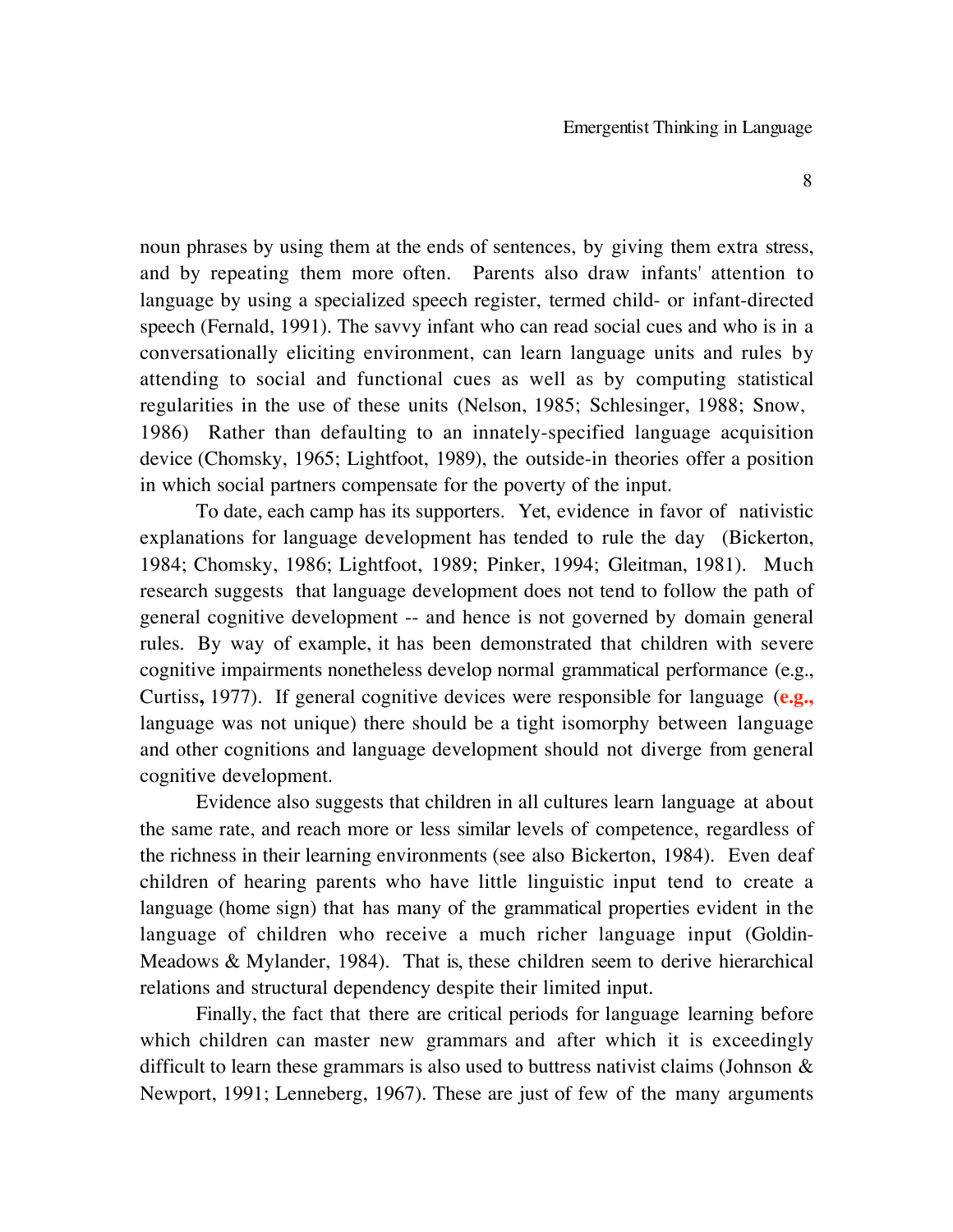noun phrases by using them at the ends of sentences, by giving them extra stress, and by repeating them more often. Parents also draw infants' attention to language by using a specialized speech register, termed child- or infant-directed speech (Fernald, 1991). The savvy infant who can read social cues and who is in a conversationally eliciting environment, can learn language units and rules by attending to social and functional cues as well as by computing statistical regularities in the use of these units (Nelson, 1985; Schlesinger, 1988; Snow, 1986) Rather than defaulting to an innately-specified language acquisition device (Chomsky, 1965; Lightfoot, 1989), the outside-in theories offer a position in which social partners compensate for the poverty of the input.

To date, each camp has its supporters. Yet, evidence in favor of nativistic explanations for language development has tended to rule the day (Bickerton, 1984; Chomsky, 1986; Lightfoot, 1989; Pinker, 1994; Gleitman, 1981). Much research suggests that language development does not tend to follow the path of general cognitive development -- and hence is not governed by domain general rules. By way of example, it has been demonstrated that children with severe cognitive impairments nonetheless develop normal grammatical performance (e.g., Curtiss**,** 1977). If general cognitive devices were responsible for language (**e.g.,** language was not unique) there should be a tight isomorphy between language and other cognitions and language development should not diverge from general cognitive development.

Evidence also suggests that children in all cultures learn language at about the same rate, and reach more or less similar levels of competence, regardless of the richness in their learning environments (see also Bickerton, 1984). Even deaf children of hearing parents who have little linguistic input tend to create a language (home sign) that has many of the grammatical properties evident in the language of children who receive a much richer language input (Goldin-Meadows & Mylander, 1984). That is, these children seem to derive hierarchical relations and structural dependency despite their limited input.

Finally, the fact that there are critical periods for language learning before which children can master new grammars and after which it is exceedingly difficult to learn these grammars is also used to buttress nativist claims (Johnson & Newport, 1991; Lenneberg, 1967). These are just of few of the many arguments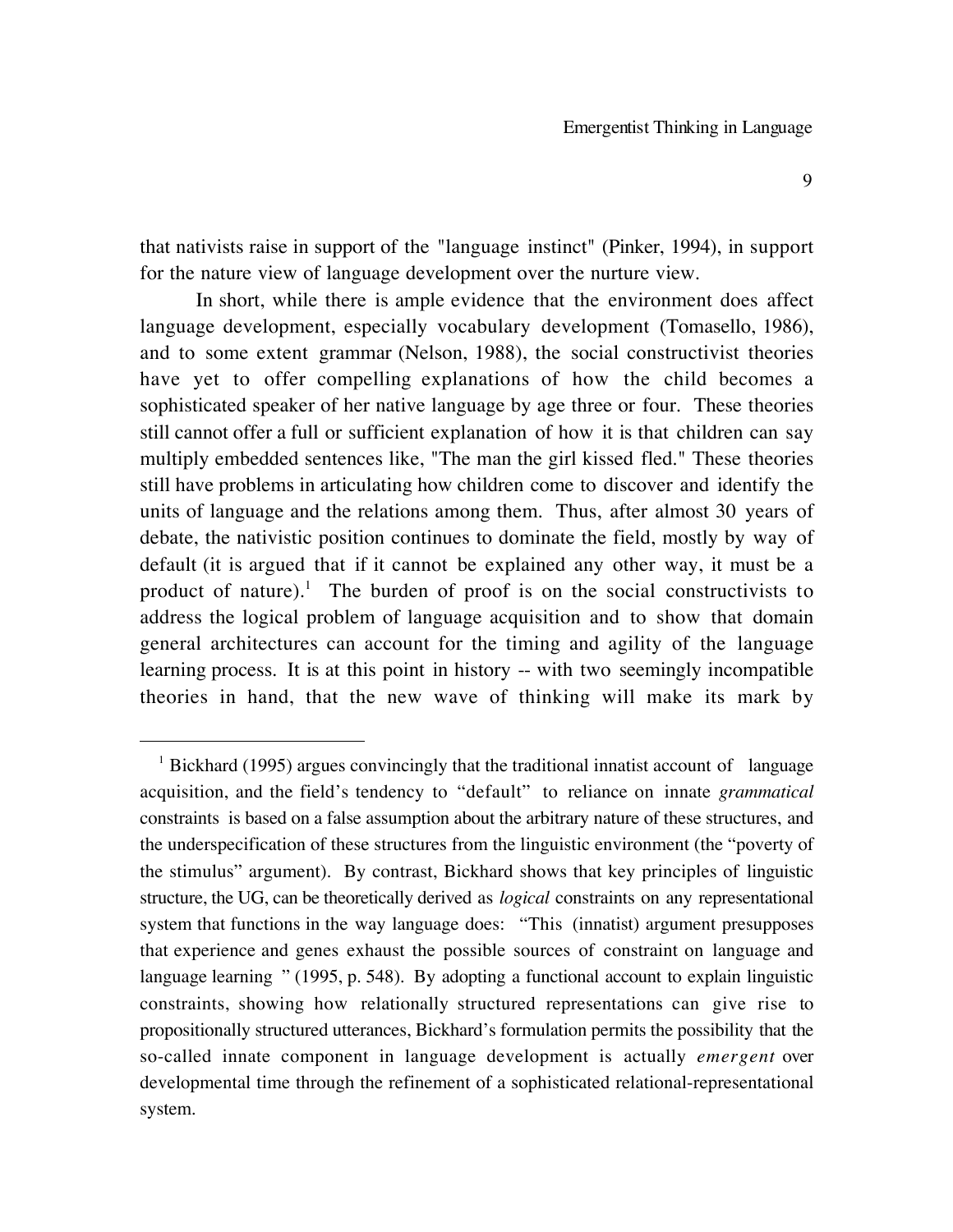that nativists raise in support of the "language instinct" (Pinker, 1994), in support for the nature view of language development over the nurture view.

In short, while there is ample evidence that the environment does affect language development, especially vocabulary development (Tomasello, 1986), and to some extent grammar (Nelson, 1988), the social constructivist theories have yet to offer compelling explanations of how the child becomes a sophisticated speaker of her native language by age three or four. These theories still cannot offer a full or sufficient explanation of how it is that children can say multiply embedded sentences like, "The man the girl kissed fled." These theories still have problems in articulating how children come to discover and identify the units of language and the relations among them. Thus, after almost 30 years of debate, the nativistic position continues to dominate the field, mostly by way of default (it is argued that if it cannot be explained any other way, it must be a product of nature).[1] The burden of proof is on the social constructivists to address the logical problem of language acquisition and to show that domain general architectures can account for the timing and agility of the language learning process. It is at this point in history -- with two seemingly incompatible theories in hand, that the new wave of thinking will make its mark by

---

[1] Bickhard (1995) argues convincingly that the traditional innatist account of language acquisition, and the field's tendency to "default" to reliance on innate *grammatical* constraints is based on a false assumption about the arbitrary nature of these structures, and the underspecification of these structures from the linguistic environment (the "poverty of the stimulus" argument). By contrast, Bickhard shows that key principles of linguistic structure, the UG, can be theoretically derived as *logical* constraints on any representational system that functions in the way language does: "This (innatist) argument presupposes that experience and genes exhaust the possible sources of constraint on language and language learning " (1995, p. 548). By adopting a functional account to explain linguistic constraints, showing how relationally structured representations can give rise to propositionally structured utterances, Bickhard's formulation permits the possibility that the so-called innate component in language development is actually *emergent* over developmental time through the refinement of a sophisticated relational-representational system.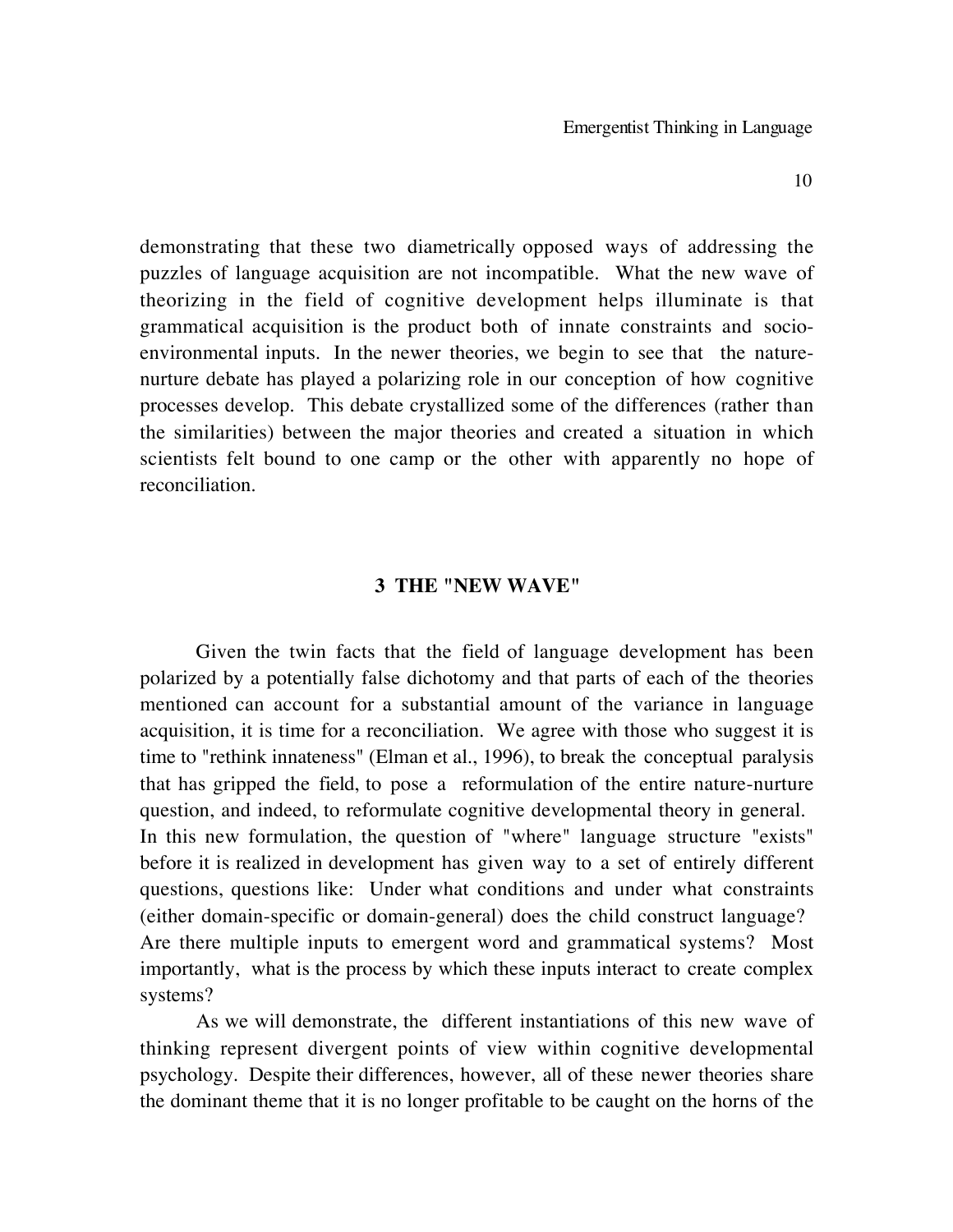demonstrating that these two diametrically opposed ways of addressing the puzzles of language acquisition are not incompatible. What the new wave of theorizing in the field of cognitive development helps illuminate is that grammatical acquisition is the product both of innate constraints and socio-environmental inputs. In the newer theories, we begin to see that the nature-nurture debate has played a polarizing role in our conception of how cognitive processes develop. This debate crystallized some of the differences (rather than the similarities) between the major theories and created a situation in which scientists felt bound to one camp or the other with apparently no hope of reconciliation.

## 3 THE "NEW WAVE"

Given the twin facts that the field of language development has been polarized by a potentially false dichotomy and that parts of each of the theories mentioned can account for a substantial amount of the variance in language acquisition, it is time for a reconciliation. We agree with those who suggest it is time to "rethink innateness" (Elman et al., 1996), to break the conceptual paralysis that has gripped the field, to pose a reformulation of the entire nature-nurture question, and indeed, to reformulate cognitive developmental theory in general. In this new formulation, the question of "where" language structure "exists" before it is realized in development has given way to a set of entirely different questions, questions like: Under what conditions and under what constraints (either domain-specific or domain-general) does the child construct language? Are there multiple inputs to emergent word and grammatical systems? Most importantly, what is the process by which these inputs interact to create complex systems?

As we will demonstrate, the different instantiations of this new wave of thinking represent divergent points of view within cognitive developmental psychology. Despite their differences, however, all of these newer theories share the dominant theme that it is no longer profitable to be caught on the horns of the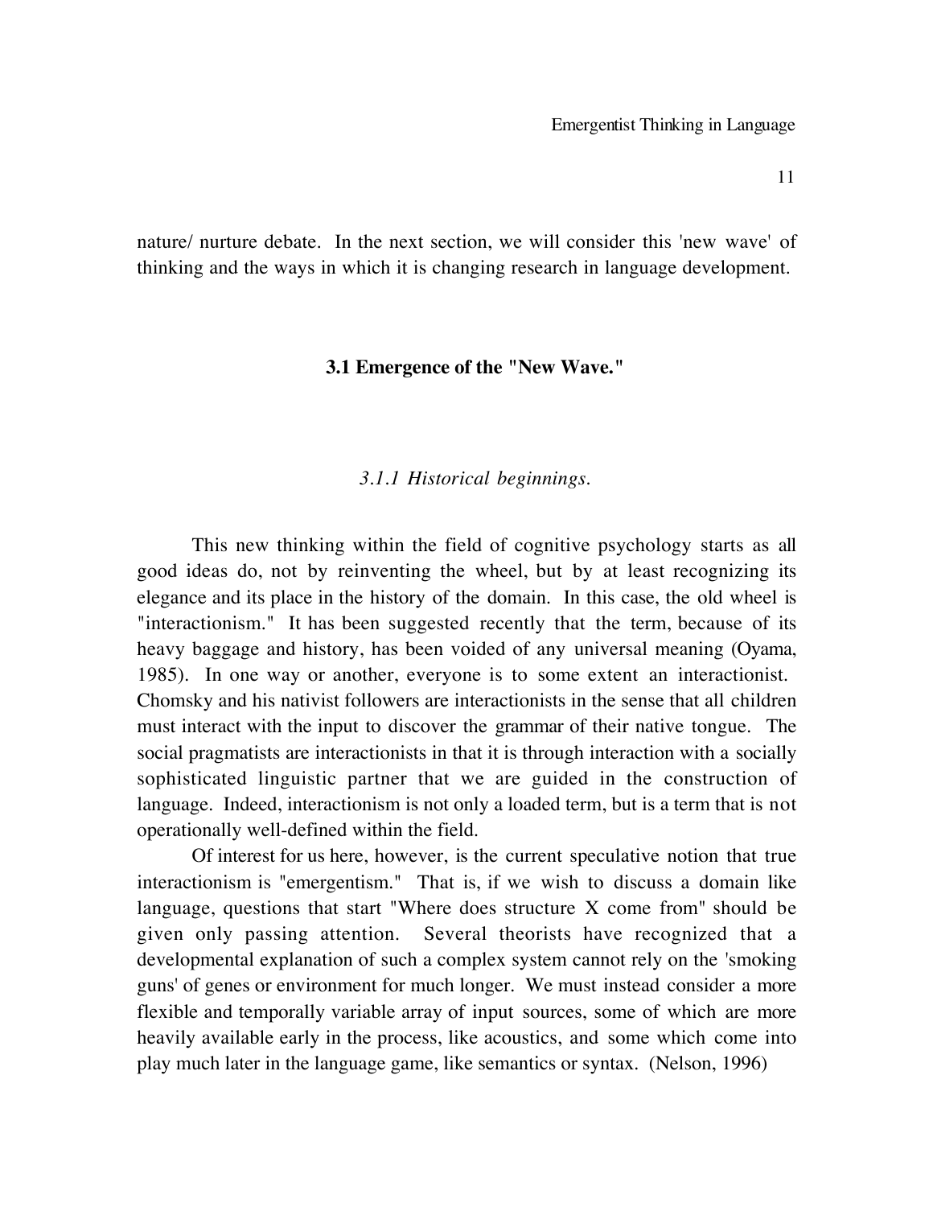nature/ nurture debate. In the next section, we will consider this 'new wave' of thinking and the ways in which it is changing research in language development.

## 3.1 Emergence of the "New Wave."

### *3.1.1 Historical beginnings.*

This new thinking within the field of cognitive psychology starts as all good ideas do, not by reinventing the wheel, but by at least recognizing its elegance and its place in the history of the domain. In this case, the old wheel is "interactionism." It has been suggested recently that the term, because of its heavy baggage and history, has been voided of any universal meaning (Oyama, 1985). In one way or another, everyone is to some extent an interactionist. Chomsky and his nativist followers are interactionists in the sense that all children must interact with the input to discover the grammar of their native tongue. The social pragmatists are interactionists in that it is through interaction with a socially sophisticated linguistic partner that we are guided in the construction of language. Indeed, interactionism is not only a loaded term, but is a term that is not operationally well-defined within the field.

Of interest for us here, however, is the current speculative notion that true interactionism is "emergentism." That is, if we wish to discuss a domain like language, questions that start "Where does structure X come from" should be given only passing attention. Several theorists have recognized that a developmental explanation of such a complex system cannot rely on the 'smoking guns' of genes or environment for much longer. We must instead consider a more flexible and temporally variable array of input sources, some of which are more heavily available early in the process, like acoustics, and some which come into play much later in the language game, like semantics or syntax. (Nelson, 1996)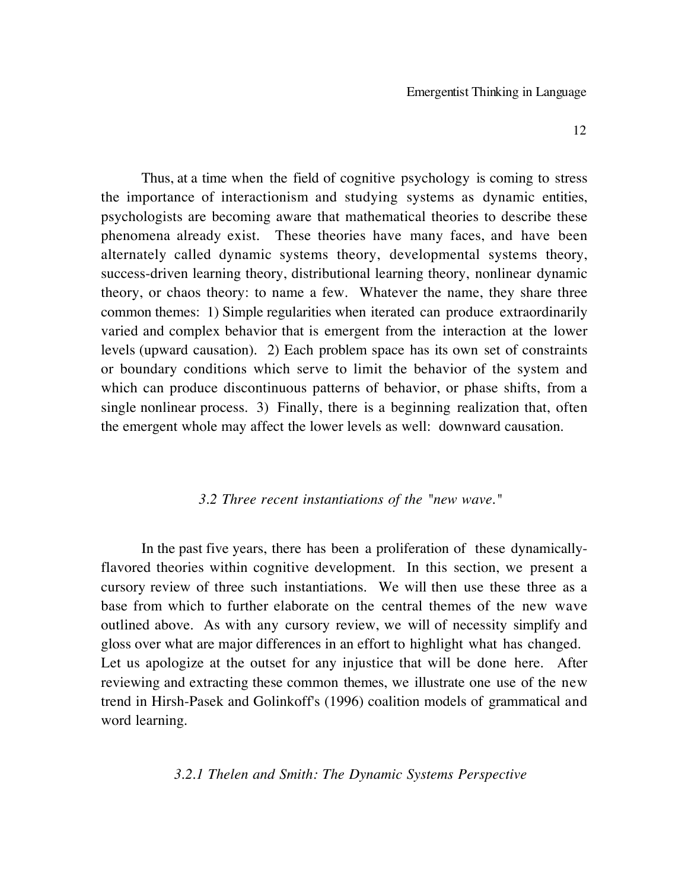Thus, at a time when the field of cognitive psychology is coming to stress the importance of interactionism and studying systems as dynamic entities, psychologists are becoming aware that mathematical theories to describe these phenomena already exist. These theories have many faces, and have been alternately called dynamic systems theory, developmental systems theory, success-driven learning theory, distributional learning theory, nonlinear dynamic theory, or chaos theory: to name a few. Whatever the name, they share three common themes: 1) Simple regularities when iterated can produce extraordinarily varied and complex behavior that is emergent from the interaction at the lower levels (upward causation). 2) Each problem space has its own set of constraints or boundary conditions which serve to limit the behavior of the system and which can produce discontinuous patterns of behavior, or phase shifts, from a single nonlinear process. 3) Finally, there is a beginning realization that, often the emergent whole may affect the lower levels as well: downward causation.

### *3.2 Three recent instantiations of the "new wave."*

In the past five years, there has been a proliferation of these dynamically-flavored theories within cognitive development. In this section, we present a cursory review of three such instantiations. We will then use these three as a base from which to further elaborate on the central themes of the new wave outlined above. As with any cursory review, we will of necessity simplify and gloss over what are major differences in an effort to highlight what has changed. Let us apologize at the outset for any injustice that will be done here. After reviewing and extracting these common themes, we illustrate one use of the new trend in Hirsh-Pasek and Golinkoff's (1996) coalition models of grammatical and word learning.

#### *3.2.1 Thelen and Smith: The Dynamic Systems Perspective*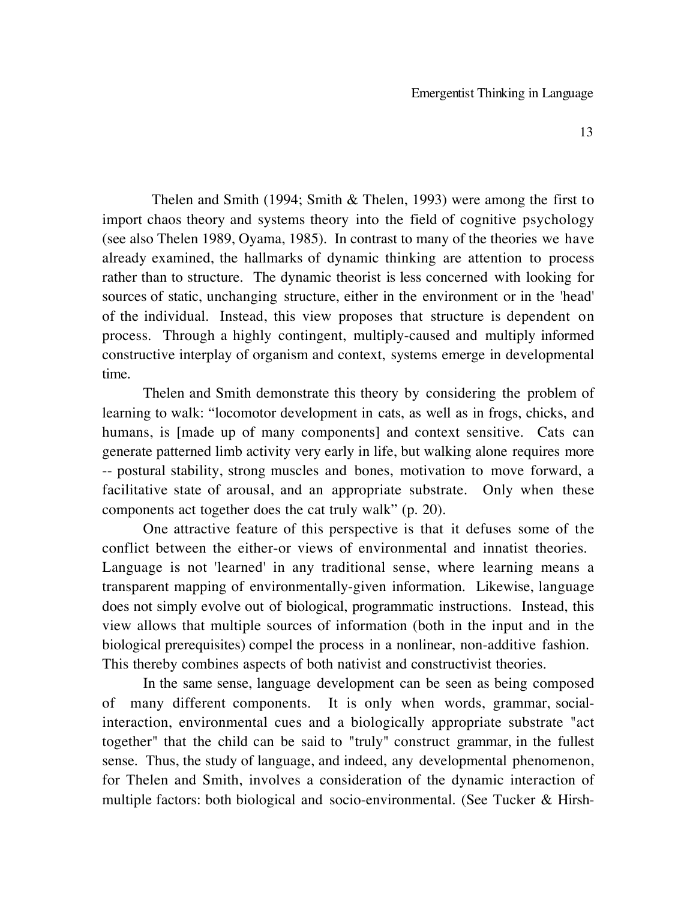Thelen and Smith (1994; Smith & Thelen, 1993) were among the first to import chaos theory and systems theory into the field of cognitive psychology (see also Thelen 1989, Oyama, 1985). In contrast to many of the theories we have already examined, the hallmarks of dynamic thinking are attention to process rather than to structure. The dynamic theorist is less concerned with looking for sources of static, unchanging structure, either in the environment or in the 'head' of the individual. Instead, this view proposes that structure is dependent on process. Through a highly contingent, multiply-caused and multiply informed constructive interplay of organism and context, systems emerge in developmental time.

Thelen and Smith demonstrate this theory by considering the problem of learning to walk: "locomotor development in cats, as well as in frogs, chicks, and humans, is [made up of many components] and context sensitive. Cats can generate patterned limb activity very early in life, but walking alone requires more -- postural stability, strong muscles and bones, motivation to move forward, a facilitative state of arousal, and an appropriate substrate. Only when these components act together does the cat truly walk" (p. 20).

One attractive feature of this perspective is that it defuses some of the conflict between the either-or views of environmental and innatist theories. Language is not 'learned' in any traditional sense, where learning means a transparent mapping of environmentally-given information. Likewise, language does not simply evolve out of biological, programmatic instructions. Instead, this view allows that multiple sources of information (both in the input and in the biological prerequisites) compel the process in a nonlinear, non-additive fashion. This thereby combines aspects of both nativist and constructivist theories.

In the same sense, language development can be seen as being composed of many different components. It is only when words, grammar, social-interaction, environmental cues and a biologically appropriate substrate "act together" that the child can be said to "truly" construct grammar, in the fullest sense. Thus, the study of language, and indeed, any developmental phenomenon, for Thelen and Smith, involves a consideration of the dynamic interaction of multiple factors: both biological and socio-environmental. (See Tucker & Hirsh-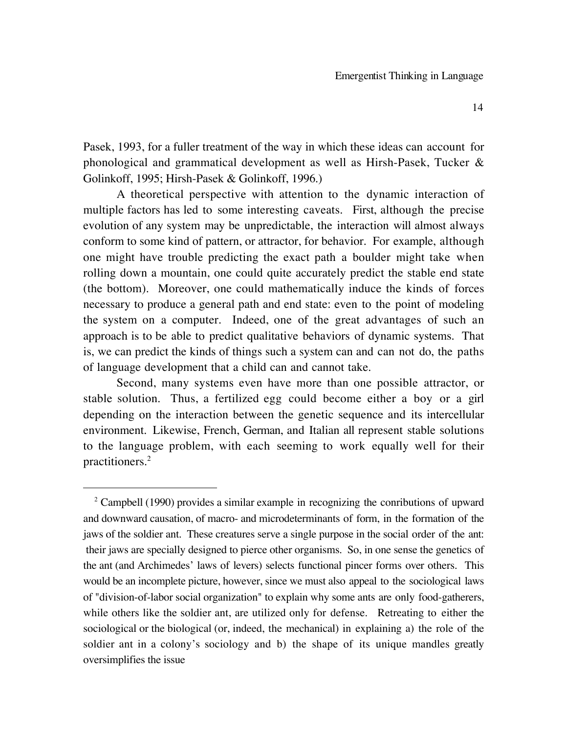Pasek, 1993, for a fuller treatment of the way in which these ideas can account for phonological and grammatical development as well as Hirsh-Pasek, Tucker & Golinkoff, 1995; Hirsh-Pasek & Golinkoff, 1996.)

A theoretical perspective with attention to the dynamic interaction of multiple factors has led to some interesting caveats. First, although the precise evolution of any system may be unpredictable, the interaction will almost always conform to some kind of pattern, or attractor, for behavior. For example, although one might have trouble predicting the exact path a boulder might take when rolling down a mountain, one could quite accurately predict the stable end state (the bottom). Moreover, one could mathematically induce the kinds of forces necessary to produce a general path and end state: even to the point of modeling the system on a computer. Indeed, one of the great advantages of such an approach is to be able to predict qualitative behaviors of dynamic systems. That is, we can predict the kinds of things such a system can and can not do, the paths of language development that a child can and cannot take.

Second, many systems even have more than one possible attractor, or stable solution. Thus, a fertilized egg could become either a boy or a girl depending on the interaction between the genetic sequence and its intercellular environment. Likewise, French, German, and Italian all represent stable solutions to the language problem, with each seeming to work equally well for their practitioners.[2]

---

[2] Campbell (1990) provides a similar example in recognizing the conributions of upward and downward causation, of macro- and microdeterminants of form, in the formation of the jaws of the soldier ant. These creatures serve a single purpose in the social order of the ant: their jaws are specially designed to pierce other organisms. So, in one sense the genetics of the ant (and Archimedes' laws of levers) selects functional pincer forms over others. This would be an incomplete picture, however, since we must also appeal to the sociological laws of "division-of-labor social organization" to explain why some ants are only food-gatherers, while others like the soldier ant, are utilized only for defense. Retreating to either the sociological or the biological (or, indeed, the mechanical) in explaining a) the role of the soldier ant in a colony's sociology and b) the shape of its unique mandles greatly oversimplifies the issue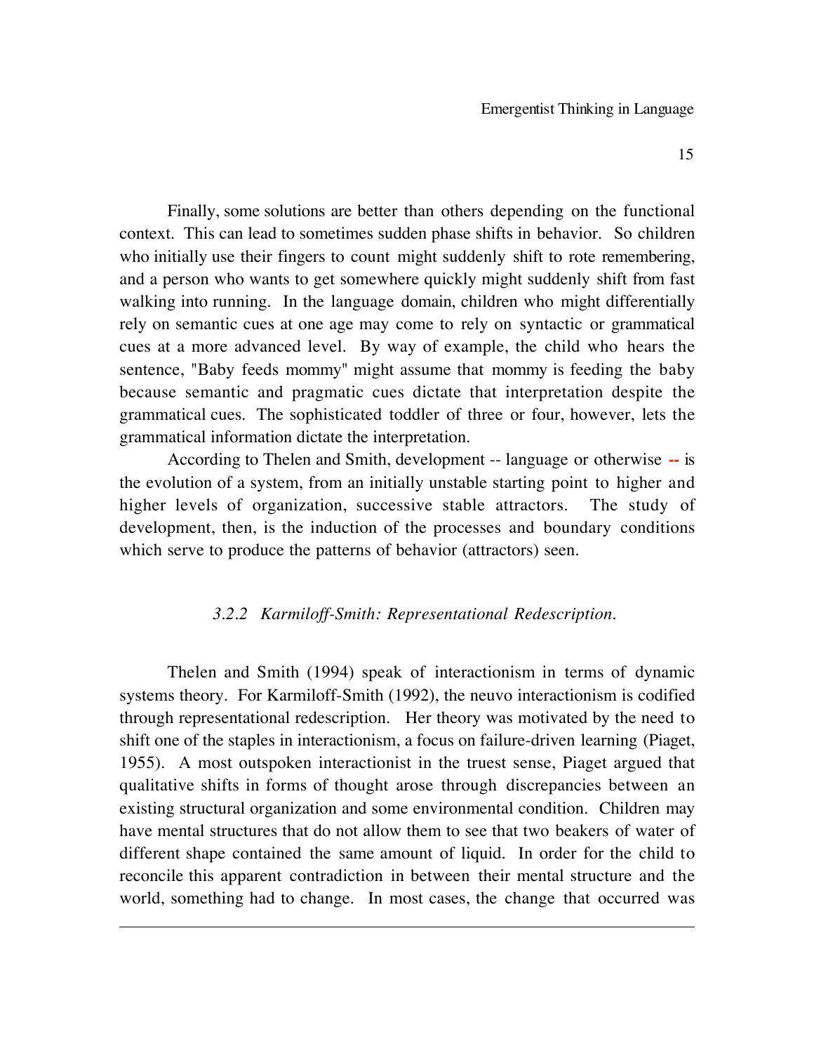Finally, some solutions are better than others depending on the functional context. This can lead to sometimes sudden phase shifts in behavior. So children who initially use their fingers to count might suddenly shift to rote remembering, and a person who wants to get somewhere quickly might suddenly shift from fast walking into running. In the language domain, children who might differentially rely on semantic cues at one age may come to rely on syntactic or grammatical cues at a more advanced level. By way of example, the child who hears the sentence, "Baby feeds mommy" might assume that mommy is feeding the baby because semantic and pragmatic cues dictate that interpretation despite the grammatical cues. The sophisticated toddler of three or four, however, lets the grammatical information dictate the interpretation.

According to Thelen and Smith, development -- language or otherwise -- is the evolution of a system, from an initially unstable starting point to higher and higher levels of organization, successive stable attractors. The study of development, then, is the induction of the processes and boundary conditions which serve to produce the patterns of behavior (attractors) seen.

### *3.2.2 Karmiloff-Smith: Representational Redescription.*

Thelen and Smith (1994) speak of interactionism in terms of dynamic systems theory. For Karmiloff-Smith (1992), the neuvo interactionism is codified through representational redescription. Her theory was motivated by the need to shift one of the staples in interactionism, a focus on failure-driven learning (Piaget, 1955). A most outspoken interactionist in the truest sense, Piaget argued that qualitative shifts in forms of thought arose through discrepancies between an existing structural organization and some environmental condition. Children may have mental structures that do not allow them to see that two beakers of water of different shape contained the same amount of liquid. In order for the child to reconcile this apparent contradiction in between their mental structure and the world, something had to change. In most cases, the change that occurred was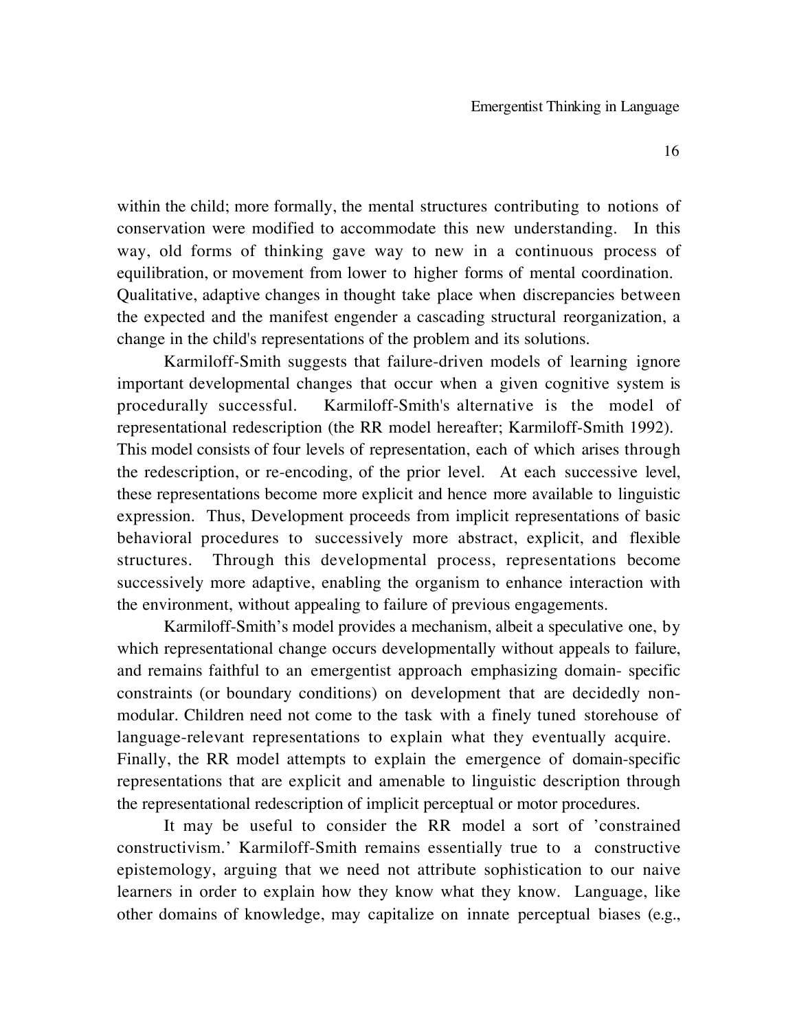within the child; more formally, the mental structures contributing to notions of conservation were modified to accommodate this new understanding. In this way, old forms of thinking gave way to new in a continuous process of equilibration, or movement from lower to higher forms of mental coordination. Qualitative, adaptive changes in thought take place when discrepancies between the expected and the manifest engender a cascading structural reorganization, a change in the child's representations of the problem and its solutions.

Karmiloff-Smith suggests that failure-driven models of learning ignore important developmental changes that occur when a given cognitive system is procedurally successful. Karmiloff-Smith's alternative is the model of representational redescription (the RR model hereafter; Karmiloff-Smith 1992). This model consists of four levels of representation, each of which arises through the redescription, or re-encoding, of the prior level. At each successive level, these representations become more explicit and hence more available to linguistic expression. Thus, Development proceeds from implicit representations of basic behavioral procedures to successively more abstract, explicit, and flexible structures. Through this developmental process, representations become successively more adaptive, enabling the organism to enhance interaction with the environment, without appealing to failure of previous engagements.

Karmiloff-Smith's model provides a mechanism, albeit a speculative one, by which representational change occurs developmentally without appeals to failure, and remains faithful to an emergentist approach emphasizing domain- specific constraints (or boundary conditions) on development that are decidedly non-modular. Children need not come to the task with a finely tuned storehouse of language-relevant representations to explain what they eventually acquire. Finally, the RR model attempts to explain the emergence of domain-specific representations that are explicit and amenable to linguistic description through the representational redescription of implicit perceptual or motor procedures.

It may be useful to consider the RR model a sort of 'constrained constructivism.' Karmiloff-Smith remains essentially true to a constructive epistemology, arguing that we need not attribute sophistication to our naive learners in order to explain how they know what they know. Language, like other domains of knowledge, may capitalize on innate perceptual biases (e.g.,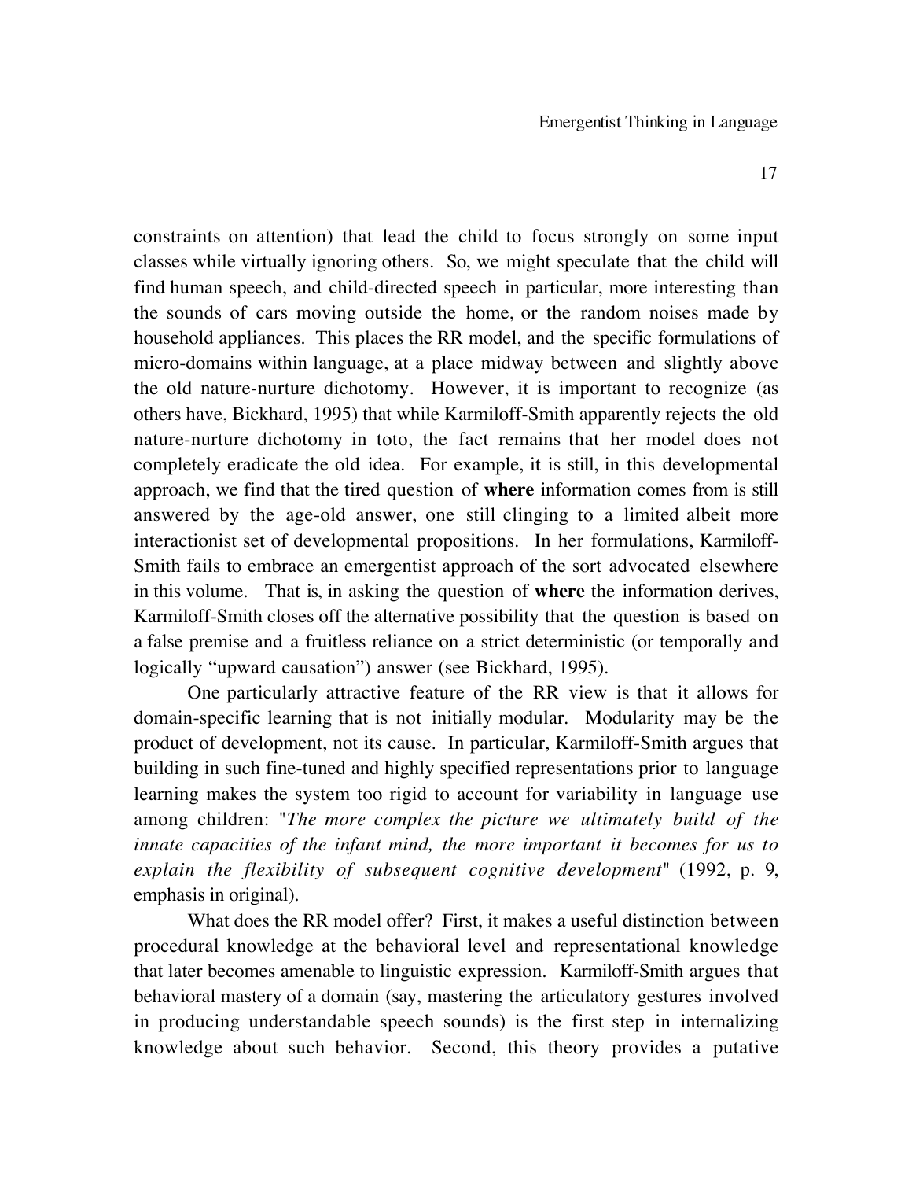constraints on attention) that lead the child to focus strongly on some input classes while virtually ignoring others. So, we might speculate that the child will find human speech, and child-directed speech in particular, more interesting than the sounds of cars moving outside the home, or the random noises made by household appliances. This places the RR model, and the specific formulations of micro-domains within language, at a place midway between and slightly above the old nature-nurture dichotomy. However, it is important to recognize (as others have, Bickhard, 1995) that while Karmiloff-Smith apparently rejects the old nature-nurture dichotomy in toto, the fact remains that her model does not completely eradicate the old idea. For example, it is still, in this developmental approach, we find that the tired question of **where** information comes from is still answered by the age-old answer, one still clinging to a limited albeit more interactionist set of developmental propositions. In her formulations, Karmiloff-Smith fails to embrace an emergentist approach of the sort advocated elsewhere in this volume. That is, in asking the question of **where** the information derives, Karmiloff-Smith closes off the alternative possibility that the question is based on a false premise and a fruitless reliance on a strict deterministic (or temporally and logically "upward causation") answer (see Bickhard, 1995).

One particularly attractive feature of the RR view is that it allows for domain-specific learning that is not initially modular. Modularity may be the product of development, not its cause. In particular, Karmiloff-Smith argues that building in such fine-tuned and highly specified representations prior to language learning makes the system too rigid to account for variability in language use among children: "*The more complex the picture we ultimately build of the innate capacities of the infant mind, the more important it becomes for us to explain the flexibility of subsequent cognitive development*" (1992, p. 9, emphasis in original).

What does the RR model offer? First, it makes a useful distinction between procedural knowledge at the behavioral level and representational knowledge that later becomes amenable to linguistic expression. Karmiloff-Smith argues that behavioral mastery of a domain (say, mastering the articulatory gestures involved in producing understandable speech sounds) is the first step in internalizing knowledge about such behavior. Second, this theory provides a putative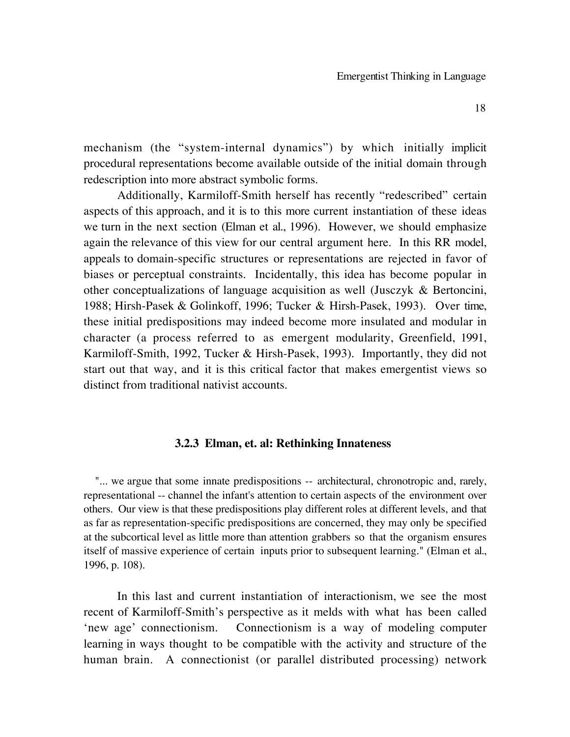mechanism (the "system-internal dynamics") by which initially implicit procedural representations become available outside of the initial domain through redescription into more abstract symbolic forms.

Additionally, Karmiloff-Smith herself has recently "redescribed" certain aspects of this approach, and it is to this more current instantiation of these ideas we turn in the next section (Elman et al., 1996). However, we should emphasize again the relevance of this view for our central argument here. In this RR model, appeals to domain-specific structures or representations are rejected in favor of biases or perceptual constraints. Incidentally, this idea has become popular in other conceptualizations of language acquisition as well (Jusczyk & Bertoncini, 1988; Hirsh-Pasek & Golinkoff, 1996; Tucker & Hirsh-Pasek, 1993). Over time, these initial predispositions may indeed become more insulated and modular in character (a process referred to as emergent modularity, Greenfield, 1991, Karmiloff-Smith, 1992, Tucker & Hirsh-Pasek, 1993). Importantly, they did not start out that way, and it is this critical factor that makes emergentist views so distinct from traditional nativist accounts.

### 3.2.3 Elman, et. al: Rethinking Innateness

> "... we argue that some innate predispositions -- architectural, chronotropic and, rarely, representational -- channel the infant's attention to certain aspects of the environment over others. Our view is that these predispositions play different roles at different levels, and that as far as representation-specific predispositions are concerned, they may only be specified at the subcortical level as little more than attention grabbers so that the organism ensures itself of massive experience of certain inputs prior to subsequent learning." (Elman et al., 1996, p. 108).

In this last and current instantiation of interactionism, we see the most recent of Karmiloff-Smith's perspective as it melds with what has been called 'new age' connectionism. Connectionism is a way of modeling computer learning in ways thought to be compatible with the activity and structure of the human brain. A connectionist (or parallel distributed processing) network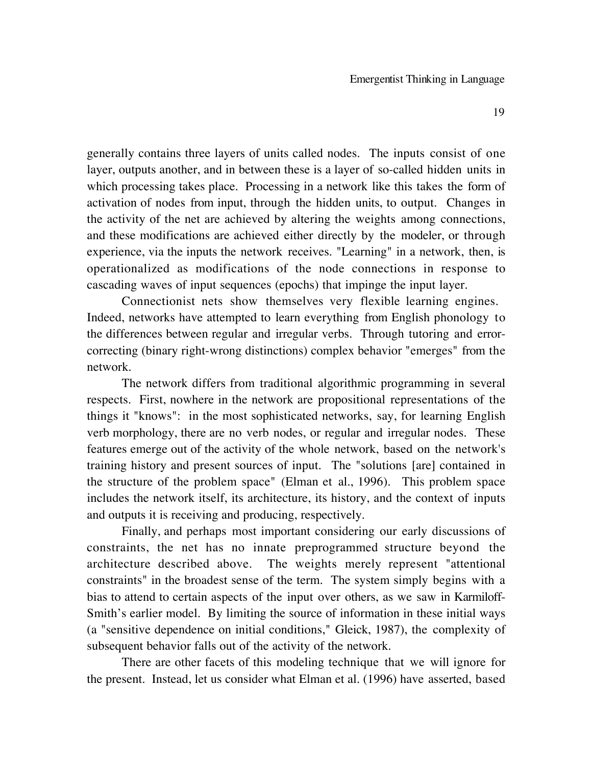generally contains three layers of units called nodes. The inputs consist of one layer, outputs another, and in between these is a layer of so-called hidden units in which processing takes place. Processing in a network like this takes the form of activation of nodes from input, through the hidden units, to output. Changes in the activity of the net are achieved by altering the weights among connections, and these modifications are achieved either directly by the modeler, or through experience, via the inputs the network receives. "Learning" in a network, then, is operationalized as modifications of the node connections in response to cascading waves of input sequences (epochs) that impinge the input layer.

Connectionist nets show themselves very flexible learning engines. Indeed, networks have attempted to learn everything from English phonology to the differences between regular and irregular verbs. Through tutoring and error-correcting (binary right-wrong distinctions) complex behavior "emerges" from the network.

The network differs from traditional algorithmic programming in several respects. First, nowhere in the network are propositional representations of the things it "knows": in the most sophisticated networks, say, for learning English verb morphology, there are no verb nodes, or regular and irregular nodes. These features emerge out of the activity of the whole network, based on the network's training history and present sources of input. The "solutions [are] contained in the structure of the problem space" (Elman et al., 1996). This problem space includes the network itself, its architecture, its history, and the context of inputs and outputs it is receiving and producing, respectively.

Finally, and perhaps most important considering our early discussions of constraints, the net has no innate preprogrammed structure beyond the architecture described above. The weights merely represent "attentional constraints" in the broadest sense of the term. The system simply begins with a bias to attend to certain aspects of the input over others, as we saw in Karmiloff-Smith's earlier model. By limiting the source of information in these initial ways (a "sensitive dependence on initial conditions," Gleick, 1987), the complexity of subsequent behavior falls out of the activity of the network.

There are other facets of this modeling technique that we will ignore for the present. Instead, let us consider what Elman et al. (1996) have asserted, based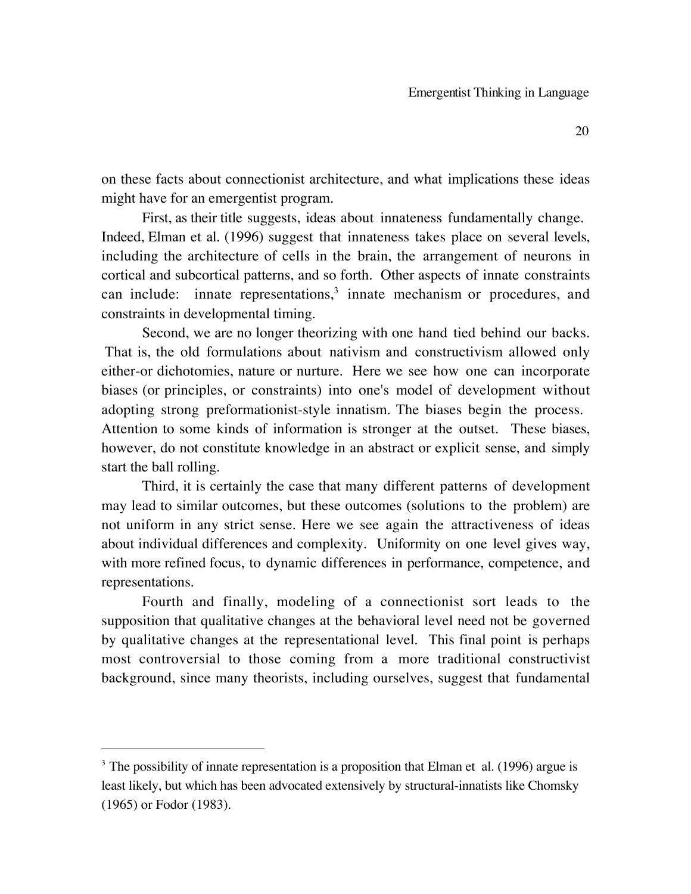on these facts about connectionist architecture, and what implications these ideas might have for an emergentist program.

First, as their title suggests, ideas about innateness fundamentally change. Indeed, Elman et al. (1996) suggest that innateness takes place on several levels, including the architecture of cells in the brain, the arrangement of neurons in cortical and subcortical patterns, and so forth. Other aspects of innate constraints can include: innate representations,[3] innate mechanism or procedures, and constraints in developmental timing.

Second, we are no longer theorizing with one hand tied behind our backs. That is, the old formulations about nativism and constructivism allowed only either-or dichotomies, nature or nurture. Here we see how one can incorporate biases (or principles, or constraints) into one's model of development without adopting strong preformationist-style innatism. The biases begin the process. Attention to some kinds of information is stronger at the outset. These biases, however, do not constitute knowledge in an abstract or explicit sense, and simply start the ball rolling.

Third, it is certainly the case that many different patterns of development may lead to similar outcomes, but these outcomes (solutions to the problem) are not uniform in any strict sense. Here we see again the attractiveness of ideas about individual differences and complexity. Uniformity on one level gives way, with more refined focus, to dynamic differences in performance, competence, and representations.

Fourth and finally, modeling of a connectionist sort leads to the supposition that qualitative changes at the behavioral level need not be governed by qualitative changes at the representational level. This final point is perhaps most controversial to those coming from a more traditional constructivist background, since many theorists, including ourselves, suggest that fundamental

---

[3] The possibility of innate representation is a proposition that Elman et al. (1996) argue is least likely, but which has been advocated extensively by structural-innatists like Chomsky (1965) or Fodor (1983).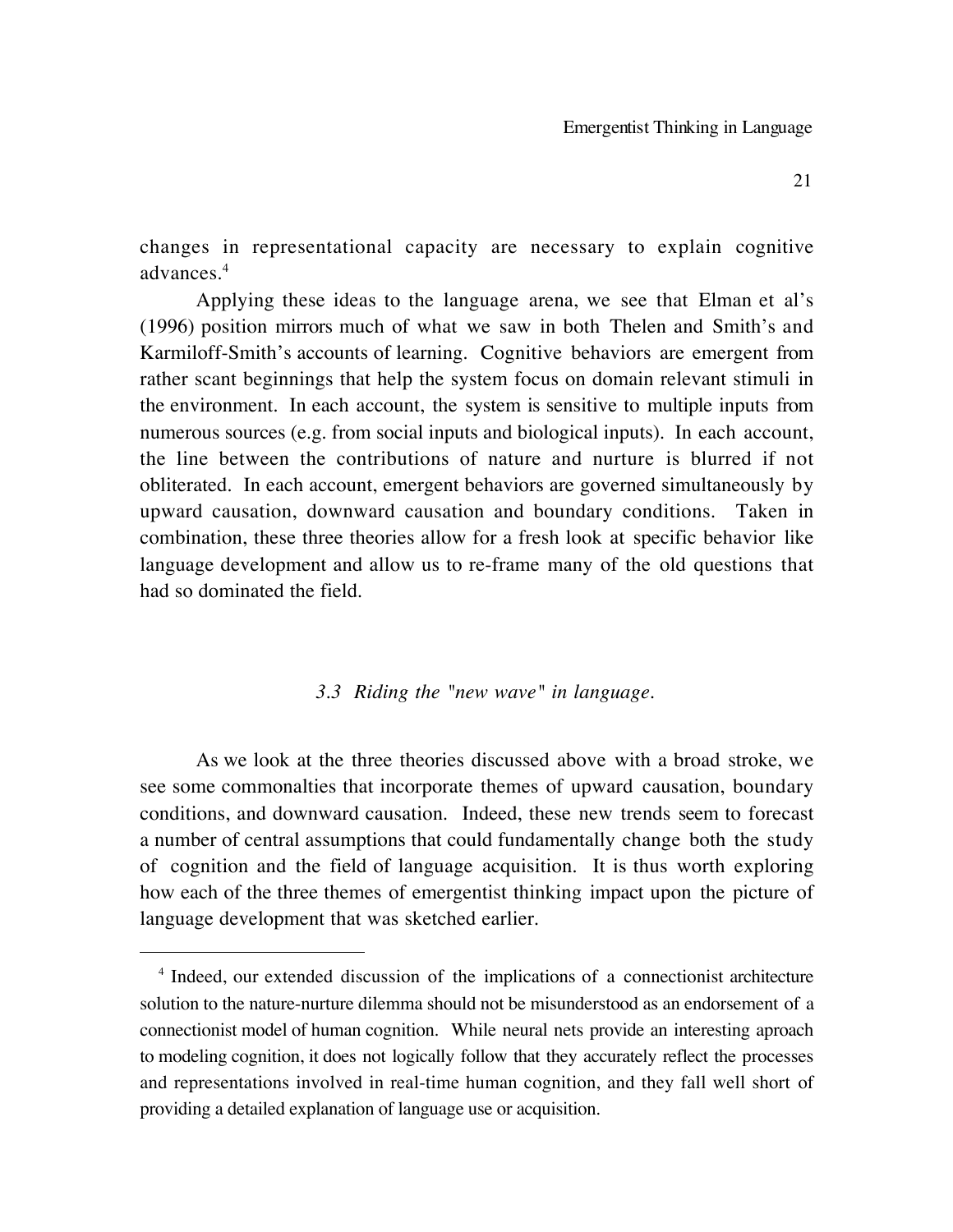changes in representational capacity are necessary to explain cognitive advances.[4]

Applying these ideas to the language arena, we see that Elman et al's (1996) position mirrors much of what we saw in both Thelen and Smith's and Karmiloff-Smith's accounts of learning. Cognitive behaviors are emergent from rather scant beginnings that help the system focus on domain relevant stimuli in the environment. In each account, the system is sensitive to multiple inputs from numerous sources (e.g. from social inputs and biological inputs). In each account, the line between the contributions of nature and nurture is blurred if not obliterated. In each account, emergent behaviors are governed simultaneously by upward causation, downward causation and boundary conditions. Taken in combination, these three theories allow for a fresh look at specific behavior like language development and allow us to re-frame many of the old questions that had so dominated the field.

### *3.3 Riding the "new wave" in language.*

As we look at the three theories discussed above with a broad stroke, we see some commonalties that incorporate themes of upward causation, boundary conditions, and downward causation. Indeed, these new trends seem to forecast a number of central assumptions that could fundamentally change both the study of cognition and the field of language acquisition. It is thus worth exploring how each of the three themes of emergentist thinking impact upon the picture of language development that was sketched earlier.

---

[4] Indeed, our extended discussion of the implications of a connectionist architecture solution to the nature-nurture dilemma should not be misunderstood as an endorsement of a connectionist model of human cognition. While neural nets provide an interesting aproach to modeling cognition, it does not logically follow that they accurately reflect the processes and representations involved in real-time human cognition, and they fall well short of providing a detailed explanation of language use or acquisition.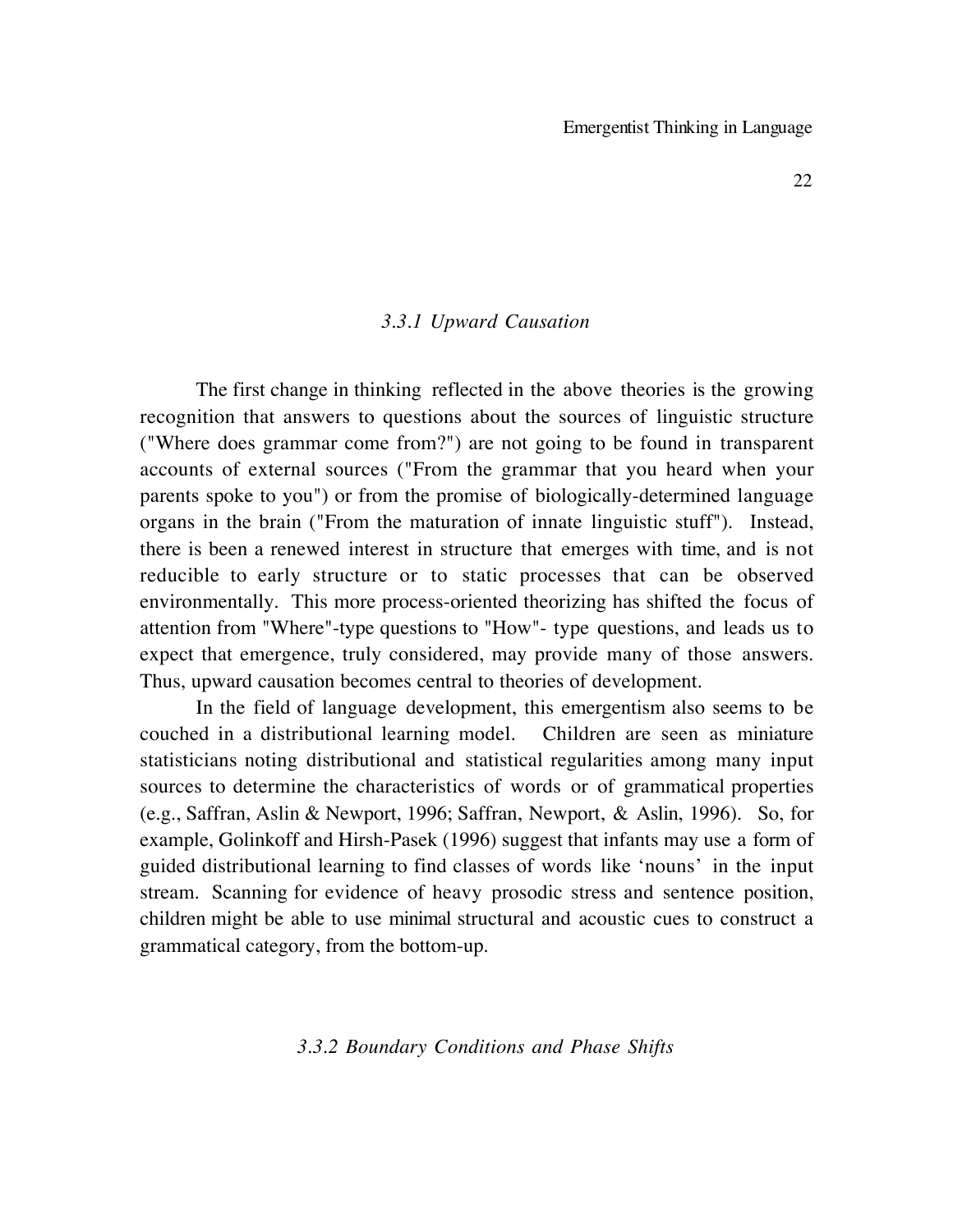### *3.3.1 Upward Causation*

The first change in thinking reflected in the above theories is the growing recognition that answers to questions about the sources of linguistic structure ("Where does grammar come from?") are not going to be found in transparent accounts of external sources ("From the grammar that you heard when your parents spoke to you") or from the promise of biologically-determined language organs in the brain ("From the maturation of innate linguistic stuff"). Instead, there is been a renewed interest in structure that emerges with time, and is not reducible to early structure or to static processes that can be observed environmentally. This more process-oriented theorizing has shifted the focus of attention from "Where"-type questions to "How"- type questions, and leads us to expect that emergence, truly considered, may provide many of those answers. Thus, upward causation becomes central to theories of development.

In the field of language development, this emergentism also seems to be couched in a distributional learning model. Children are seen as miniature statisticians noting distributional and statistical regularities among many input sources to determine the characteristics of words or of grammatical properties (e.g., Saffran, Aslin & Newport, 1996; Saffran, Newport, & Aslin, 1996). So, for example, Golinkoff and Hirsh-Pasek (1996) suggest that infants may use a form of guided distributional learning to find classes of words like 'nouns' in the input stream. Scanning for evidence of heavy prosodic stress and sentence position, children might be able to use minimal structural and acoustic cues to construct a grammatical category, from the bottom-up.

### *3.3.2 Boundary Conditions and Phase Shifts*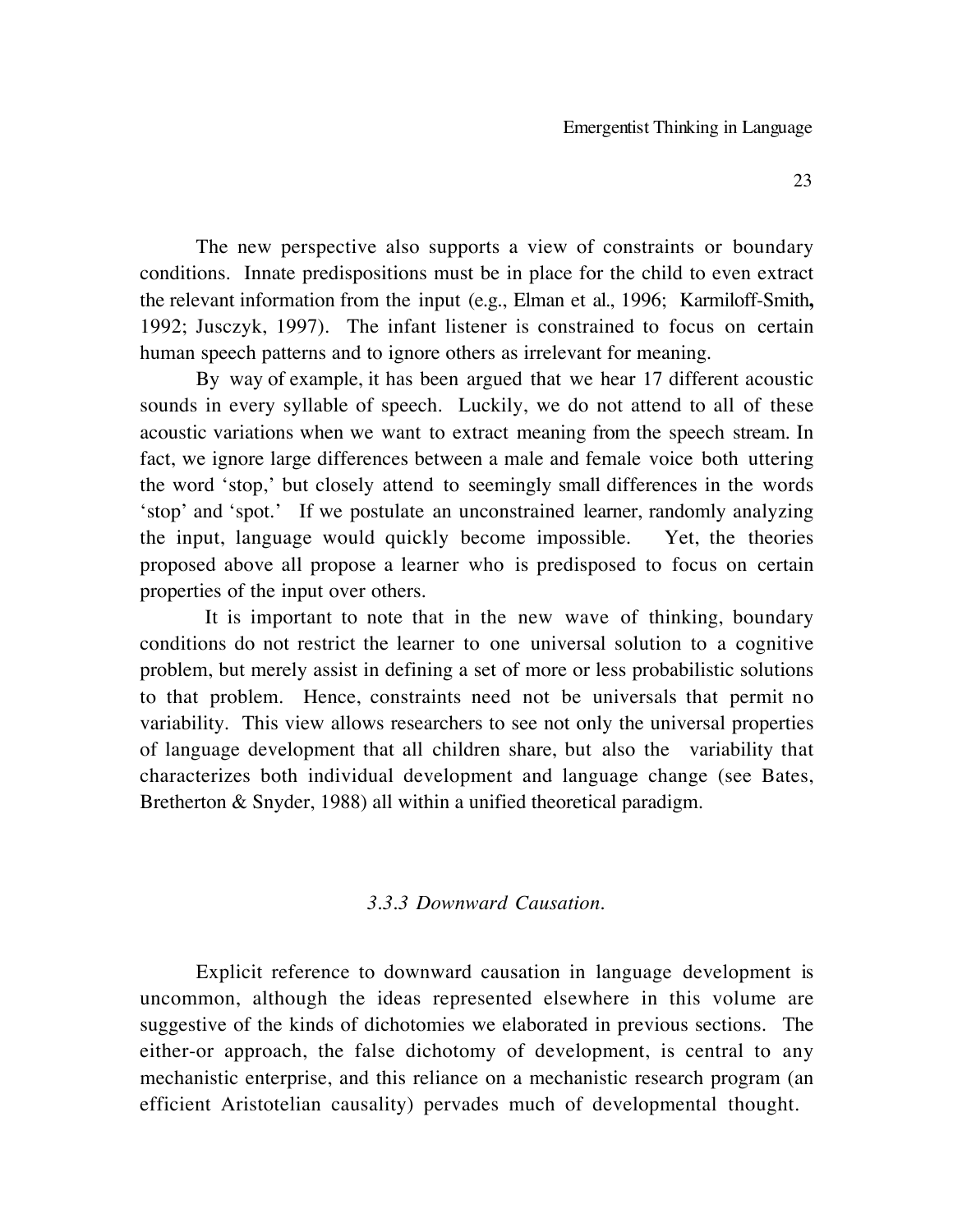The new perspective also supports a view of constraints or boundary conditions. Innate predispositions must be in place for the child to even extract the relevant information from the input (e.g., Elman et al., 1996; Karmiloff-Smith, 1992; Jusczyk, 1997). The infant listener is constrained to focus on certain human speech patterns and to ignore others as irrelevant for meaning.

By way of example, it has been argued that we hear 17 different acoustic sounds in every syllable of speech. Luckily, we do not attend to all of these acoustic variations when we want to extract meaning from the speech stream. In fact, we ignore large differences between a male and female voice both uttering the word 'stop,' but closely attend to seemingly small differences in the words 'stop' and 'spot.' If we postulate an unconstrained learner, randomly analyzing the input, language would quickly become impossible. Yet, the theories proposed above all propose a learner who is predisposed to focus on certain properties of the input over others.

It is important to note that in the new wave of thinking, boundary conditions do not restrict the learner to one universal solution to a cognitive problem, but merely assist in defining a set of more or less probabilistic solutions to that problem. Hence, constraints need not be universals that permit no variability. This view allows researchers to see not only the universal properties of language development that all children share, but also the variability that characterizes both individual development and language change (see Bates, Bretherton & Snyder, 1988) all within a unified theoretical paradigm.

### *3.3.3 Downward Causation.*

Explicit reference to downward causation in language development is uncommon, although the ideas represented elsewhere in this volume are suggestive of the kinds of dichotomies we elaborated in previous sections. The either-or approach, the false dichotomy of development, is central to any mechanistic enterprise, and this reliance on a mechanistic research program (an efficient Aristotelian causality) pervades much of developmental thought.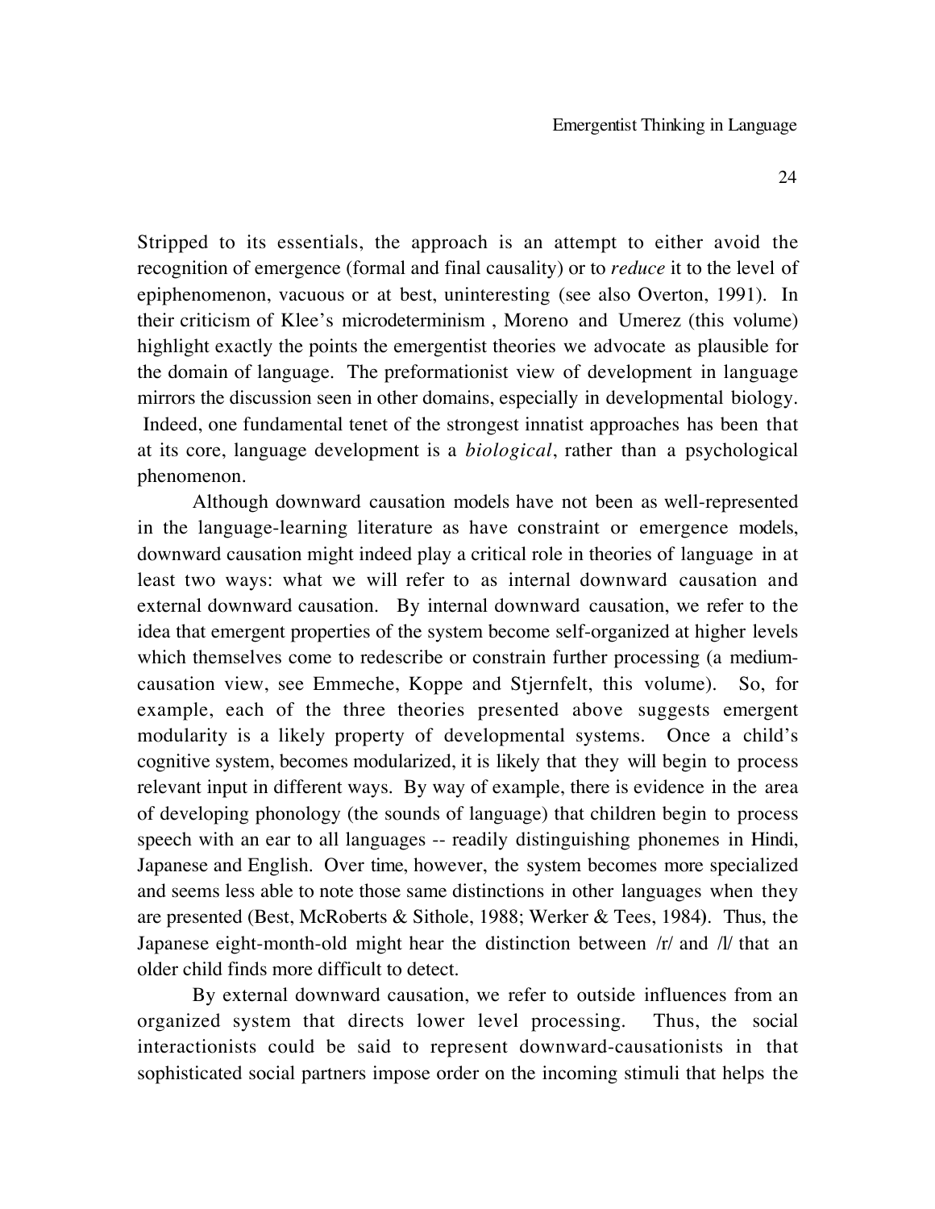Stripped to its essentials, the approach is an attempt to either avoid the recognition of emergence (formal and final causality) or to *reduce* it to the level of epiphenomenon, vacuous or at best, uninteresting (see also Overton, 1991). In their criticism of Klee's microdeterminism , Moreno and Umerez (this volume) highlight exactly the points the emergentist theories we advocate as plausible for the domain of language. The preformationist view of development in language mirrors the discussion seen in other domains, especially in developmental biology. Indeed, one fundamental tenet of the strongest innatist approaches has been that at its core, language development is a *biological*, rather than a psychological phenomenon.

Although downward causation models have not been as well-represented in the language-learning literature as have constraint or emergence models, downward causation might indeed play a critical role in theories of language in at least two ways: what we will refer to as internal downward causation and external downward causation. By internal downward causation, we refer to the idea that emergent properties of the system become self-organized at higher levels which themselves come to redescribe or constrain further processing (a medium-causation view, see Emmeche, Koppe and Stjernfelt, this volume). So, for example, each of the three theories presented above suggests emergent modularity is a likely property of developmental systems. Once a child's cognitive system, becomes modularized, it is likely that they will begin to process relevant input in different ways. By way of example, there is evidence in the area of developing phonology (the sounds of language) that children begin to process speech with an ear to all languages -- readily distinguishing phonemes in Hindi, Japanese and English. Over time, however, the system becomes more specialized and seems less able to note those same distinctions in other languages when they are presented (Best, McRoberts & Sithole, 1988; Werker & Tees, 1984). Thus, the Japanese eight-month-old might hear the distinction between /r/ and /l/ that an older child finds more difficult to detect.

By external downward causation, we refer to outside influences from an organized system that directs lower level processing. Thus, the social interactionists could be said to represent downward-causationists in that sophisticated social partners impose order on the incoming stimuli that helps the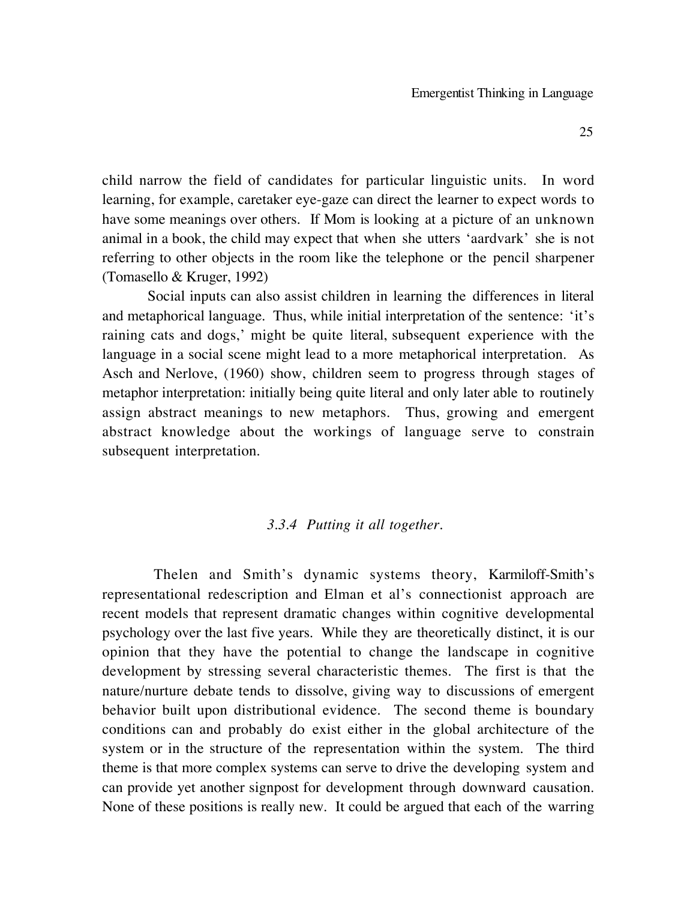child narrow the field of candidates for particular linguistic units. In word learning, for example, caretaker eye-gaze can direct the learner to expect words to have some meanings over others. If Mom is looking at a picture of an unknown animal in a book, the child may expect that when she utters 'aardvark' she is not referring to other objects in the room like the telephone or the pencil sharpener (Tomasello & Kruger, 1992)

Social inputs can also assist children in learning the differences in literal and metaphorical language. Thus, while initial interpretation of the sentence: 'it's raining cats and dogs,' might be quite literal, subsequent experience with the language in a social scene might lead to a more metaphorical interpretation. As Asch and Nerlove, (1960) show, children seem to progress through stages of metaphor interpretation: initially being quite literal and only later able to routinely assign abstract meanings to new metaphors. Thus, growing and emergent abstract knowledge about the workings of language serve to constrain subsequent interpretation.

### *3.3.4 Putting it all together.*

Thelen and Smith's dynamic systems theory, Karmiloff-Smith's representational redescription and Elman et al's connectionist approach are recent models that represent dramatic changes within cognitive developmental psychology over the last five years. While they are theoretically distinct, it is our opinion that they have the potential to change the landscape in cognitive development by stressing several characteristic themes. The first is that the nature/nurture debate tends to dissolve, giving way to discussions of emergent behavior built upon distributional evidence. The second theme is boundary conditions can and probably do exist either in the global architecture of the system or in the structure of the representation within the system. The third theme is that more complex systems can serve to drive the developing system and can provide yet another signpost for development through downward causation. None of these positions is really new. It could be argued that each of the warring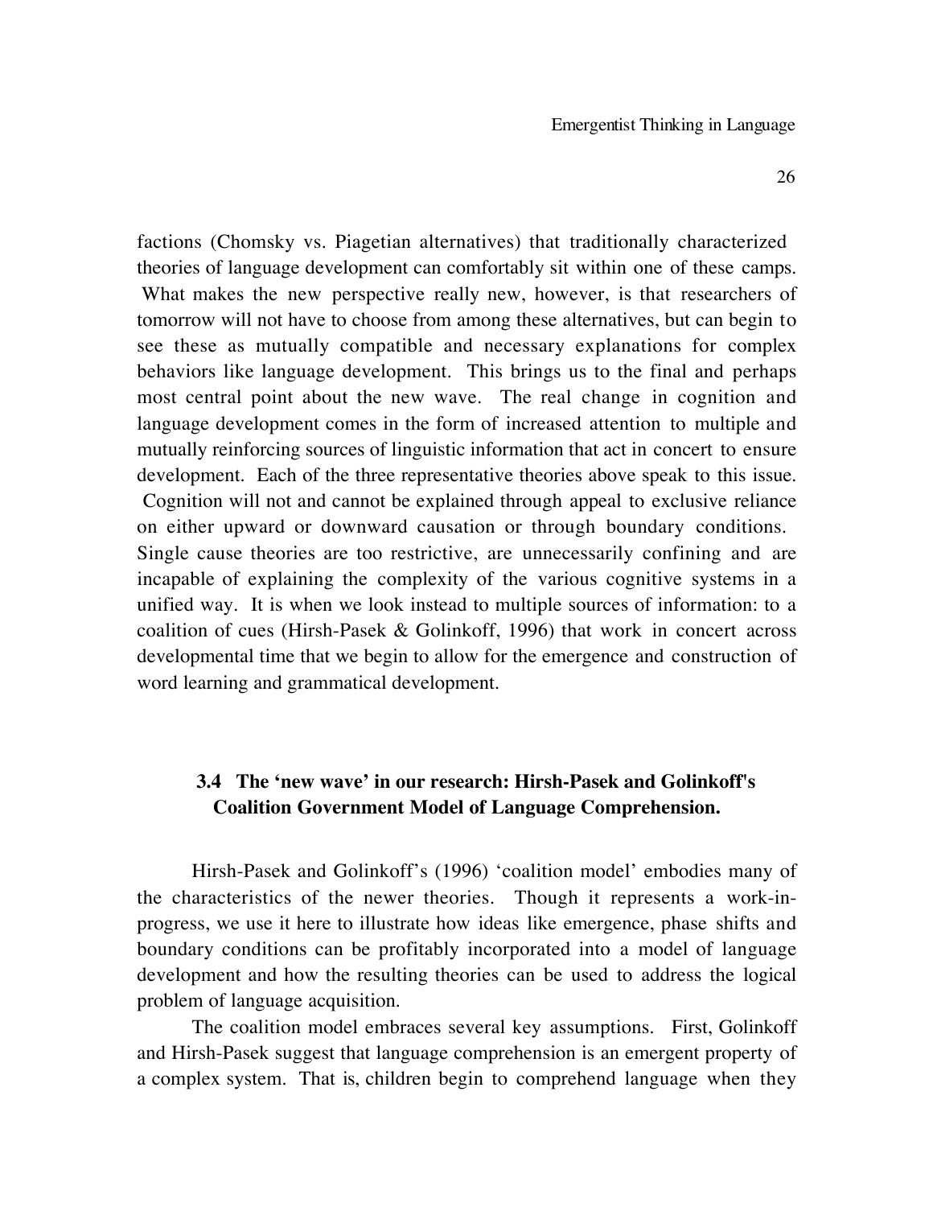factions (Chomsky vs. Piagetian alternatives) that traditionally characterized theories of language development can comfortably sit within one of these camps. What makes the new perspective really new, however, is that researchers of tomorrow will not have to choose from among these alternatives, but can begin to see these as mutually compatible and necessary explanations for complex behaviors like language development. This brings us to the final and perhaps most central point about the new wave. The real change in cognition and language development comes in the form of increased attention to multiple and mutually reinforcing sources of linguistic information that act in concert to ensure development. Each of the three representative theories above speak to this issue. Cognition will not and cannot be explained through appeal to exclusive reliance on either upward or downward causation or through boundary conditions. Single cause theories are too restrictive, are unnecessarily confining and are incapable of explaining the complexity of the various cognitive systems in a unified way. It is when we look instead to multiple sources of information: to a coalition of cues (Hirsh-Pasek & Golinkoff, 1996) that work in concert across developmental time that we begin to allow for the emergence and construction of word learning and grammatical development.

### 3.4 The 'new wave' in our research: Hirsh-Pasek and Golinkoff's Coalition Government Model of Language Comprehension.

Hirsh-Pasek and Golinkoff's (1996) 'coalition model' embodies many of the characteristics of the newer theories. Though it represents a work-in-progress, we use it here to illustrate how ideas like emergence, phase shifts and boundary conditions can be profitably incorporated into a model of language development and how the resulting theories can be used to address the logical problem of language acquisition.

The coalition model embraces several key assumptions. First, Golinkoff and Hirsh-Pasek suggest that language comprehension is an emergent property of a complex system. That is, children begin to comprehend language when they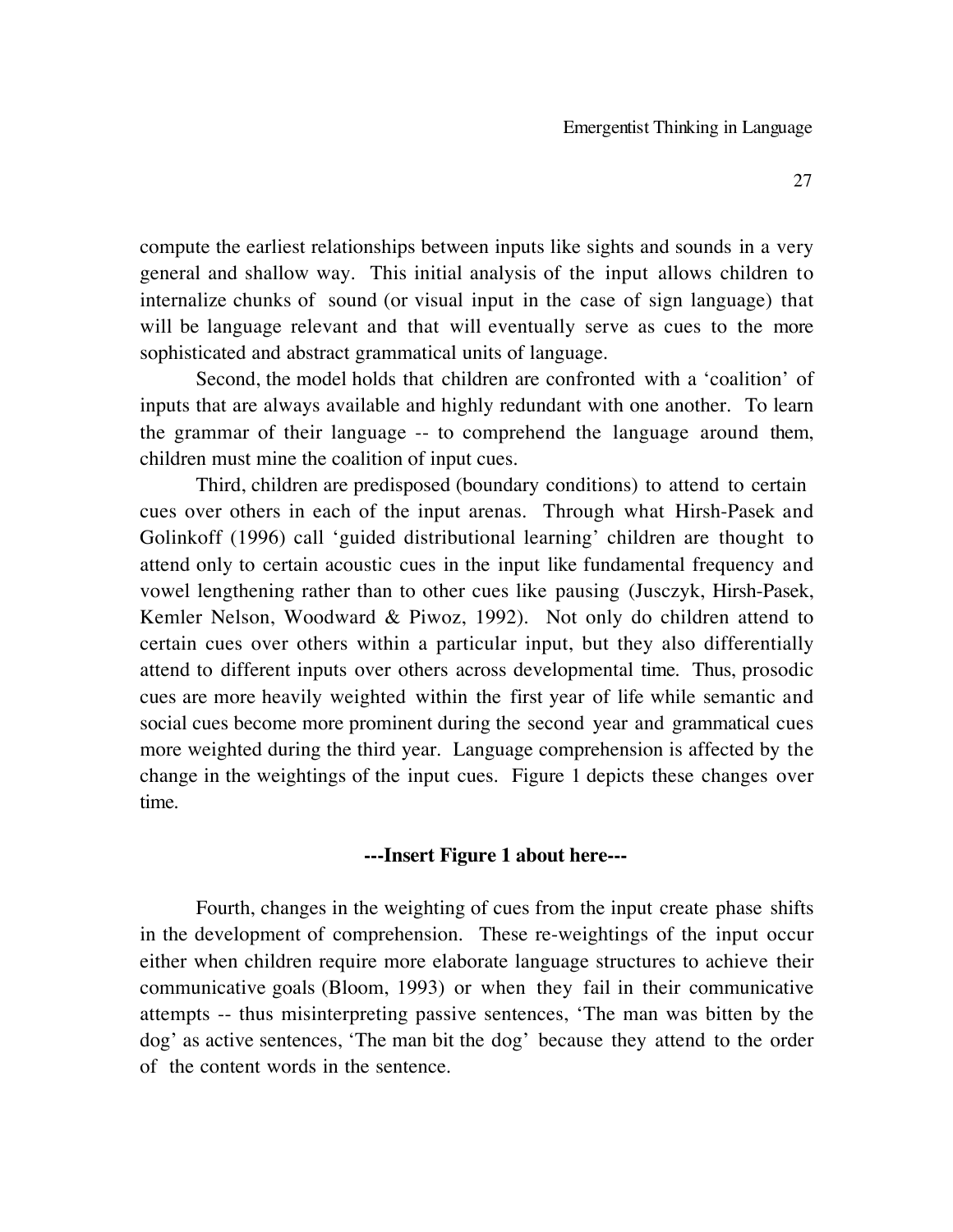compute the earliest relationships between inputs like sights and sounds in a very general and shallow way. This initial analysis of the input allows children to internalize chunks of sound (or visual input in the case of sign language) that will be language relevant and that will eventually serve as cues to the more sophisticated and abstract grammatical units of language.

Second, the model holds that children are confronted with a 'coalition' of inputs that are always available and highly redundant with one another. To learn the grammar of their language -- to comprehend the language around them, children must mine the coalition of input cues.

Third, children are predisposed (boundary conditions) to attend to certain cues over others in each of the input arenas. Through what Hirsh-Pasek and Golinkoff (1996) call 'guided distributional learning' children are thought to attend only to certain acoustic cues in the input like fundamental frequency and vowel lengthening rather than to other cues like pausing (Jusczyk, Hirsh-Pasek, Kemler Nelson, Woodward & Piwoz, 1992). Not only do children attend to certain cues over others within a particular input, but they also differentially attend to different inputs over others across developmental time. Thus, prosodic cues are more heavily weighted within the first year of life while semantic and social cues become more prominent during the second year and grammatical cues more weighted during the third year. Language comprehension is affected by the change in the weightings of the input cues. Figure 1 depicts these changes over time.

**---Insert Figure 1 about here---**

Fourth, changes in the weighting of cues from the input create phase shifts in the development of comprehension. These re-weightings of the input occur either when children require more elaborate language structures to achieve their communicative goals (Bloom, 1993) or when they fail in their communicative attempts -- thus misinterpreting passive sentences, 'The man was bitten by the dog' as active sentences, 'The man bit the dog' because they attend to the order of the content words in the sentence.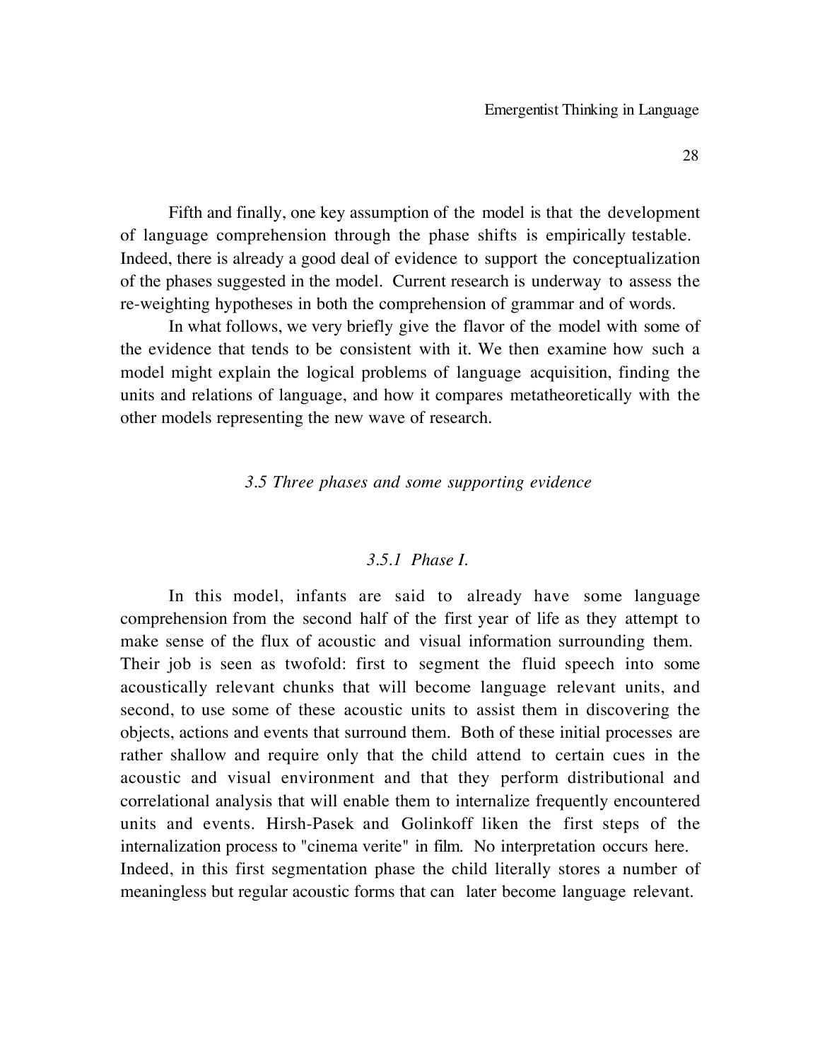Fifth and finally, one key assumption of the model is that the development of language comprehension through the phase shifts is empirically testable. Indeed, there is already a good deal of evidence to support the conceptualization of the phases suggested in the model. Current research is underway to assess the re-weighting hypotheses in both the comprehension of grammar and of words.

In what follows, we very briefly give the flavor of the model with some of the evidence that tends to be consistent with it. We then examine how such a model might explain the logical problems of language acquisition, finding the units and relations of language, and how it compares metatheoretically with the other models representing the new wave of research.

### *3.5 Three phases and some supporting evidence*

#### *3.5.1 Phase I.*

In this model, infants are said to already have some language comprehension from the second half of the first year of life as they attempt to make sense of the flux of acoustic and visual information surrounding them. Their job is seen as twofold: first to segment the fluid speech into some acoustically relevant chunks that will become language relevant units, and second, to use some of these acoustic units to assist them in discovering the objects, actions and events that surround them. Both of these initial processes are rather shallow and require only that the child attend to certain cues in the acoustic and visual environment and that they perform distributional and correlational analysis that will enable them to internalize frequently encountered units and events. Hirsh-Pasek and Golinkoff liken the first steps of the internalization process to "cinema verite" in film. No interpretation occurs here. Indeed, in this first segmentation phase the child literally stores a number of meaningless but regular acoustic forms that can later become language relevant.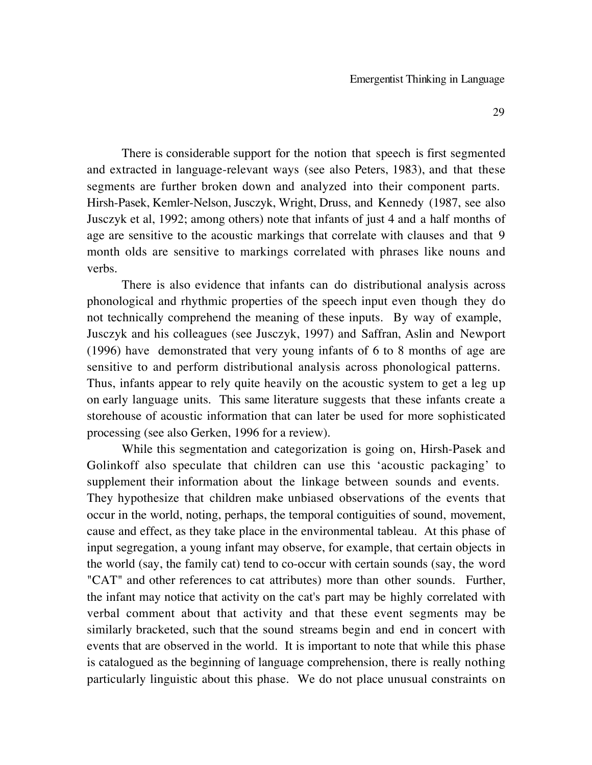There is considerable support for the notion that speech is first segmented and extracted in language-relevant ways (see also Peters, 1983), and that these segments are further broken down and analyzed into their component parts. Hirsh-Pasek, Kemler-Nelson, Jusczyk, Wright, Druss, and Kennedy (1987, see also Jusczyk et al, 1992; among others) note that infants of just 4 and a half months of age are sensitive to the acoustic markings that correlate with clauses and that 9 month olds are sensitive to markings correlated with phrases like nouns and verbs.

There is also evidence that infants can do distributional analysis across phonological and rhythmic properties of the speech input even though they do not technically comprehend the meaning of these inputs. By way of example, Jusczyk and his colleagues (see Jusczyk, 1997) and Saffran, Aslin and Newport (1996) have demonstrated that very young infants of 6 to 8 months of age are sensitive to and perform distributional analysis across phonological patterns. Thus, infants appear to rely quite heavily on the acoustic system to get a leg up on early language units. This same literature suggests that these infants create a storehouse of acoustic information that can later be used for more sophisticated processing (see also Gerken, 1996 for a review).

While this segmentation and categorization is going on, Hirsh-Pasek and Golinkoff also speculate that children can use this 'acoustic packaging' to supplement their information about the linkage between sounds and events. They hypothesize that children make unbiased observations of the events that occur in the world, noting, perhaps, the temporal contiguities of sound, movement, cause and effect, as they take place in the environmental tableau. At this phase of input segregation, a young infant may observe, for example, that certain objects in the world (say, the family cat) tend to co-occur with certain sounds (say, the word "CAT" and other references to cat attributes) more than other sounds. Further, the infant may notice that activity on the cat's part may be highly correlated with verbal comment about that activity and that these event segments may be similarly bracketed, such that the sound streams begin and end in concert with events that are observed in the world. It is important to note that while this phase is catalogued as the beginning of language comprehension, there is really nothing particularly linguistic about this phase. We do not place unusual constraints on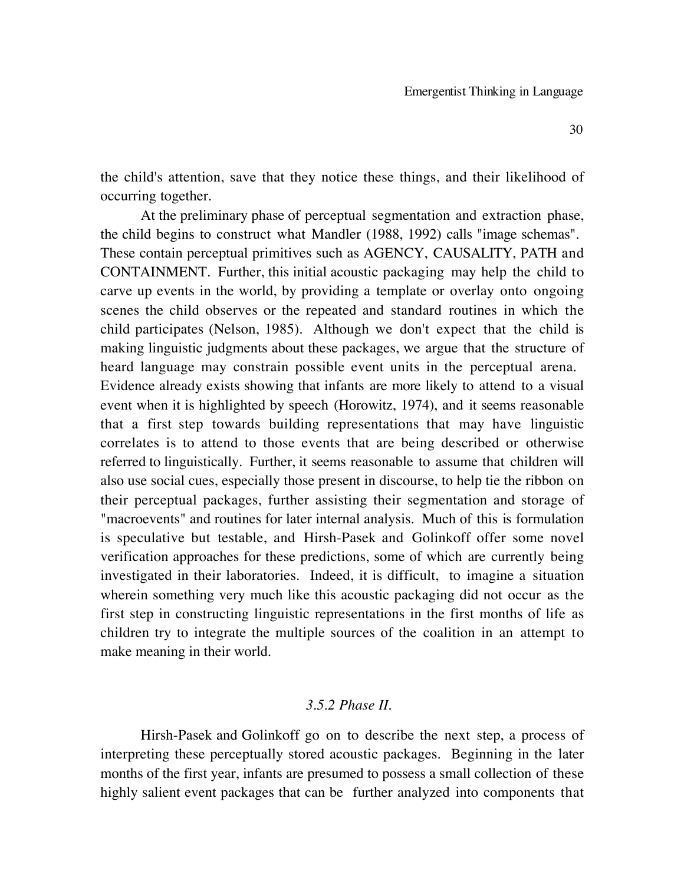the child's attention, save that they notice these things, and their likelihood of occurring together.

At the preliminary phase of perceptual segmentation and extraction phase, the child begins to construct what Mandler (1988, 1992) calls "image schemas". These contain perceptual primitives such as AGENCY, CAUSALITY, PATH and CONTAINMENT. Further, this initial acoustic packaging may help the child to carve up events in the world, by providing a template or overlay onto ongoing scenes the child observes or the repeated and standard routines in which the child participates (Nelson, 1985). Although we don't expect that the child is making linguistic judgments about these packages, we argue that the structure of heard language may constrain possible event units in the perceptual arena. Evidence already exists showing that infants are more likely to attend to a visual event when it is highlighted by speech (Horowitz, 1974), and it seems reasonable that a first step towards building representations that may have linguistic correlates is to attend to those events that are being described or otherwise referred to linguistically. Further, it seems reasonable to assume that children will also use social cues, especially those present in discourse, to help tie the ribbon on their perceptual packages, further assisting their segmentation and storage of "macroevents" and routines for later internal analysis. Much of this is formulation is speculative but testable, and Hirsh-Pasek and Golinkoff offer some novel verification approaches for these predictions, some of which are currently being investigated in their laboratories. Indeed, it is difficult, to imagine a situation wherein something very much like this acoustic packaging did not occur as the first step in constructing linguistic representations in the first months of life as children try to integrate the multiple sources of the coalition in an attempt to make meaning in their world.

### *3.5.2 Phase II.*

Hirsh-Pasek and Golinkoff go on to describe the next step, a process of interpreting these perceptually stored acoustic packages. Beginning in the later months of the first year, infants are presumed to possess a small collection of these highly salient event packages that can be further analyzed into components that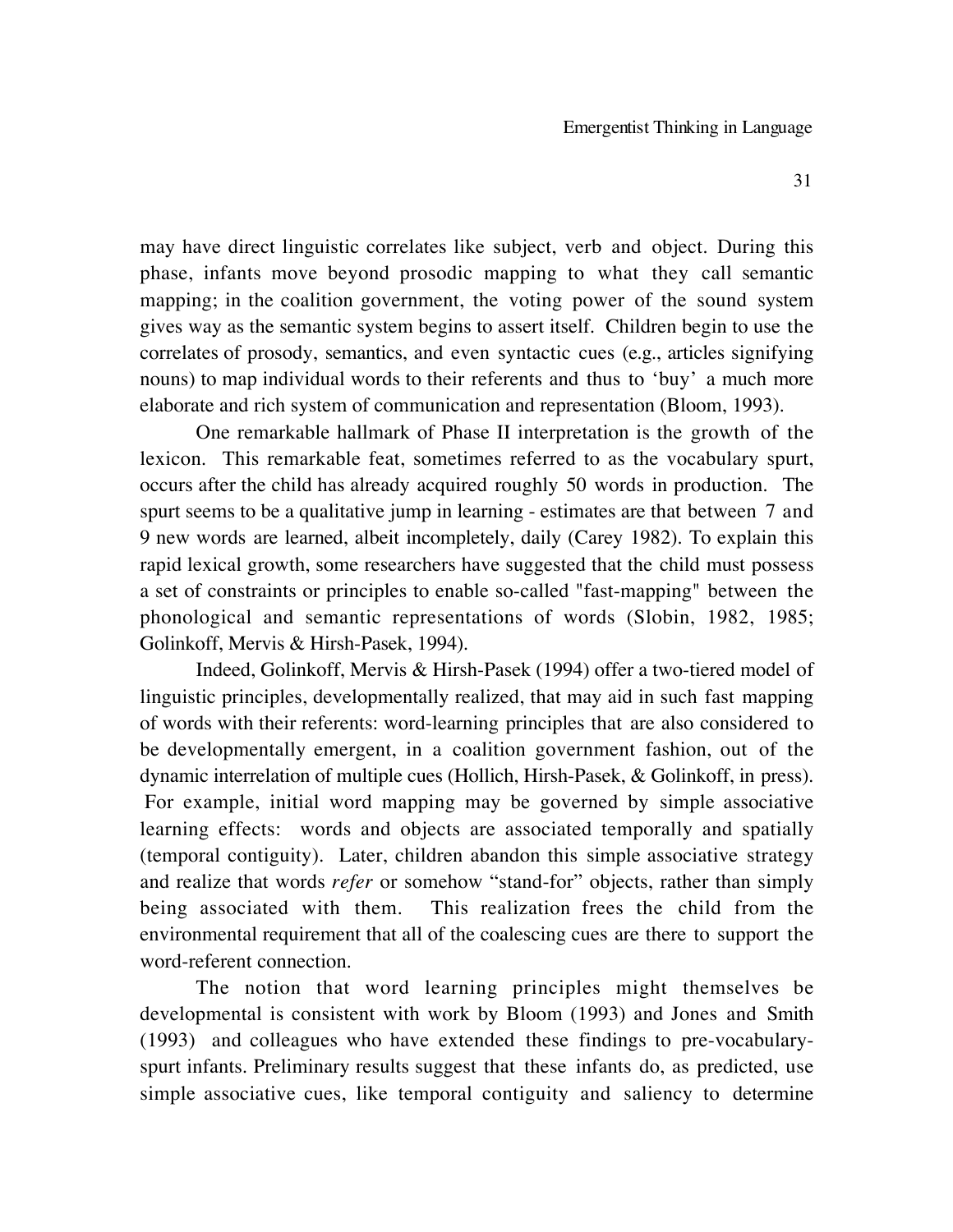may have direct linguistic correlates like subject, verb and object. During this phase, infants move beyond prosodic mapping to what they call semantic mapping; in the coalition government, the voting power of the sound system gives way as the semantic system begins to assert itself. Children begin to use the correlates of prosody, semantics, and even syntactic cues (e.g., articles signifying nouns) to map individual words to their referents and thus to 'buy' a much more elaborate and rich system of communication and representation (Bloom, 1993).

One remarkable hallmark of Phase II interpretation is the growth of the lexicon. This remarkable feat, sometimes referred to as the vocabulary spurt, occurs after the child has already acquired roughly 50 words in production. The spurt seems to be a qualitative jump in learning - estimates are that between 7 and 9 new words are learned, albeit incompletely, daily (Carey 1982). To explain this rapid lexical growth, some researchers have suggested that the child must possess a set of constraints or principles to enable so-called "fast-mapping" between the phonological and semantic representations of words (Slobin, 1982, 1985; Golinkoff, Mervis & Hirsh-Pasek, 1994).

Indeed, Golinkoff, Mervis & Hirsh-Pasek (1994) offer a two-tiered model of linguistic principles, developmentally realized, that may aid in such fast mapping of words with their referents: word-learning principles that are also considered to be developmentally emergent, in a coalition government fashion, out of the dynamic interrelation of multiple cues (Hollich, Hirsh-Pasek, & Golinkoff, in press). For example, initial word mapping may be governed by simple associative learning effects: words and objects are associated temporally and spatially (temporal contiguity). Later, children abandon this simple associative strategy and realize that words *refer* or somehow "stand-for" objects, rather than simply being associated with them. This realization frees the child from the environmental requirement that all of the coalescing cues are there to support the word-referent connection.

The notion that word learning principles might themselves be developmental is consistent with work by Bloom (1993) and Jones and Smith (1993) and colleagues who have extended these findings to pre-vocabulary-spurt infants. Preliminary results suggest that these infants do, as predicted, use simple associative cues, like temporal contiguity and saliency to determine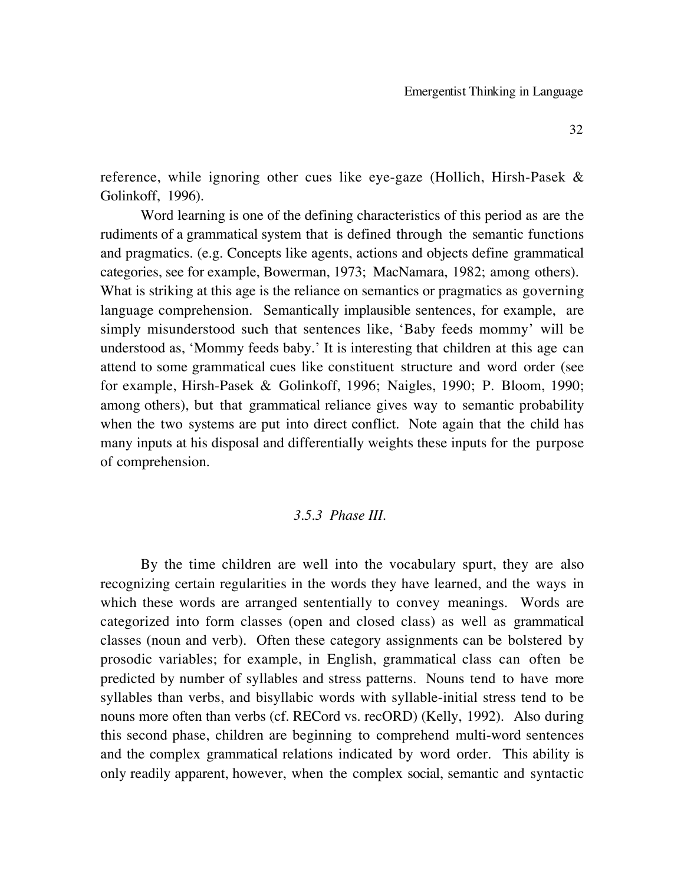reference, while ignoring other cues like eye-gaze (Hollich, Hirsh-Pasek & Golinkoff, 1996).

Word learning is one of the defining characteristics of this period as are the rudiments of a grammatical system that is defined through the semantic functions and pragmatics. (e.g. Concepts like agents, actions and objects define grammatical categories, see for example, Bowerman, 1973; MacNamara, 1982; among others). What is striking at this age is the reliance on semantics or pragmatics as governing language comprehension. Semantically implausible sentences, for example, are simply misunderstood such that sentences like, 'Baby feeds mommy' will be understood as, 'Mommy feeds baby.' It is interesting that children at this age can attend to some grammatical cues like constituent structure and word order (see for example, Hirsh-Pasek & Golinkoff, 1996; Naigles, 1990; P. Bloom, 1990; among others), but that grammatical reliance gives way to semantic probability when the two systems are put into direct conflict. Note again that the child has many inputs at his disposal and differentially weights these inputs for the purpose of comprehension.

### *3.5.3 Phase III.*

By the time children are well into the vocabulary spurt, they are also recognizing certain regularities in the words they have learned, and the ways in which these words are arranged sententially to convey meanings. Words are categorized into form classes (open and closed class) as well as grammatical classes (noun and verb). Often these category assignments can be bolstered by prosodic variables; for example, in English, grammatical class can often be predicted by number of syllables and stress patterns. Nouns tend to have more syllables than verbs, and bisyllabic words with syllable-initial stress tend to be nouns more often than verbs (cf. RECord vs. recORD) (Kelly, 1992). Also during this second phase, children are beginning to comprehend multi-word sentences and the complex grammatical relations indicated by word order. This ability is only readily apparent, however, when the complex social, semantic and syntactic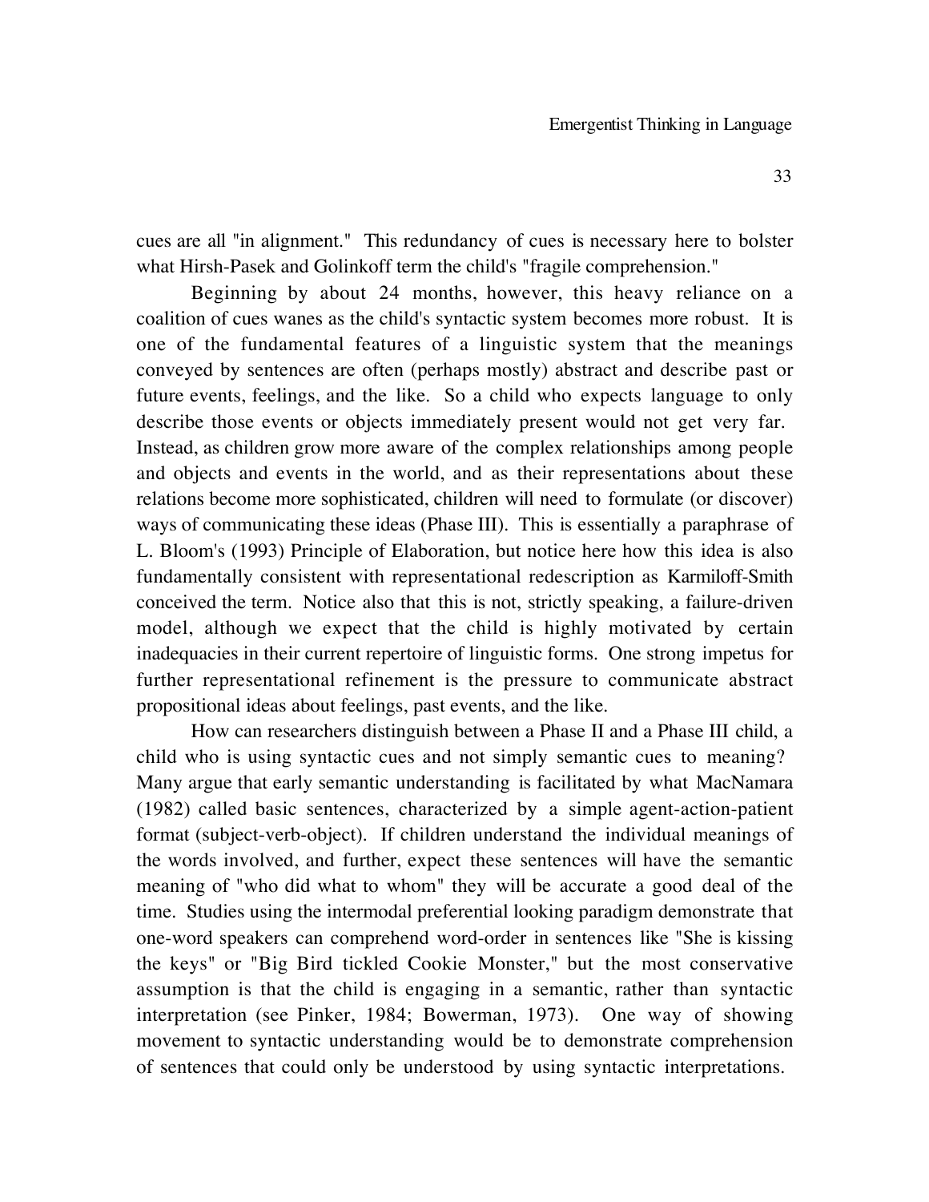cues are all "in alignment." This redundancy of cues is necessary here to bolster what Hirsh-Pasek and Golinkoff term the child's "fragile comprehension."

Beginning by about 24 months, however, this heavy reliance on a coalition of cues wanes as the child's syntactic system becomes more robust. It is one of the fundamental features of a linguistic system that the meanings conveyed by sentences are often (perhaps mostly) abstract and describe past or future events, feelings, and the like. So a child who expects language to only describe those events or objects immediately present would not get very far. Instead, as children grow more aware of the complex relationships among people and objects and events in the world, and as their representations about these relations become more sophisticated, children will need to formulate (or discover) ways of communicating these ideas (Phase III). This is essentially a paraphrase of L. Bloom's (1993) Principle of Elaboration, but notice here how this idea is also fundamentally consistent with representational redescription as Karmiloff-Smith conceived the term. Notice also that this is not, strictly speaking, a failure-driven model, although we expect that the child is highly motivated by certain inadequacies in their current repertoire of linguistic forms. One strong impetus for further representational refinement is the pressure to communicate abstract propositional ideas about feelings, past events, and the like.

How can researchers distinguish between a Phase II and a Phase III child, a child who is using syntactic cues and not simply semantic cues to meaning? Many argue that early semantic understanding is facilitated by what MacNamara (1982) called basic sentences, characterized by a simple agent-action-patient format (subject-verb-object). If children understand the individual meanings of the words involved, and further, expect these sentences will have the semantic meaning of "who did what to whom" they will be accurate a good deal of the time. Studies using the intermodal preferential looking paradigm demonstrate that one-word speakers can comprehend word-order in sentences like "She is kissing the keys" or "Big Bird tickled Cookie Monster," but the most conservative assumption is that the child is engaging in a semantic, rather than syntactic interpretation (see Pinker, 1984; Bowerman, 1973). One way of showing movement to syntactic understanding would be to demonstrate comprehension of sentences that could only be understood by using syntactic interpretations.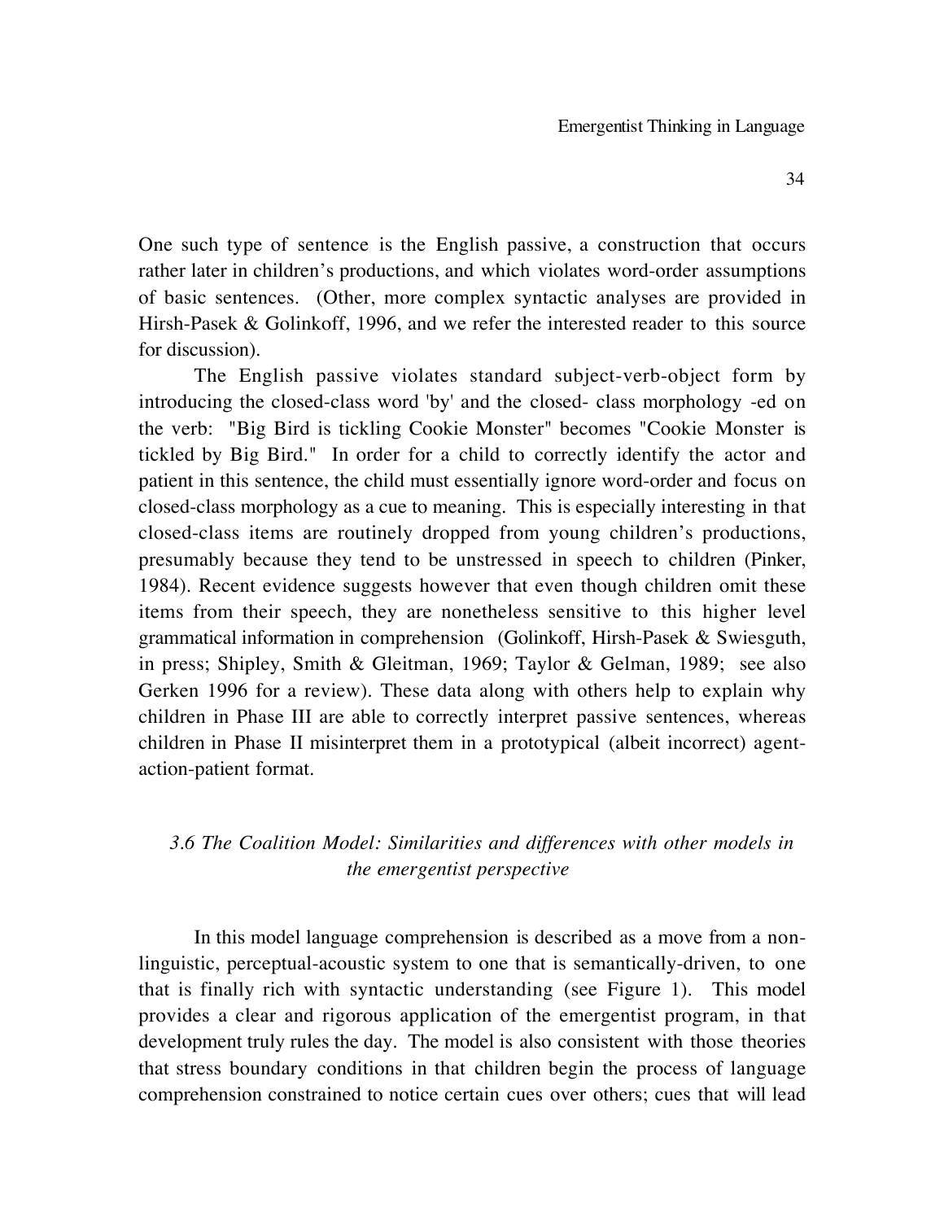One such type of sentence is the English passive, a construction that occurs rather later in children's productions, and which violates word-order assumptions of basic sentences. (Other, more complex syntactic analyses are provided in Hirsh-Pasek & Golinkoff, 1996, and we refer the interested reader to this source for discussion).

The English passive violates standard subject-verb-object form by introducing the closed-class word 'by' and the closed- class morphology -ed on the verb: "Big Bird is tickling Cookie Monster" becomes "Cookie Monster is tickled by Big Bird." In order for a child to correctly identify the actor and patient in this sentence, the child must essentially ignore word-order and focus on closed-class morphology as a cue to meaning. This is especially interesting in that closed-class items are routinely dropped from young children's productions, presumably because they tend to be unstressed in speech to children (Pinker, 1984). Recent evidence suggests however that even though children omit these items from their speech, they are nonetheless sensitive to this higher level grammatical information in comprehension (Golinkoff, Hirsh-Pasek & Swiesguth, in press; Shipley, Smith & Gleitman, 1969; Taylor & Gelman, 1989; see also Gerken 1996 for a review). These data along with others help to explain why children in Phase III are able to correctly interpret passive sentences, whereas children in Phase II misinterpret them in a prototypical (albeit incorrect) agent-action-patient format.

### *3.6 The Coalition Model: Similarities and differences with other models in the emergentist perspective*

In this model language comprehension is described as a move from a non-linguistic, perceptual-acoustic system to one that is semantically-driven, to one that is finally rich with syntactic understanding (see Figure 1). This model provides a clear and rigorous application of the emergentist program, in that development truly rules the day. The model is also consistent with those theories that stress boundary conditions in that children begin the process of language comprehension constrained to notice certain cues over others; cues that will lead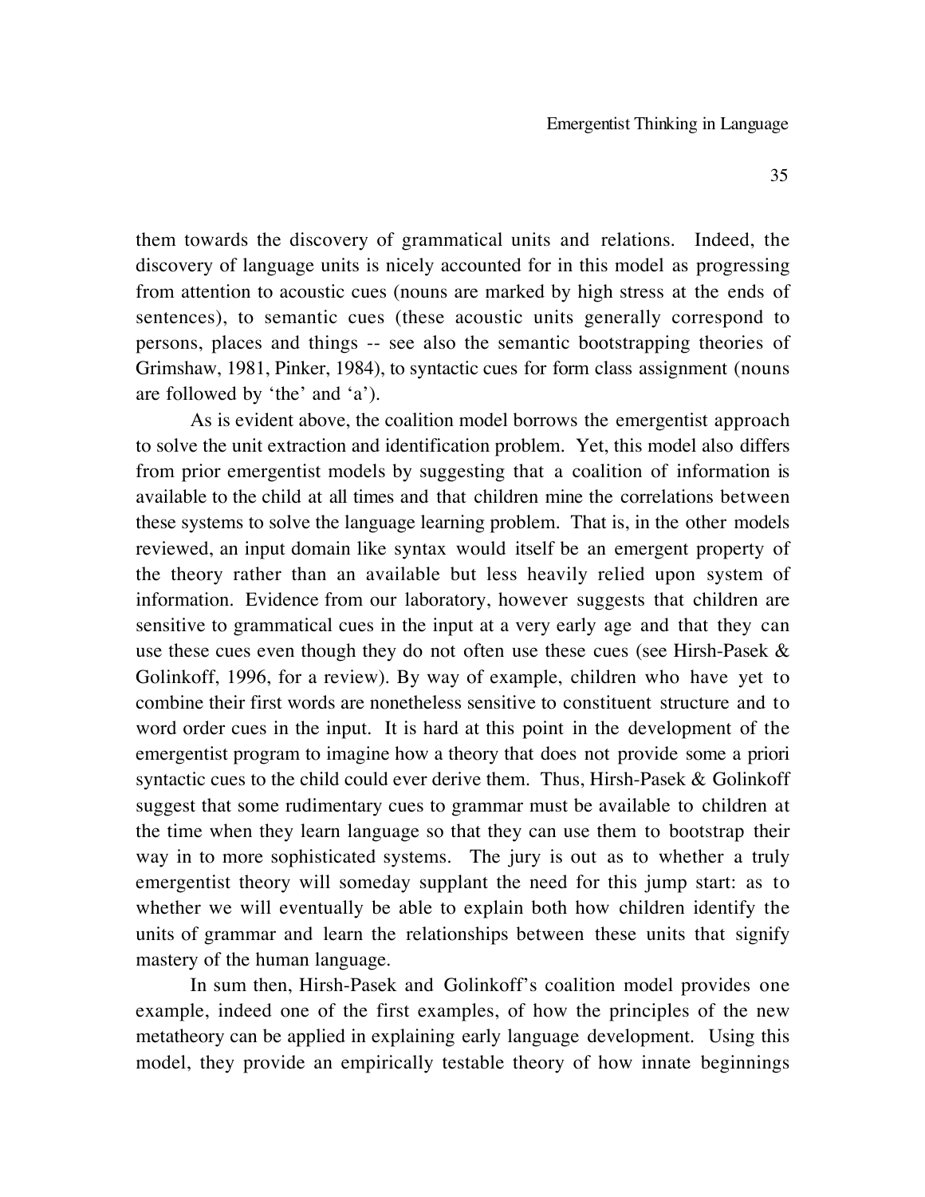them towards the discovery of grammatical units and relations. Indeed, the discovery of language units is nicely accounted for in this model as progressing from attention to acoustic cues (nouns are marked by high stress at the ends of sentences), to semantic cues (these acoustic units generally correspond to persons, places and things -- see also the semantic bootstrapping theories of Grimshaw, 1981, Pinker, 1984), to syntactic cues for form class assignment (nouns are followed by 'the' and 'a').

As is evident above, the coalition model borrows the emergentist approach to solve the unit extraction and identification problem. Yet, this model also differs from prior emergentist models by suggesting that a coalition of information is available to the child at all times and that children mine the correlations between these systems to solve the language learning problem. That is, in the other models reviewed, an input domain like syntax would itself be an emergent property of the theory rather than an available but less heavily relied upon system of information. Evidence from our laboratory, however suggests that children are sensitive to grammatical cues in the input at a very early age and that they can use these cues even though they do not often use these cues (see Hirsh-Pasek & Golinkoff, 1996, for a review). By way of example, children who have yet to combine their first words are nonetheless sensitive to constituent structure and to word order cues in the input. It is hard at this point in the development of the emergentist program to imagine how a theory that does not provide some a priori syntactic cues to the child could ever derive them. Thus, Hirsh-Pasek & Golinkoff suggest that some rudimentary cues to grammar must be available to children at the time when they learn language so that they can use them to bootstrap their way in to more sophisticated systems. The jury is out as to whether a truly emergentist theory will someday supplant the need for this jump start: as to whether we will eventually be able to explain both how children identify the units of grammar and learn the relationships between these units that signify mastery of the human language.

In sum then, Hirsh-Pasek and Golinkoff's coalition model provides one example, indeed one of the first examples, of how the principles of the new metatheory can be applied in explaining early language development. Using this model, they provide an empirically testable theory of how innate beginnings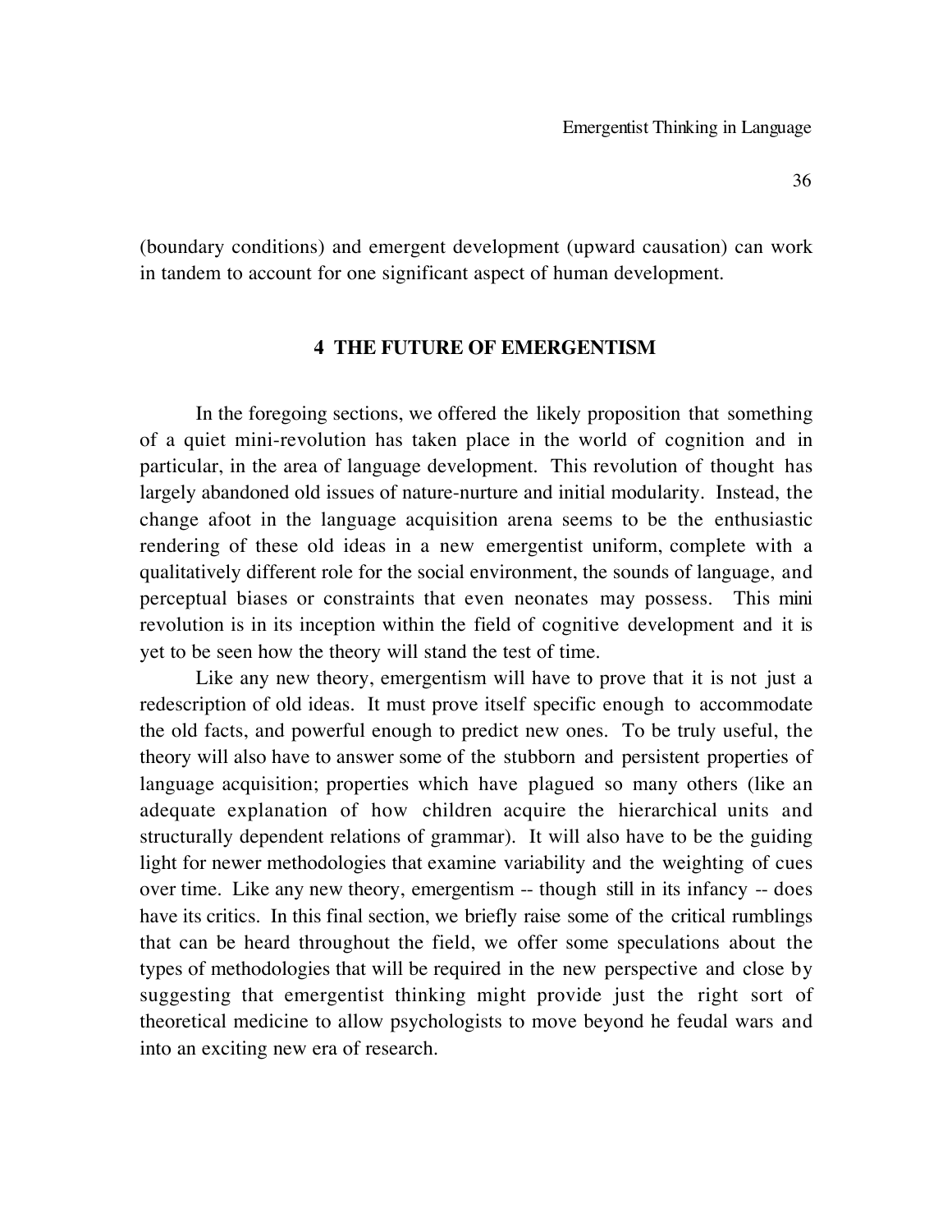(boundary conditions) and emergent development (upward causation) can work in tandem to account for one significant aspect of human development.

## 4 THE FUTURE OF EMERGENTISM

In the foregoing sections, we offered the likely proposition that something of a quiet mini-revolution has taken place in the world of cognition and in particular, in the area of language development. This revolution of thought has largely abandoned old issues of nature-nurture and initial modularity. Instead, the change afoot in the language acquisition arena seems to be the enthusiastic rendering of these old ideas in a new emergentist uniform, complete with a qualitatively different role for the social environment, the sounds of language, and perceptual biases or constraints that even neonates may possess. This mini revolution is in its inception within the field of cognitive development and it is yet to be seen how the theory will stand the test of time.

Like any new theory, emergentism will have to prove that it is not just a redescription of old ideas. It must prove itself specific enough to accommodate the old facts, and powerful enough to predict new ones. To be truly useful, the theory will also have to answer some of the stubborn and persistent properties of language acquisition; properties which have plagued so many others (like an adequate explanation of how children acquire the hierarchical units and structurally dependent relations of grammar). It will also have to be the guiding light for newer methodologies that examine variability and the weighting of cues over time. Like any new theory, emergentism -- though still in its infancy -- does have its critics. In this final section, we briefly raise some of the critical rumblings that can be heard throughout the field, we offer some speculations about the types of methodologies that will be required in the new perspective and close by suggesting that emergentist thinking might provide just the right sort of theoretical medicine to allow psychologists to move beyond he feudal wars and into an exciting new era of research.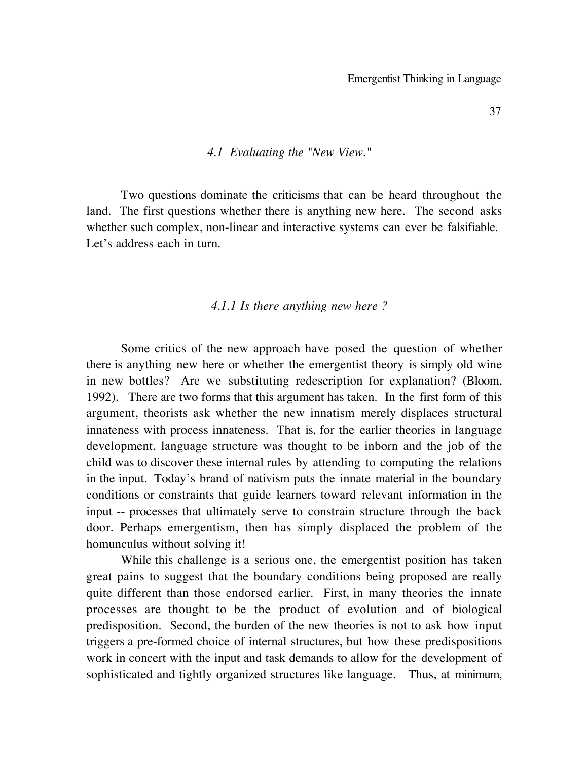### *4.1 Evaluating the "New View."*

Two questions dominate the criticisms that can be heard throughout the land. The first questions whether there is anything new here. The second asks whether such complex, non-linear and interactive systems can ever be falsifiable. Let's address each in turn.

#### *4.1.1 Is there anything new here ?*

Some critics of the new approach have posed the question of whether there is anything new here or whether the emergentist theory is simply old wine in new bottles? Are we substituting redescription for explanation? (Bloom, 1992). There are two forms that this argument has taken. In the first form of this argument, theorists ask whether the new innatism merely displaces structural innateness with process innateness. That is, for the earlier theories in language development, language structure was thought to be inborn and the job of the child was to discover these internal rules by attending to computing the relations in the input. Today's brand of nativism puts the innate material in the boundary conditions or constraints that guide learners toward relevant information in the input -- processes that ultimately serve to constrain structure through the back door. Perhaps emergentism, then has simply displaced the problem of the homunculus without solving it!

While this challenge is a serious one, the emergentist position has taken great pains to suggest that the boundary conditions being proposed are really quite different than those endorsed earlier. First, in many theories the innate processes are thought to be the product of evolution and of biological predisposition. Second, the burden of the new theories is not to ask how input triggers a pre-formed choice of internal structures, but how these predispositions work in concert with the input and task demands to allow for the development of sophisticated and tightly organized structures like language. Thus, at minimum,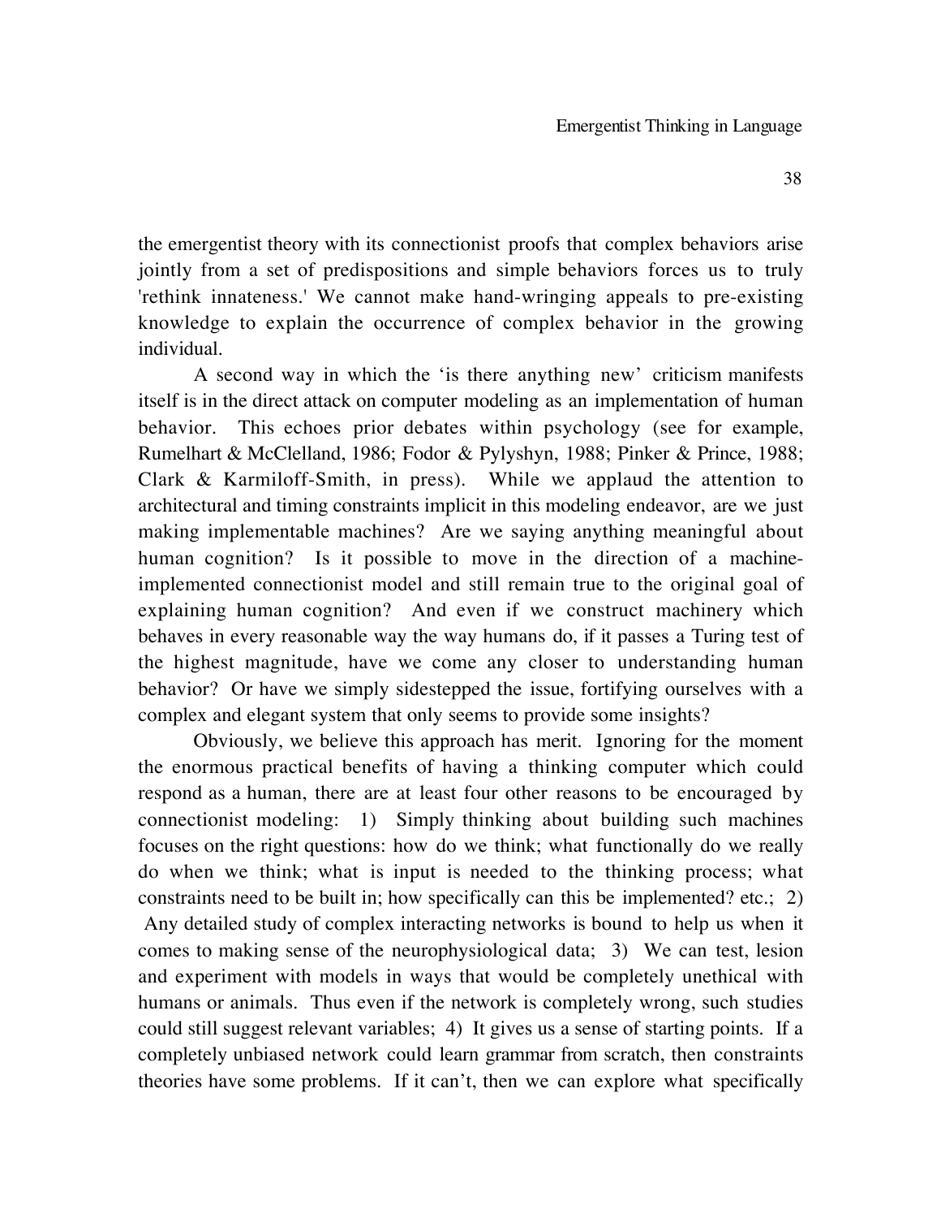the emergentist theory with its connectionist proofs that complex behaviors arise jointly from a set of predispositions and simple behaviors forces us to truly 'rethink innateness.' We cannot make hand-wringing appeals to pre-existing knowledge to explain the occurrence of complex behavior in the growing individual.

A second way in which the 'is there anything new' criticism manifests itself is in the direct attack on computer modeling as an implementation of human behavior. This echoes prior debates within psychology (see for example, Rumelhart & McClelland, 1986; Fodor & Pylyshyn, 1988; Pinker & Prince, 1988; Clark & Karmiloff-Smith, in press). While we applaud the attention to architectural and timing constraints implicit in this modeling endeavor, are we just making implementable machines? Are we saying anything meaningful about human cognition? Is it possible to move in the direction of a machine-implemented connectionist model and still remain true to the original goal of explaining human cognition? And even if we construct machinery which behaves in every reasonable way the way humans do, if it passes a Turing test of the highest magnitude, have we come any closer to understanding human behavior? Or have we simply sidestepped the issue, fortifying ourselves with a complex and elegant system that only seems to provide some insights?

Obviously, we believe this approach has merit. Ignoring for the moment the enormous practical benefits of having a thinking computer which could respond as a human, there are at least four other reasons to be encouraged by connectionist modeling: 1) Simply thinking about building such machines focuses on the right questions: how do we think; what functionally do we really do when we think; what is input is needed to the thinking process; what constraints need to be built in; how specifically can this be implemented? etc.; 2) Any detailed study of complex interacting networks is bound to help us when it comes to making sense of the neurophysiological data; 3) We can test, lesion and experiment with models in ways that would be completely unethical with humans or animals. Thus even if the network is completely wrong, such studies could still suggest relevant variables; 4) It gives us a sense of starting points. If a completely unbiased network could learn grammar from scratch, then constraints theories have some problems. If it can't, then we can explore what specifically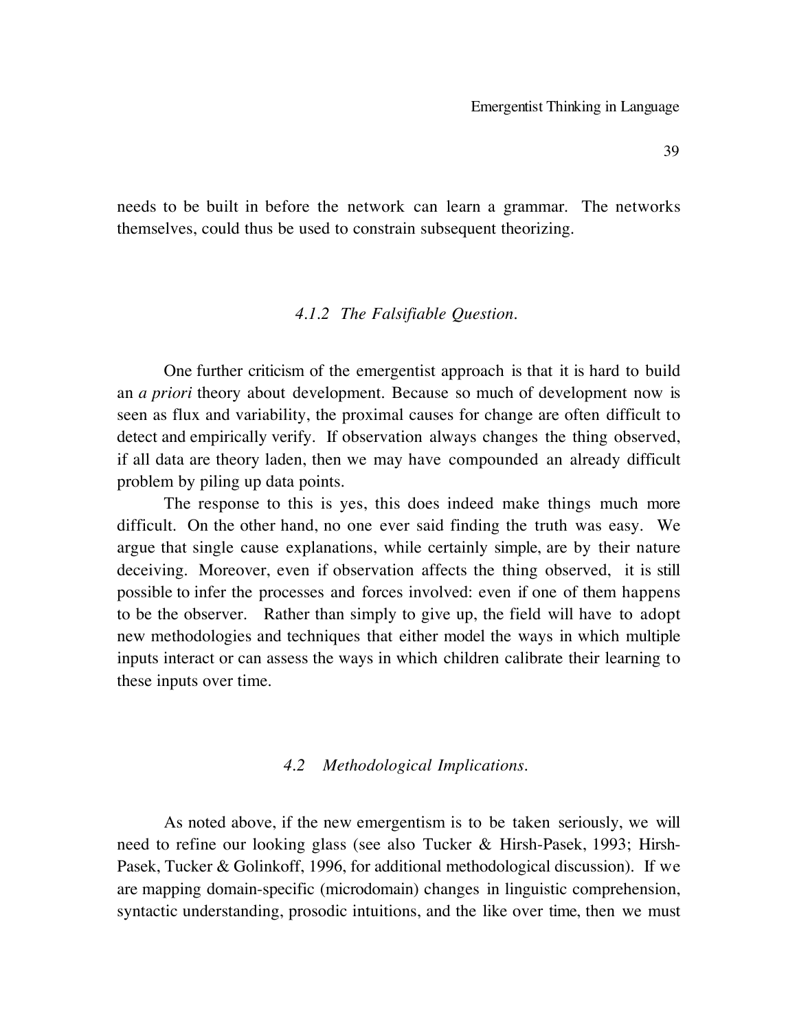needs to be built in before the network can learn a grammar. The networks themselves, could thus be used to constrain subsequent theorizing.

### *4.1.2 The Falsifiable Question.*

One further criticism of the emergentist approach is that it is hard to build an *a priori* theory about development. Because so much of development now is seen as flux and variability, the proximal causes for change are often difficult to detect and empirically verify. If observation always changes the thing observed, if all data are theory laden, then we may have compounded an already difficult problem by piling up data points.

The response to this is yes, this does indeed make things much more difficult. On the other hand, no one ever said finding the truth was easy. We argue that single cause explanations, while certainly simple, are by their nature deceiving. Moreover, even if observation affects the thing observed, it is still possible to infer the processes and forces involved: even if one of them happens to be the observer. Rather than simply to give up, the field will have to adopt new methodologies and techniques that either model the ways in which multiple inputs interact or can assess the ways in which children calibrate their learning to these inputs over time.

## *4.2 Methodological Implications.*

As noted above, if the new emergentism is to be taken seriously, we will need to refine our looking glass (see also Tucker & Hirsh-Pasek, 1993; Hirsh-Pasek, Tucker & Golinkoff, 1996, for additional methodological discussion). If we are mapping domain-specific (microdomain) changes in linguistic comprehension, syntactic understanding, prosodic intuitions, and the like over time, then we must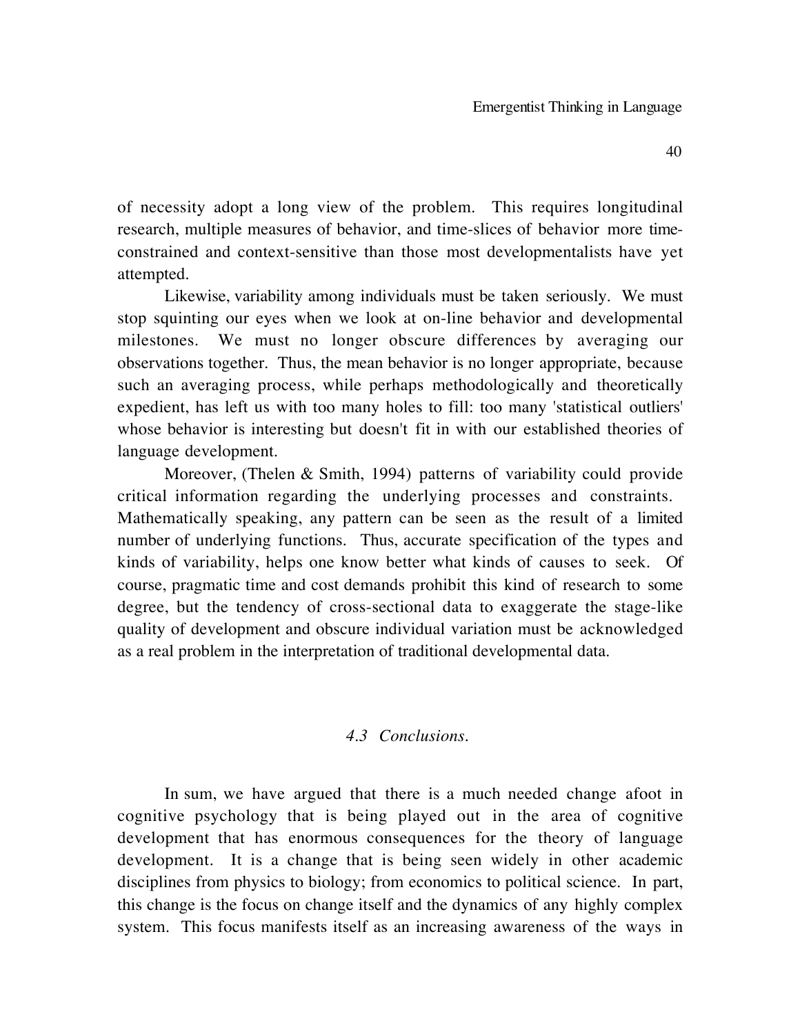of necessity adopt a long view of the problem. This requires longitudinal research, multiple measures of behavior, and time-slices of behavior more time-constrained and context-sensitive than those most developmentalists have yet attempted.

Likewise, variability among individuals must be taken seriously. We must stop squinting our eyes when we look at on-line behavior and developmental milestones. We must no longer obscure differences by averaging our observations together. Thus, the mean behavior is no longer appropriate, because such an averaging process, while perhaps methodologically and theoretically expedient, has left us with too many holes to fill: too many 'statistical outliers' whose behavior is interesting but doesn't fit in with our established theories of language development.

Moreover, (Thelen & Smith, 1994) patterns of variability could provide critical information regarding the underlying processes and constraints. Mathematically speaking, any pattern can be seen as the result of a limited number of underlying functions. Thus, accurate specification of the types and kinds of variability, helps one know better what kinds of causes to seek. Of course, pragmatic time and cost demands prohibit this kind of research to some degree, but the tendency of cross-sectional data to exaggerate the stage-like quality of development and obscure individual variation must be acknowledged as a real problem in the interpretation of traditional developmental data.

### *4.3 Conclusions.*

In sum, we have argued that there is a much needed change afoot in cognitive psychology that is being played out in the area of cognitive development that has enormous consequences for the theory of language development. It is a change that is being seen widely in other academic disciplines from physics to biology; from economics to political science. In part, this change is the focus on change itself and the dynamics of any highly complex system. This focus manifests itself as an increasing awareness of the ways in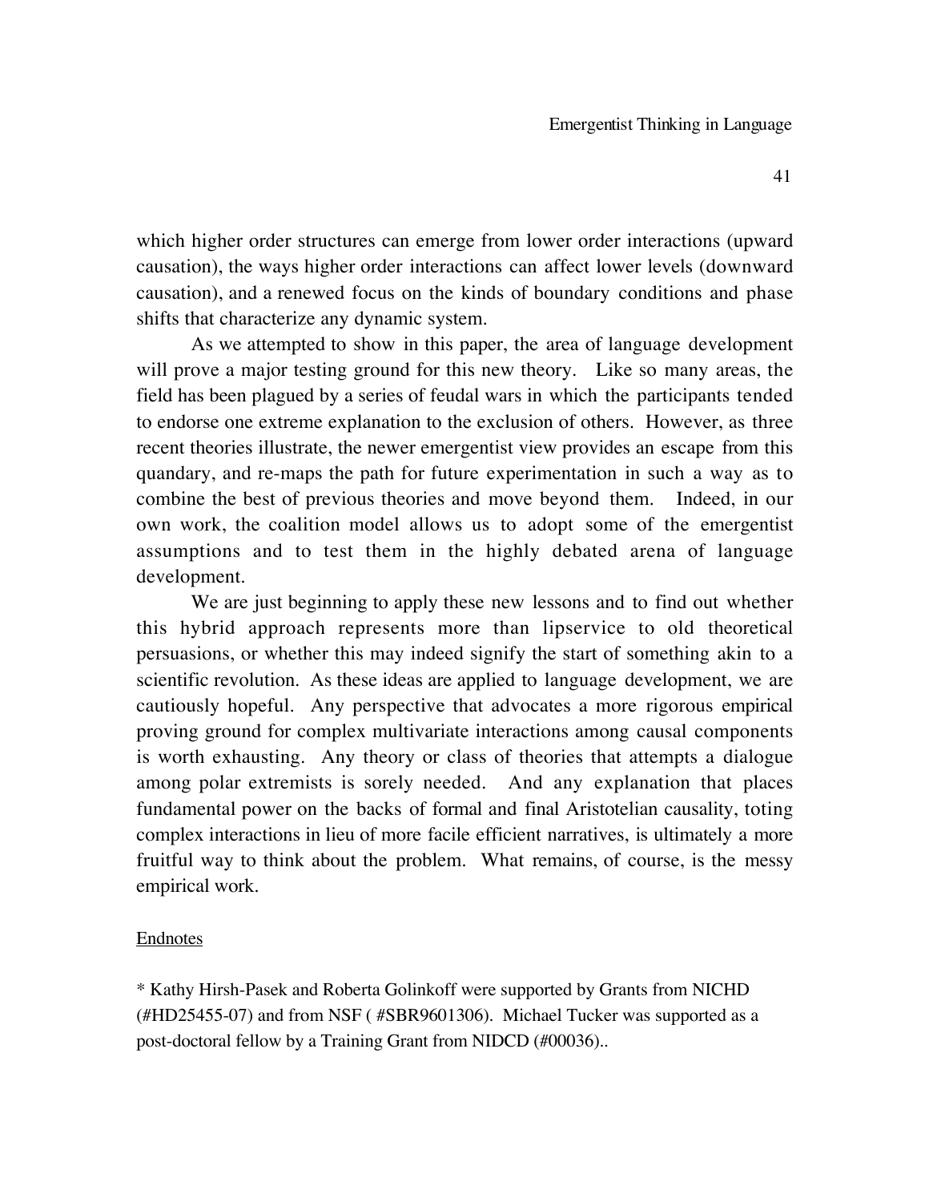which higher order structures can emerge from lower order interactions (upward causation), the ways higher order interactions can affect lower levels (downward causation), and a renewed focus on the kinds of boundary conditions and phase shifts that characterize any dynamic system.

As we attempted to show in this paper, the area of language development will prove a major testing ground for this new theory. Like so many areas, the field has been plagued by a series of feudal wars in which the participants tended to endorse one extreme explanation to the exclusion of others. However, as three recent theories illustrate, the newer emergentist view provides an escape from this quandary, and re-maps the path for future experimentation in such a way as to combine the best of previous theories and move beyond them. Indeed, in our own work, the coalition model allows us to adopt some of the emergentist assumptions and to test them in the highly debated arena of language development.

We are just beginning to apply these new lessons and to find out whether this hybrid approach represents more than lipservice to old theoretical persuasions, or whether this may indeed signify the start of something akin to a scientific revolution. As these ideas are applied to language development, we are cautiously hopeful. Any perspective that advocates a more rigorous empirical proving ground for complex multivariate interactions among causal components is worth exhausting. Any theory or class of theories that attempts a dialogue among polar extremists is sorely needed. And any explanation that places fundamental power on the backs of formal and final Aristotelian causality, toting complex interactions in lieu of more facile efficient narratives, is ultimately a more fruitful way to think about the problem. What remains, of course, is the messy empirical work.

<u>Endnotes</u>

* Kathy Hirsh-Pasek and Roberta Golinkoff were supported by Grants from NICHD (#HD25455-07) and from NSF ( #SBR9601306). Michael Tucker was supported as a post-doctoral fellow by a Training Grant from NIDCD (#00036)..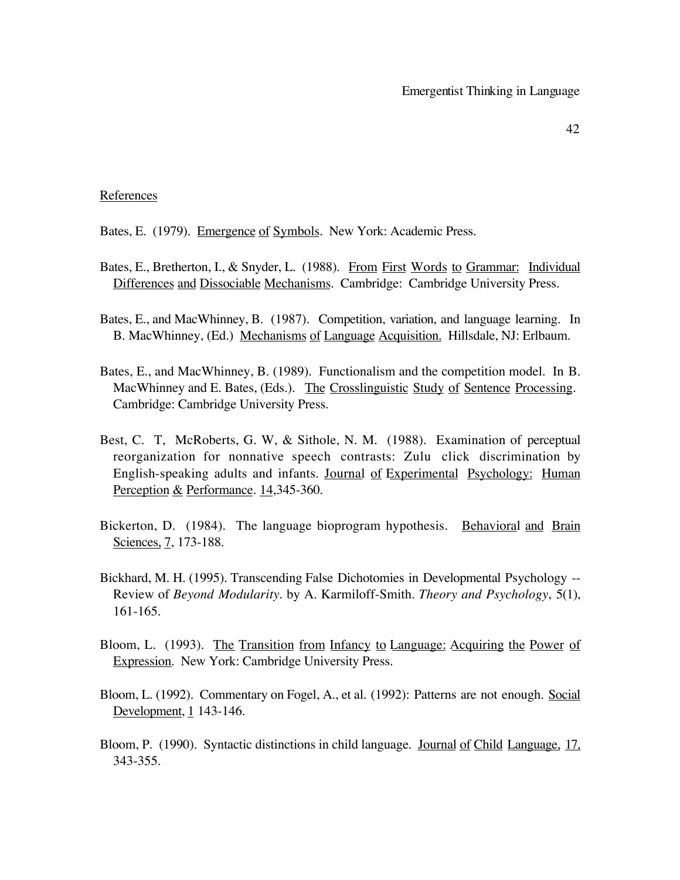## References

Bates, E. (1979). Emergence of Symbols. New York: Academic Press.

Bates, E., Bretherton, I., & Snyder, L. (1988). From First Words to Grammar: Individual Differences and Dissociable Mechanisms. Cambridge: Cambridge University Press.

Bates, E., and MacWhinney, B. (1987). Competition, variation, and language learning. In B. MacWhinney, (Ed.) Mechanisms of Language Acquisition. Hillsdale, NJ: Erlbaum.

Bates, E., and MacWhinney, B. (1989). Functionalism and the competition model. In B. MacWhinney and E. Bates, (Eds.). The Crosslinguistic Study of Sentence Processing. Cambridge: Cambridge University Press.

Best, C. T, McRoberts, G. W, & Sithole, N. M. (1988). Examination of perceptual reorganization for nonnative speech contrasts: Zulu click discrimination by English-speaking adults and infants. Journal of Experimental Psychology: Human Perception & Performance. 14,345-360.

Bickerton, D. (1984). The language bioprogram hypothesis. Behavioral and Brain Sciences, 7, 173-188.

Bickhard, M. H. (1995). Transcending False Dichotomies in Developmental Psychology -- Review of *Beyond Modularity*. by A. Karmiloff-Smith. *Theory and Psychology*, 5(1), 161-165.

Bloom, L. (1993). The Transition from Infancy to Language: Acquiring the Power of Expression. New York: Cambridge University Press.

Bloom, L. (1992). Commentary on Fogel, A., et al. (1992): Patterns are not enough. Social Development, 1 143-146.

Bloom, P. (1990). Syntactic distinctions in child language. Journal of Child Language, 17, 343-355.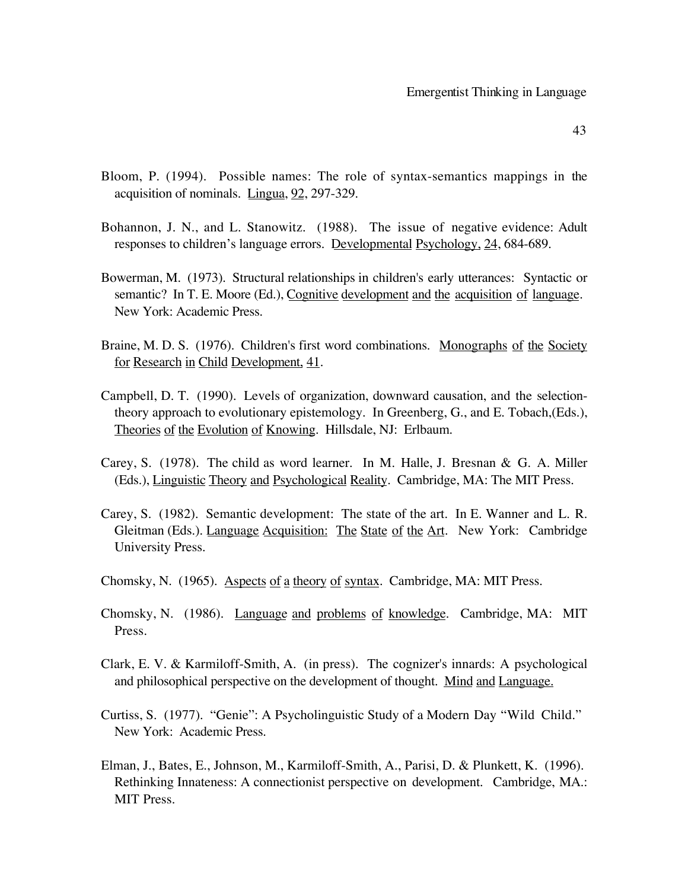Bloom, P. (1994). Possible names: The role of syntax-semantics mappings in the acquisition of nominals. Lingua, 92, 297-329.

Bohannon, J. N., and L. Stanowitz. (1988). The issue of negative evidence: Adult responses to children's language errors. Developmental Psychology, 24, 684-689.

Bowerman, M. (1973). Structural relationships in children's early utterances: Syntactic or semantic? In T. E. Moore (Ed.), Cognitive development and the acquisition of language. New York: Academic Press.

Braine, M. D. S. (1976). Children's first word combinations. Monographs of the Society for Research in Child Development, 41.

Campbell, D. T. (1990). Levels of organization, downward causation, and the selection-theory approach to evolutionary epistemology. In Greenberg, G., and E. Tobach,(Eds.), Theories of the Evolution of Knowing. Hillsdale, NJ: Erlbaum.

Carey, S. (1978). The child as word learner. In M. Halle, J. Bresnan & G. A. Miller (Eds.), Linguistic Theory and Psychological Reality. Cambridge, MA: The MIT Press.

Carey, S. (1982). Semantic development: The state of the art. In E. Wanner and L. R. Gleitman (Eds.). Language Acquisition: The State of the Art. New York: Cambridge University Press.

Chomsky, N. (1965). Aspects of a theory of syntax. Cambridge, MA: MIT Press.

Chomsky, N. (1986). Language and problems of knowledge. Cambridge, MA: MIT Press.

Clark, E. V. & Karmiloff-Smith, A. (in press). The cognizer's innards: A psychological and philosophical perspective on the development of thought. Mind and Language.

Curtiss, S. (1977). "Genie": A Psycholinguistic Study of a Modern Day "Wild Child." New York: Academic Press.

Elman, J., Bates, E., Johnson, M., Karmiloff-Smith, A., Parisi, D. & Plunkett, K. (1996). Rethinking Innateness: A connectionist perspective on development. Cambridge, MA.: MIT Press.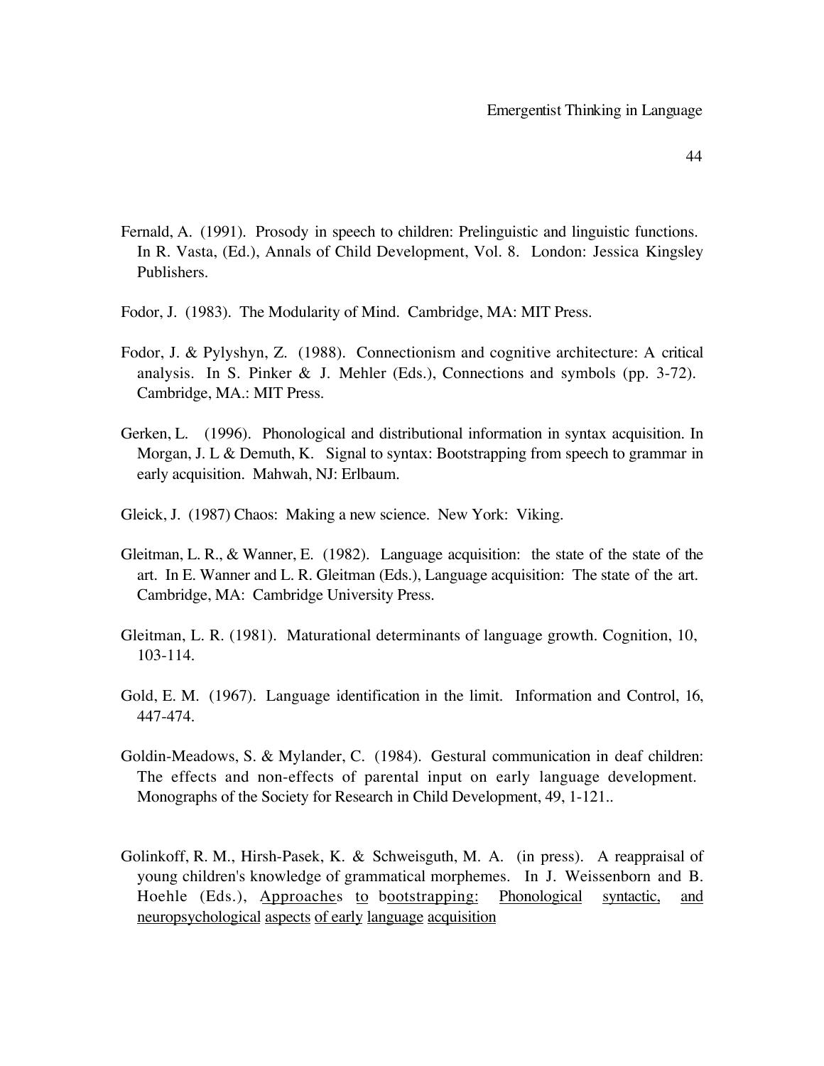Fernald, A. (1991). Prosody in speech to children: Prelinguistic and linguistic functions. In R. Vasta, (Ed.), Annals of Child Development, Vol. 8. London: Jessica Kingsley Publishers.

Fodor, J. (1983). The Modularity of Mind. Cambridge, MA: MIT Press.

Fodor, J. & Pylyshyn, Z. (1988). Connectionism and cognitive architecture: A critical analysis. In S. Pinker & J. Mehler (Eds.), Connections and symbols (pp. 3-72). Cambridge, MA.: MIT Press.

Gerken, L. (1996). Phonological and distributional information in syntax acquisition. In Morgan, J. L & Demuth, K. Signal to syntax: Bootstrapping from speech to grammar in early acquisition. Mahwah, NJ: Erlbaum.

Gleick, J. (1987) Chaos: Making a new science. New York: Viking.

Gleitman, L. R., & Wanner, E. (1982). Language acquisition: the state of the state of the art. In E. Wanner and L. R. Gleitman (Eds.), Language acquisition: The state of the art. Cambridge, MA: Cambridge University Press.

Gleitman, L. R. (1981). Maturational determinants of language growth. Cognition, 10, 103-114.

Gold, E. M. (1967). Language identification in the limit. Information and Control, 16, 447-474.

Goldin-Meadows, S. & Mylander, C. (1984). Gestural communication in deaf children: The effects and non-effects of parental input on early language development. Monographs of the Society for Research in Child Development, 49, 1-121..

Golinkoff, R. M., Hirsh-Pasek, K. & Schweisguth, M. A. (in press). A reappraisal of young children's knowledge of grammatical morphemes. In J. Weissenborn and B. Hoehle (Eds.), Approaches to bootstrapping: Phonological syntactic, and neuropsychological aspects of early language acquisition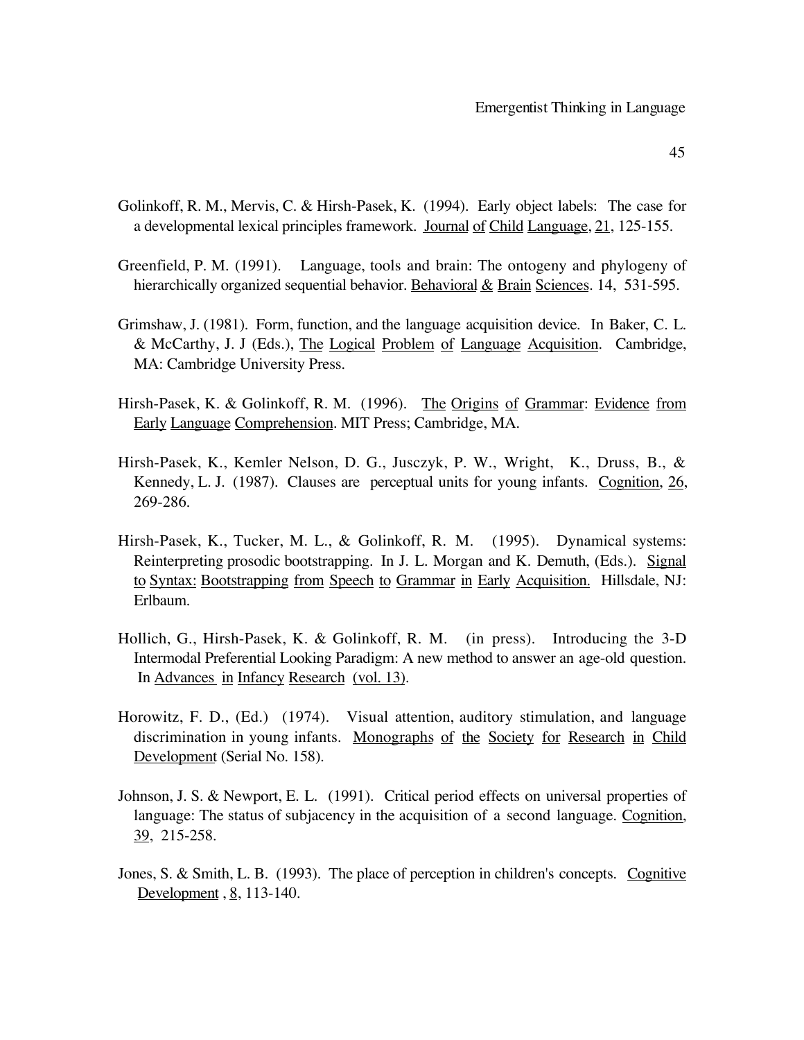Golinkoff, R. M., Mervis, C. & Hirsh-Pasek, K. (1994). Early object labels: The case for a developmental lexical principles framework. Journal of Child Language, 21, 125-155.

Greenfield, P. M. (1991). Language, tools and brain: The ontogeny and phylogeny of hierarchically organized sequential behavior. Behavioral & Brain Sciences. 14, 531-595.

Grimshaw, J. (1981). Form, function, and the language acquisition device. In Baker, C. L. & McCarthy, J. J (Eds.), The Logical Problem of Language Acquisition. Cambridge, MA: Cambridge University Press.

Hirsh-Pasek, K. & Golinkoff, R. M. (1996). The Origins of Grammar: Evidence from Early Language Comprehension. MIT Press; Cambridge, MA.

Hirsh-Pasek, K., Kemler Nelson, D. G., Jusczyk, P. W., Wright, K., Druss, B., & Kennedy, L. J. (1987). Clauses are perceptual units for young infants. Cognition, 26, 269-286.

Hirsh-Pasek, K., Tucker, M. L., & Golinkoff, R. M. (1995). Dynamical systems: Reinterpreting prosodic bootstrapping. In J. L. Morgan and K. Demuth, (Eds.). Signal to Syntax: Bootstrapping from Speech to Grammar in Early Acquisition. Hillsdale, NJ: Erlbaum.

Hollich, G., Hirsh-Pasek, K. & Golinkoff, R. M. (in press). Introducing the 3-D Intermodal Preferential Looking Paradigm: A new method to answer an age-old question. In Advances in Infancy Research (vol. 13).

Horowitz, F. D., (Ed.) (1974). Visual attention, auditory stimulation, and language discrimination in young infants. Monographs of the Society for Research in Child Development (Serial No. 158).

Johnson, J. S. & Newport, E. L. (1991). Critical period effects on universal properties of language: The status of subjacency in the acquisition of a second language. Cognition, 39, 215-258.

Jones, S. & Smith, L. B. (1993). The place of perception in children's concepts. Cognitive Development , 8, 113-140.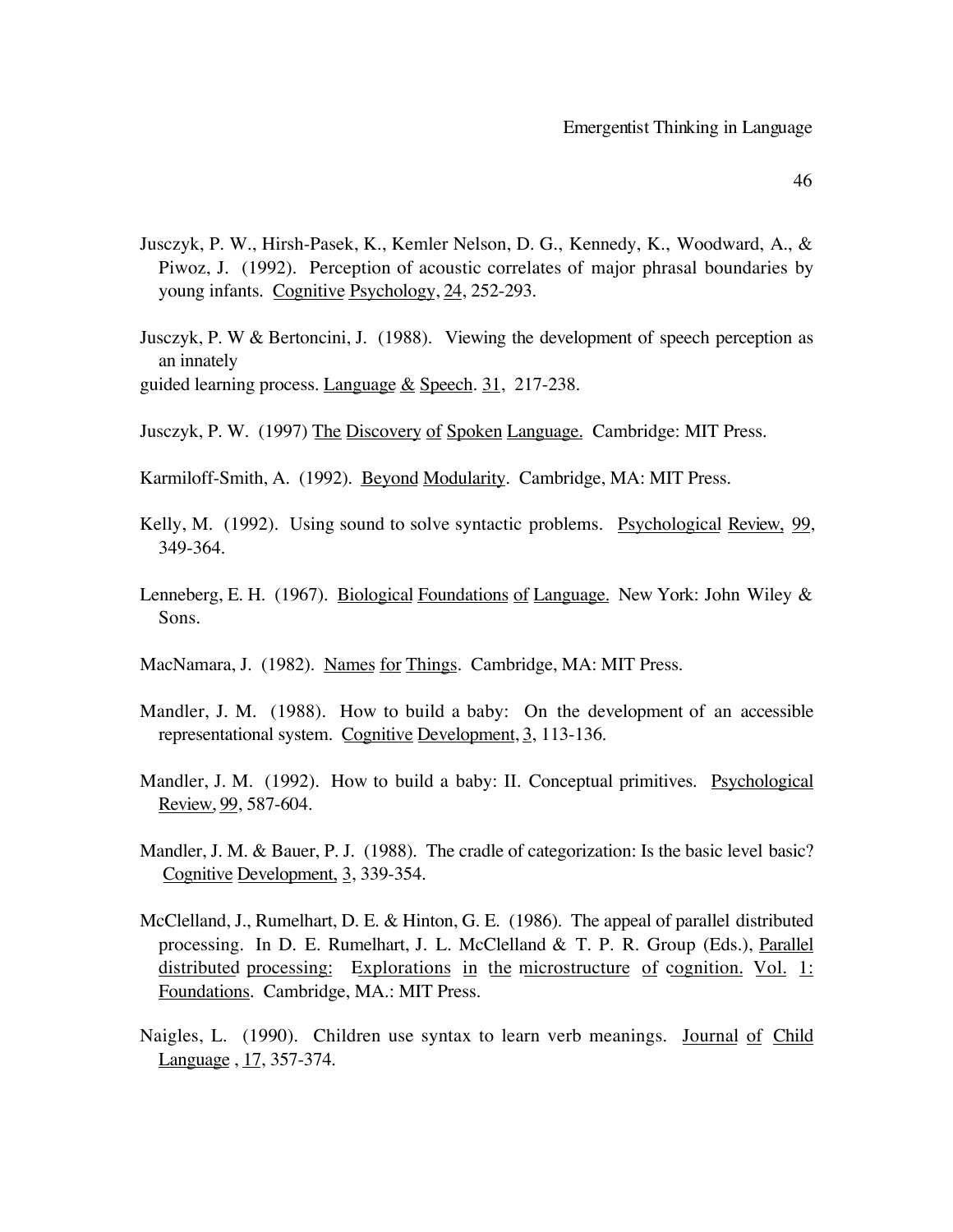Jusczyk, P. W., Hirsh-Pasek, K., Kemler Nelson, D. G., Kennedy, K., Woodward, A., & Piwoz, J. (1992). Perception of acoustic correlates of major phrasal boundaries by young infants. Cognitive Psychology, 24, 252-293.

Jusczyk, P. W & Bertoncini, J. (1988). Viewing the development of speech perception as an innately guided learning process. Language & Speech. 31, 217-238.

Jusczyk, P. W. (1997) The Discovery of Spoken Language. Cambridge: MIT Press.

Karmiloff-Smith, A. (1992). Beyond Modularity. Cambridge, MA: MIT Press.

Kelly, M. (1992). Using sound to solve syntactic problems. Psychological Review, 99, 349-364.

Lenneberg, E. H. (1967). Biological Foundations of Language. New York: John Wiley & Sons.

MacNamara, J. (1982). Names for Things. Cambridge, MA: MIT Press.

Mandler, J. M. (1988). How to build a baby: On the development of an accessible representational system. Cognitive Development, 3, 113-136.

Mandler, J. M. (1992). How to build a baby: II. Conceptual primitives. Psychological Review, 99, 587-604.

Mandler, J. M. & Bauer, P. J. (1988). The cradle of categorization: Is the basic level basic? Cognitive Development, 3, 339-354.

McClelland, J., Rumelhart, D. E. & Hinton, G. E. (1986). The appeal of parallel distributed processing. In D. E. Rumelhart, J. L. McClelland & T. P. R. Group (Eds.), Parallel distributed processing: Explorations in the microstructure of cognition. Vol. 1: Foundations. Cambridge, MA.: MIT Press.

Naigles, L. (1990). Children use syntax to learn verb meanings. Journal of Child Language , 17, 357-374.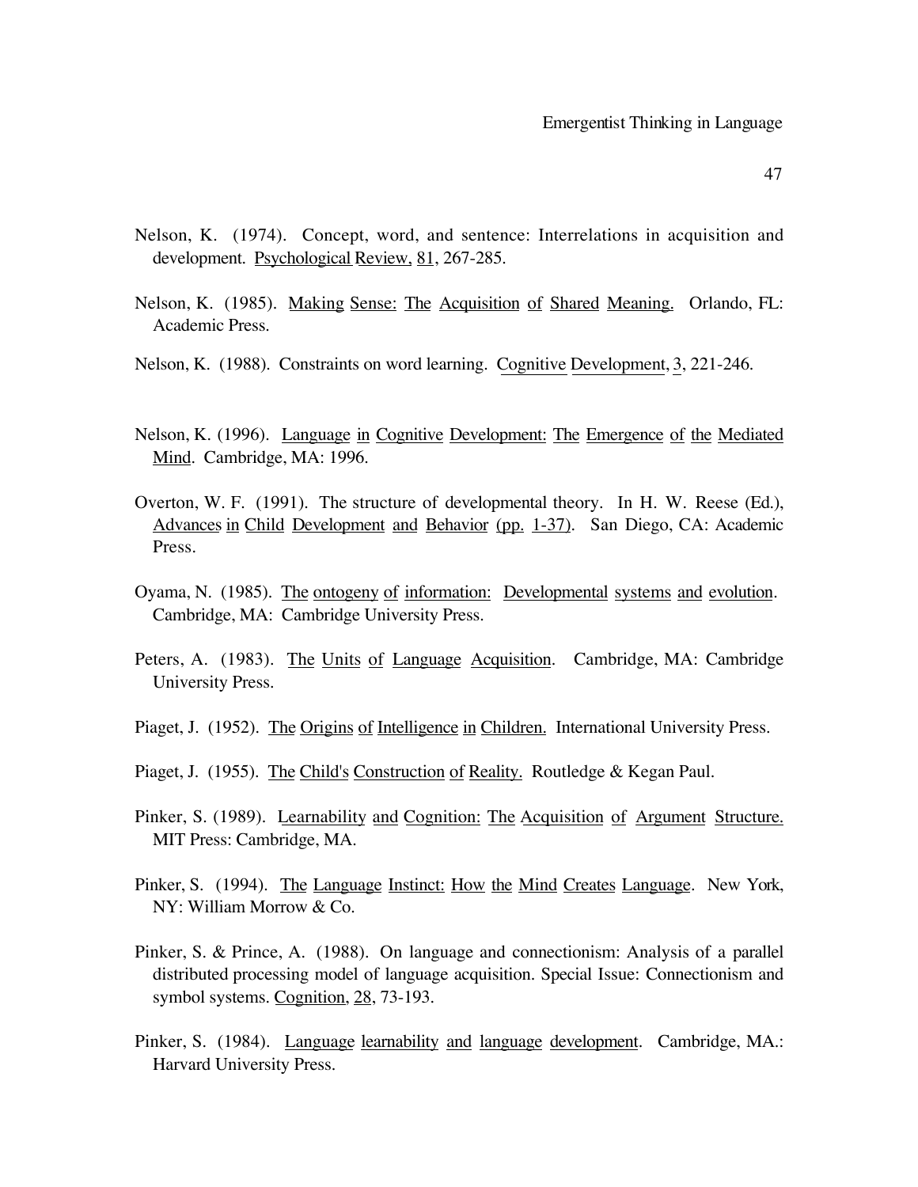Nelson, K. (1974). Concept, word, and sentence: Interrelations in acquisition and development. Psychological Review, 81, 267-285.

Nelson, K. (1985). Making Sense: The Acquisition of Shared Meaning. Orlando, FL: Academic Press.

Nelson, K. (1988). Constraints on word learning. Cognitive Development, 3, 221-246.

Nelson, K. (1996). Language in Cognitive Development: The Emergence of the Mediated Mind. Cambridge, MA: 1996.

Overton, W. F. (1991). The structure of developmental theory. In H. W. Reese (Ed.), Advances in Child Development and Behavior (pp. 1-37). San Diego, CA: Academic Press.

Oyama, N. (1985). The ontogeny of information: Developmental systems and evolution. Cambridge, MA: Cambridge University Press.

Peters, A. (1983). The Units of Language Acquisition. Cambridge, MA: Cambridge University Press.

Piaget, J. (1952). The Origins of Intelligence in Children. International University Press.

Piaget, J. (1955). The Child's Construction of Reality. Routledge & Kegan Paul.

Pinker, S. (1989). Learnability and Cognition: The Acquisition of Argument Structure. MIT Press: Cambridge, MA.

Pinker, S. (1994). The Language Instinct: How the Mind Creates Language. New York, NY: William Morrow & Co.

Pinker, S. & Prince, A. (1988). On language and connectionism: Analysis of a parallel distributed processing model of language acquisition. Special Issue: Connectionism and symbol systems. Cognition, 28, 73-193.

Pinker, S. (1984). Language learnability and language development. Cambridge, MA.: Harvard University Press.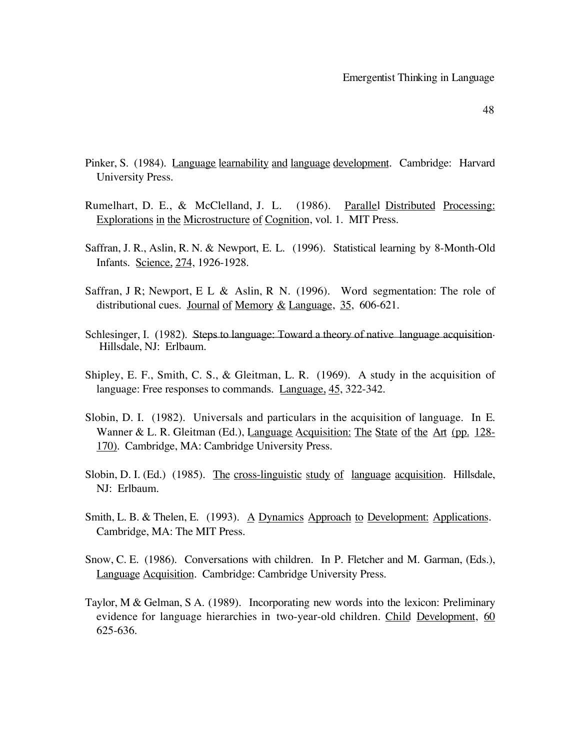Pinker, S. (1984). Language learnability and language development. Cambridge: Harvard University Press.

Rumelhart, D. E., & McClelland, J. L. (1986). Parallel Distributed Processing: Explorations in the Microstructure of Cognition, vol. 1. MIT Press.

Saffran, J. R., Aslin, R. N. & Newport, E. L. (1996). Statistical learning by 8-Month-Old Infants. Science, 274, 1926-1928.

Saffran, J R; Newport, E L & Aslin, R N. (1996). Word segmentation: The role of distributional cues. Journal of Memory & Language, 35, 606-621.

Schlesinger, I. (1982). Steps to language: Toward a theory of native language acquisition. Hillsdale, NJ: Erlbaum.

Shipley, E. F., Smith, C. S., & Gleitman, L. R. (1969). A study in the acquisition of language: Free responses to commands. Language, 45, 322-342.

Slobin, D. I. (1982). Universals and particulars in the acquisition of language. In E. Wanner & L. R. Gleitman (Ed.), Language Acquisition: The State of the Art (pp. 128-170). Cambridge, MA: Cambridge University Press.

Slobin, D. I. (Ed.) (1985). The cross-linguistic study of language acquisition. Hillsdale, NJ: Erlbaum.

Smith, L. B. & Thelen, E. (1993). A Dynamics Approach to Development: Applications. Cambridge, MA: The MIT Press.

Snow, C. E. (1986). Conversations with children. In P. Fletcher and M. Garman, (Eds.), Language Acquisition. Cambridge: Cambridge University Press.

Taylor, M & Gelman, S A. (1989). Incorporating new words into the lexicon: Preliminary evidence for language hierarchies in two-year-old children. Child Development, 60 625-636.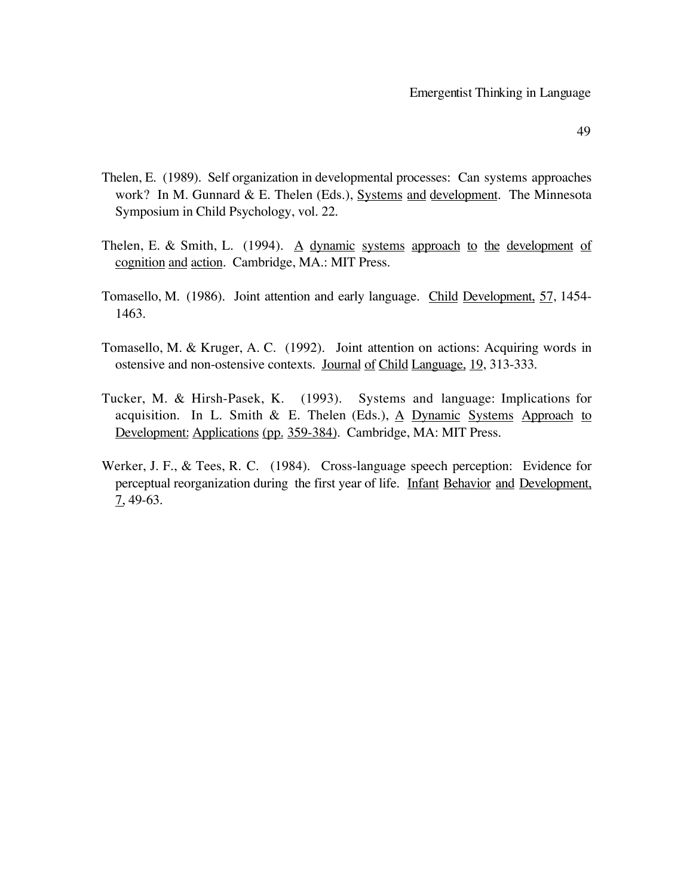Thelen, E. (1989). Self organization in developmental processes: Can systems approaches work? In M. Gunnard & E. Thelen (Eds.), Systems and development. The Minnesota Symposium in Child Psychology, vol. 22.

Thelen, E. & Smith, L. (1994). A dynamic systems approach to the development of cognition and action. Cambridge, MA.: MIT Press.

Tomasello, M. (1986). Joint attention and early language. Child Development, 57, 1454-1463.

Tomasello, M. & Kruger, A. C. (1992). Joint attention on actions: Acquiring words in ostensive and non-ostensive contexts. Journal of Child Language, 19, 313-333.

Tucker, M. & Hirsh-Pasek, K. (1993). Systems and language: Implications for acquisition. In L. Smith & E. Thelen (Eds.), A Dynamic Systems Approach to Development: Applications (pp. 359-384). Cambridge, MA: MIT Press.

Werker, J. F., & Tees, R. C. (1984). Cross-language speech perception: Evidence for perceptual reorganization during the first year of life. Infant Behavior and Development, 7, 49-63.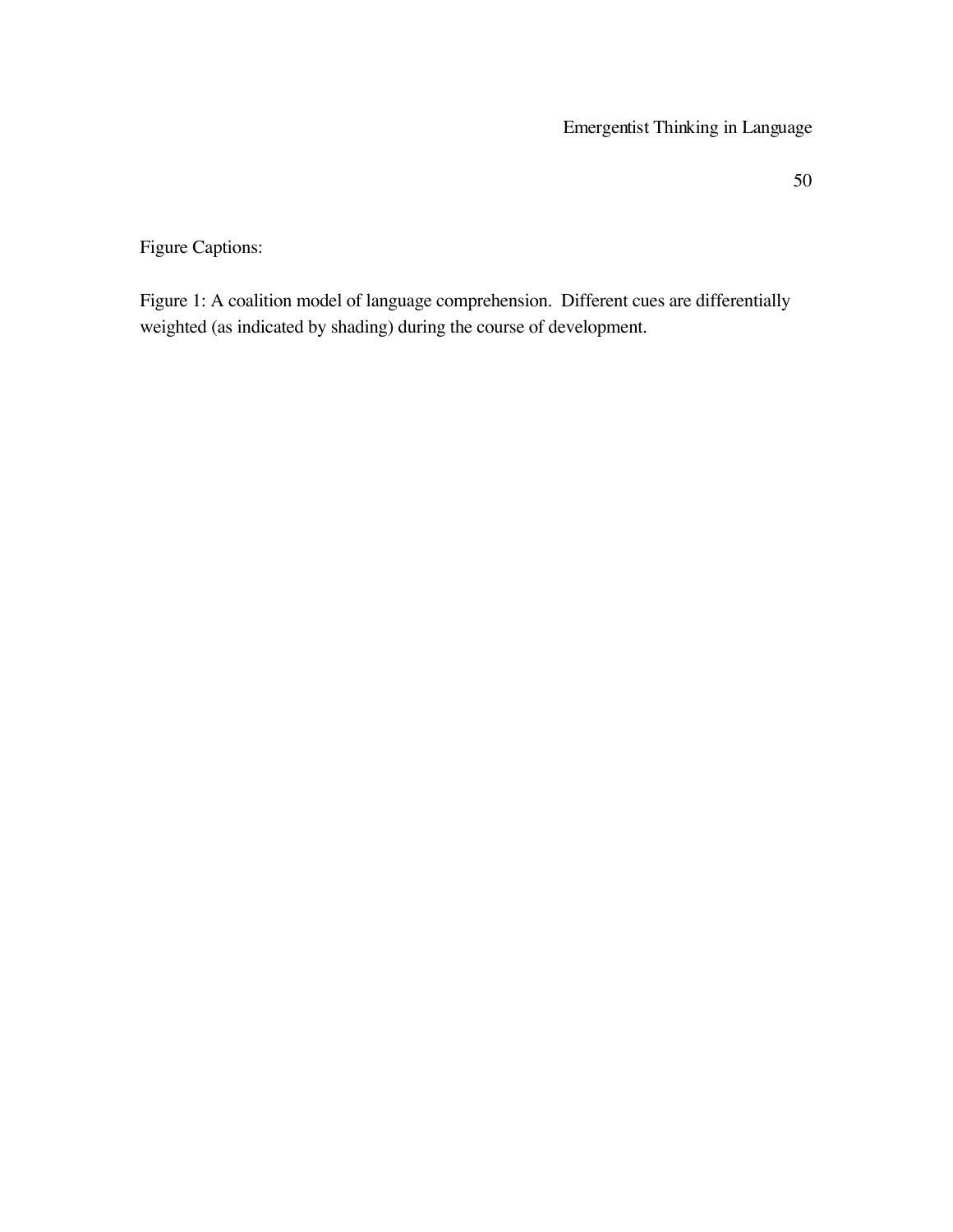Figure Captions:

Figure 1: A coalition model of language comprehension. Different cues are differentially weighted (as indicated by shading) during the course of development.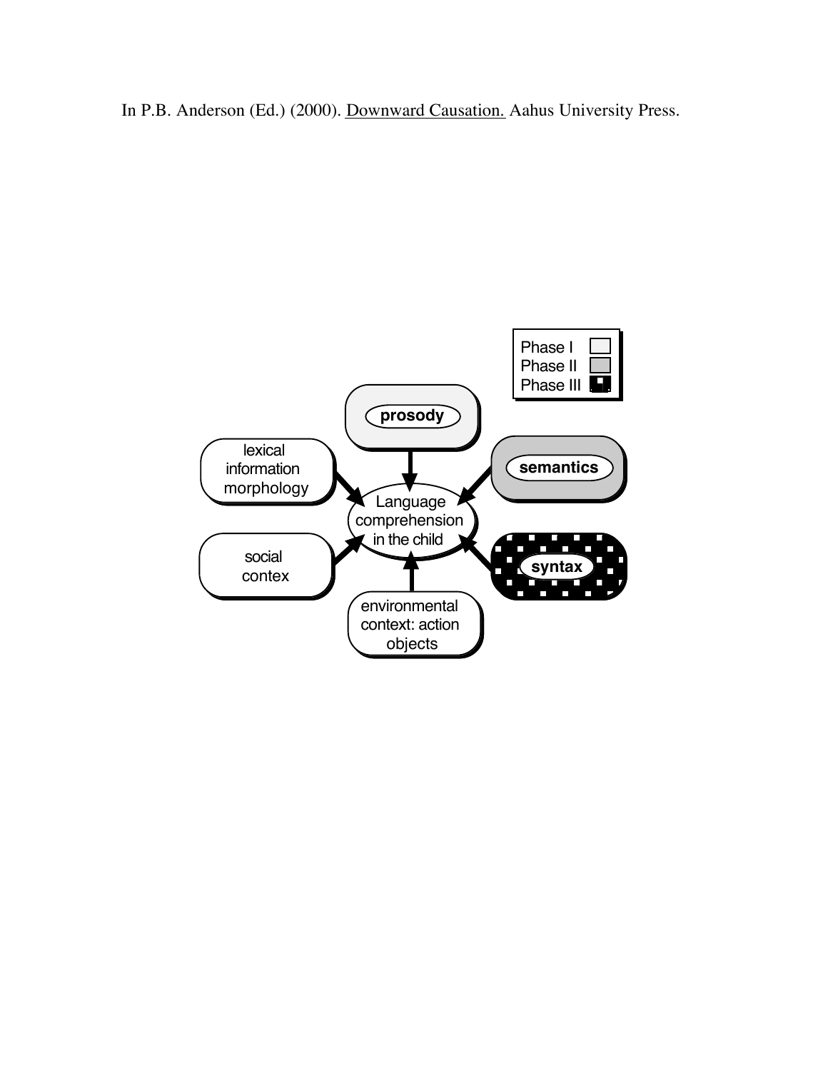In P.B. Anderson (Ed.) (2000). Downward Causation. Aahus University Press.

Phase I
Phase II
Phase III

prosody

lexical information morphology

semantics

Language comprehension in the child

social contex

syntax

environmental context: action objects